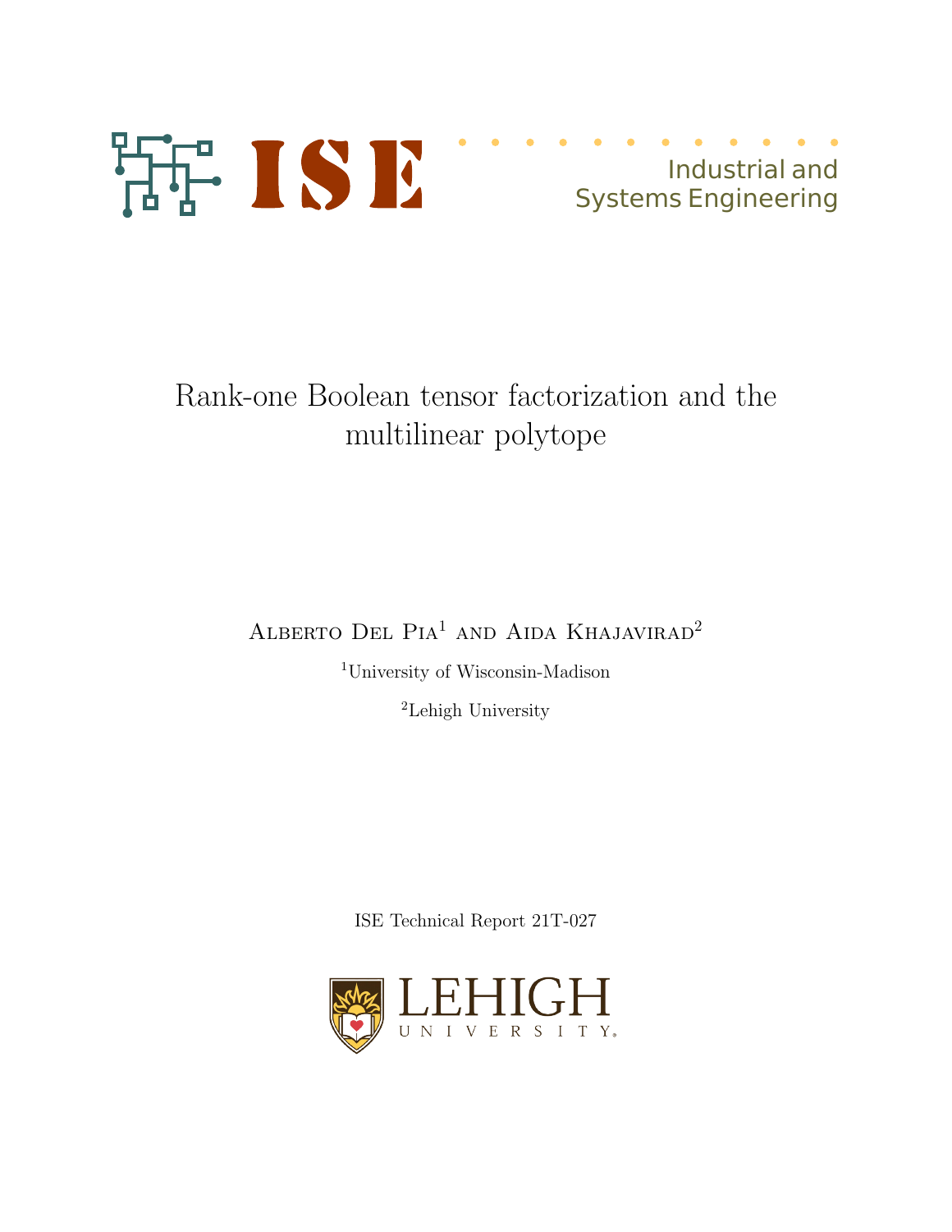ISE

Industrial and
Systems Engineering

# Rank-one Boolean tensor factorization and the multilinear polytope

Alberto Del Pia[1] and Aida Khajavirad[2]

[1]University of Wisconsin-Madison

[2]Lehigh University

ISE Technical Report 21T-027

LEHIGH UNIVERSITY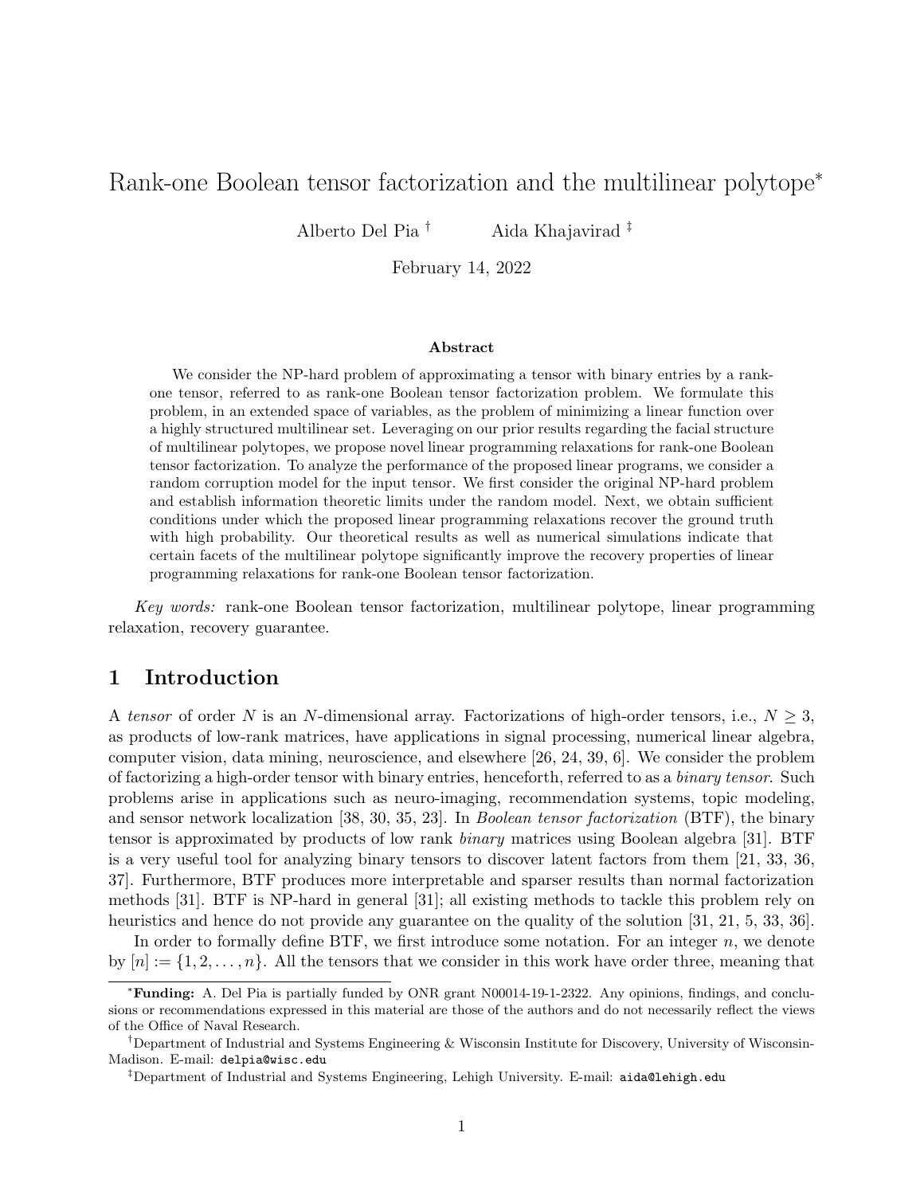# Rank-one Boolean tensor factorization and the multilinear polytope*

Alberto Del Pia [†]   Aida Khajavirad [‡]

February 14, 2022

### Abstract

We consider the NP-hard problem of approximating a tensor with binary entries by a rank-one tensor, referred to as rank-one Boolean tensor factorization problem. We formulate this problem, in an extended space of variables, as the problem of minimizing a linear function over a highly structured multilinear set. Leveraging on our prior results regarding the facial structure of multilinear polytopes, we propose novel linear programming relaxations for rank-one Boolean tensor factorization. To analyze the performance of the proposed linear programs, we consider a random corruption model for the input tensor. We first consider the original NP-hard problem and establish information theoretic limits under the random model. Next, we obtain sufficient conditions under which the proposed linear programming relaxations recover the ground truth with high probability. Our theoretical results as well as numerical simulations indicate that certain facets of the multilinear polytope significantly improve the recovery properties of linear programming relaxations for rank-one Boolean tensor factorization.

*Key words:* rank-one Boolean tensor factorization, multilinear polytope, linear programming relaxation, recovery guarantee.

## 1 Introduction

A *tensor* of order $N$ is an $N$-dimensional array. Factorizations of high-order tensors, i.e., $N \geq 3$, as products of low-rank matrices, have applications in signal processing, numerical linear algebra, computer vision, data mining, neuroscience, and elsewhere [26, 24, 39, 6]. We consider the problem of factorizing a high-order tensor with binary entries, henceforth, referred to as a *binary tensor*. Such problems arise in applications such as neuro-imaging, recommendation systems, topic modeling, and sensor network localization [38, 30, 35, 23]. In *Boolean tensor factorization* (BTF), the binary tensor is approximated by products of low rank *binary* matrices using Boolean algebra [31]. BTF is a very useful tool for analyzing binary tensors to discover latent factors from them [21, 33, 36, 37]. Furthermore, BTF produces more interpretable and sparser results than normal factorization methods [31]. BTF is NP-hard in general [31]; all existing methods to tackle this problem rely on heuristics and hence do not provide any guarantee on the quality of the solution [31, 21, 5, 33, 36].

In order to formally define BTF, we first introduce some notation. For an integer $n$, we denote by $[n] := \{1, 2, \ldots, n\}$. All the tensors that we consider in this work have order three, meaning that

---

*__Funding:__ A. Del Pia is partially funded by ONR grant N00014-19-1-2322. Any opinions, findings, and conclusions or recommendations expressed in this material are those of the authors and do not necessarily reflect the views of the Office of Naval Research.

†Department of Industrial and Systems Engineering & Wisconsin Institute for Discovery, University of Wisconsin-Madison. E-mail: delpia@wisc.edu

‡Department of Industrial and Systems Engineering, Lehigh University. E-mail: aida@lehigh.edu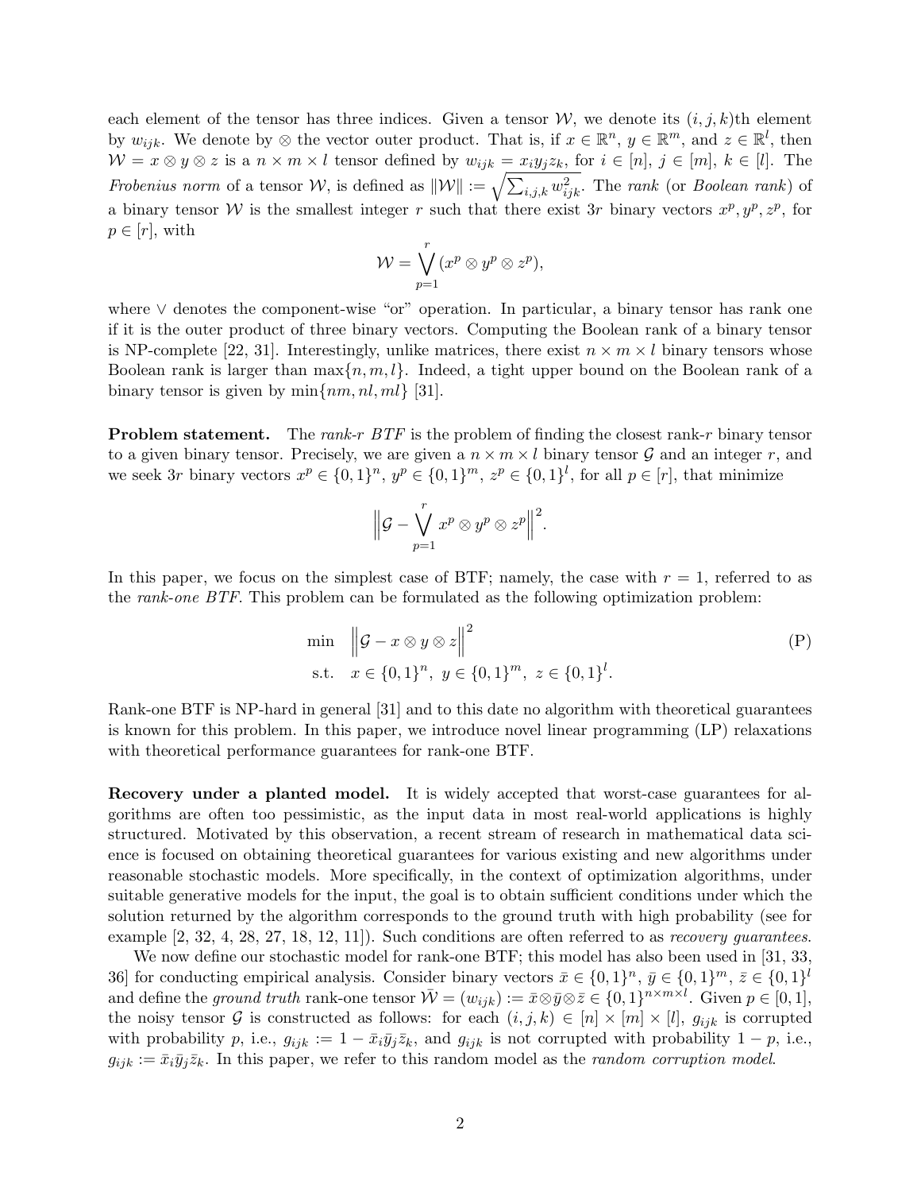each element of the tensor has three indices. Given a tensor $\mathcal{W}$, we denote its $(i,j,k)$th element by $w_{ijk}$. We denote by $\otimes$ the vector outer product. That is, if $x \in \mathbb{R}^n$, $y \in \mathbb{R}^m$, and $z \in \mathbb{R}^l$, then $\mathcal{W} = x \otimes y \otimes z$ is a $n \times m \times l$ tensor defined by $w_{ijk} = x_i y_j z_k$, for $i \in [n]$, $j \in [m]$, $k \in [l]$. The *Frobenius norm* of a tensor $\mathcal{W}$, is defined as $\|\mathcal{W}\| := \sqrt{\sum_{i,j,k} w_{ijk}^2}$. The *rank* (or *Boolean rank*) of a binary tensor $\mathcal{W}$ is the smallest integer $r$ such that there exist $3r$ binary vectors $x^p, y^p, z^p$, for $p \in [r]$, with

$$\mathcal{W} = \bigvee_{p=1}^{r} (x^p \otimes y^p \otimes z^p),$$

where $\vee$ denotes the component-wise "or" operation. In particular, a binary tensor has rank one if it is the outer product of three binary vectors. Computing the Boolean rank of a binary tensor is NP-complete [22, 31]. Interestingly, unlike matrices, there exist $n \times m \times l$ binary tensors whose Boolean rank is larger than $\max\{n, m, l\}$. Indeed, a tight upper bound on the Boolean rank of a binary tensor is given by $\min\{nm, nl, ml\}$ [31].

**Problem statement.** The *rank-$r$ BTF* is the problem of finding the closest rank-$r$ binary tensor to a given binary tensor. Precisely, we are given a $n \times m \times l$ binary tensor $\mathcal{G}$ and an integer $r$, and we seek $3r$ binary vectors $x^p \in \{0,1\}^n$, $y^p \in \{0,1\}^m$, $z^p \in \{0,1\}^l$, for all $p \in [r]$, that minimize

$$\Big\| \mathcal{G} - \bigvee_{p=1}^{r} x^p \otimes y^p \otimes z^p \Big\|^2.$$

In this paper, we focus on the simplest case of BTF; namely, the case with $r = 1$, referred to as the *rank-one BTF*. This problem can be formulated as the following optimization problem:

$$\begin{aligned} \min \quad & \Big\| \mathcal{G} - x \otimes y \otimes z \Big\|^2 \\ \text{s.t.} \quad & x \in \{0,1\}^n, \ y \in \{0,1\}^m, \ z \in \{0,1\}^l. \end{aligned} \tag{P}$$

Rank-one BTF is NP-hard in general [31] and to this date no algorithm with theoretical guarantees is known for this problem. In this paper, we introduce novel linear programming (LP) relaxations with theoretical performance guarantees for rank-one BTF.

**Recovery under a planted model.** It is widely accepted that worst-case guarantees for algorithms are often too pessimistic, as the input data in most real-world applications is highly structured. Motivated by this observation, a recent stream of research in mathematical data science is focused on obtaining theoretical guarantees for various existing and new algorithms under reasonable stochastic models. More specifically, in the context of optimization algorithms, under suitable generative models for the input, the goal is to obtain sufficient conditions under which the solution returned by the algorithm corresponds to the ground truth with high probability (see for example [2, 32, 4, 28, 27, 18, 12, 11]). Such conditions are often referred to as *recovery guarantees*.

We now define our stochastic model for rank-one BTF; this model has also been used in [31, 33, 36] for conducting empirical analysis. Consider binary vectors $\bar{x} \in \{0,1\}^n$, $\bar{y} \in \{0,1\}^m$, $\bar{z} \in \{0,1\}^l$ and define the *ground truth* rank-one tensor $\bar{\mathcal{W}} = (w_{ijk}) := \bar{x} \otimes \bar{y} \otimes \bar{z} \in \{0,1\}^{n \times m \times l}$. Given $p \in [0,1]$, the noisy tensor $\mathcal{G}$ is constructed as follows: for each $(i,j,k) \in [n] \times [m] \times [l]$, $g_{ijk}$ is corrupted with probability $p$, i.e., $g_{ijk} := 1 - \bar{x}_i \bar{y}_j \bar{z}_k$, and $g_{ijk}$ is not corrupted with probability $1-p$, i.e., $g_{ijk} := \bar{x}_i \bar{y}_j \bar{z}_k$. In this paper, we refer to this random model as the *random corruption model*.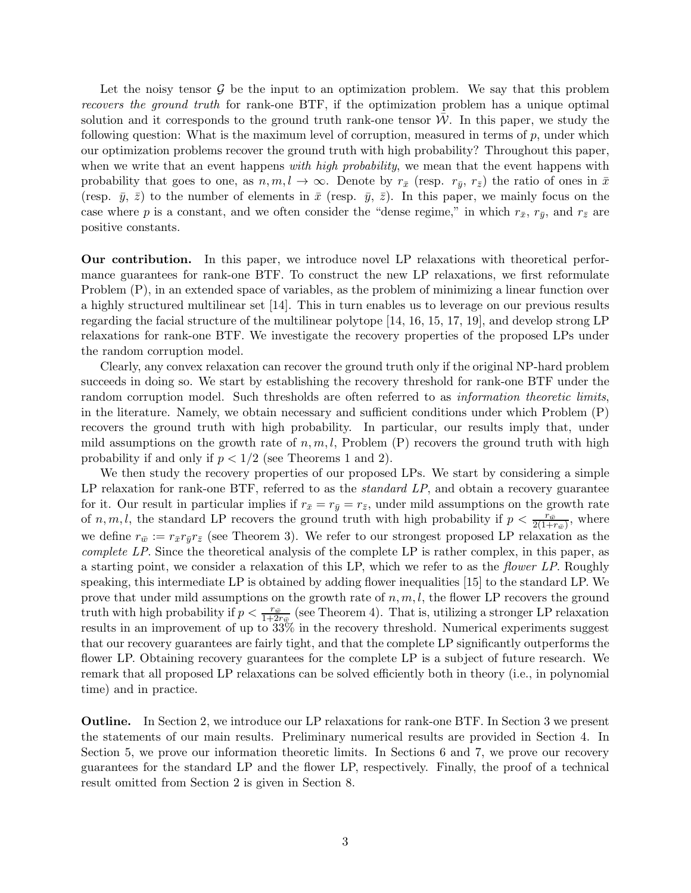Let the noisy tensor $\mathcal{G}$ be the input to an optimization problem. We say that this problem *recovers the ground truth* for rank-one BTF, if the optimization problem has a unique optimal solution and it corresponds to the ground truth rank-one tensor $\bar{\mathcal{W}}$. In this paper, we study the following question: What is the maximum level of corruption, measured in terms of $p$, under which our optimization problems recover the ground truth with high probability? Throughout this paper, when we write that an event happens *with high probability*, we mean that the event happens with probability that goes to one, as $n, m, l \to \infty$. Denote by $r_{\bar{x}}$ (resp. $r_{\bar{y}}$, $r_{\bar{z}}$) the ratio of ones in $\bar{x}$ (resp. $\bar{y}$, $\bar{z}$) to the number of elements in $\bar{x}$ (resp. $\bar{y}$, $\bar{z}$). In this paper, we mainly focus on the case where $p$ is a constant, and we often consider the "dense regime," in which $r_{\bar{x}}$, $r_{\bar{y}}$, and $r_{\bar{z}}$ are positive constants.

**Our contribution.** In this paper, we introduce novel LP relaxations with theoretical performance guarantees for rank-one BTF. To construct the new LP relaxations, we first reformulate Problem (P), in an extended space of variables, as the problem of minimizing a linear function over a highly structured multilinear set [14]. This in turn enables us to leverage on our previous results regarding the facial structure of the multilinear polytope [14, 16, 15, 17, 19], and develop strong LP relaxations for rank-one BTF. We investigate the recovery properties of the proposed LPs under the random corruption model.

Clearly, any convex relaxation can recover the ground truth only if the original NP-hard problem succeeds in doing so. We start by establishing the recovery threshold for rank-one BTF under the random corruption model. Such thresholds are often referred to as *information theoretic limits*, in the literature. Namely, we obtain necessary and sufficient conditions under which Problem (P) recovers the ground truth with high probability. In particular, our results imply that, under mild assumptions on the growth rate of $n, m, l$, Problem (P) recovers the ground truth with high probability if and only if $p < 1/2$ (see Theorems 1 and 2).

We then study the recovery properties of our proposed LPs. We start by considering a simple LP relaxation for rank-one BTF, referred to as the *standard LP*, and obtain a recovery guarantee for it. Our result in particular implies if $r_{\bar{x}} = r_{\bar{y}} = r_{\bar{z}}$, under mild assumptions on the growth rate of $n, m, l$, the standard LP recovers the ground truth with high probability if $p < \frac{r_{\bar{w}}}{2(1+r_{\bar{w}})}$, where we define $r_{\bar{w}} := r_{\bar{x}} r_{\bar{y}} r_{\bar{z}}$ (see Theorem 3). We refer to our strongest proposed LP relaxation as the *complete LP*. Since the theoretical analysis of the complete LP is rather complex, in this paper, as a starting point, we consider a relaxation of this LP, which we refer to as the *flower LP*. Roughly speaking, this intermediate LP is obtained by adding flower inequalities [15] to the standard LP. We prove that under mild assumptions on the growth rate of $n, m, l$, the flower LP recovers the ground truth with high probability if $p < \frac{r_{\bar{w}}}{1+2r_{\bar{w}}}$ (see Theorem 4). That is, utilizing a stronger LP relaxation results in an improvement of up to 33% in the recovery threshold. Numerical experiments suggest that our recovery guarantees are fairly tight, and that the complete LP significantly outperforms the flower LP. Obtaining recovery guarantees for the complete LP is a subject of future research. We remark that all proposed LP relaxations can be solved efficiently both in theory (i.e., in polynomial time) and in practice.

**Outline.** In Section 2, we introduce our LP relaxations for rank-one BTF. In Section 3 we present the statements of our main results. Preliminary numerical results are provided in Section 4. In Section 5, we prove our information theoretic limits. In Sections 6 and 7, we prove our recovery guarantees for the standard LP and the flower LP, respectively. Finally, the proof of a technical result omitted from Section 2 is given in Section 8.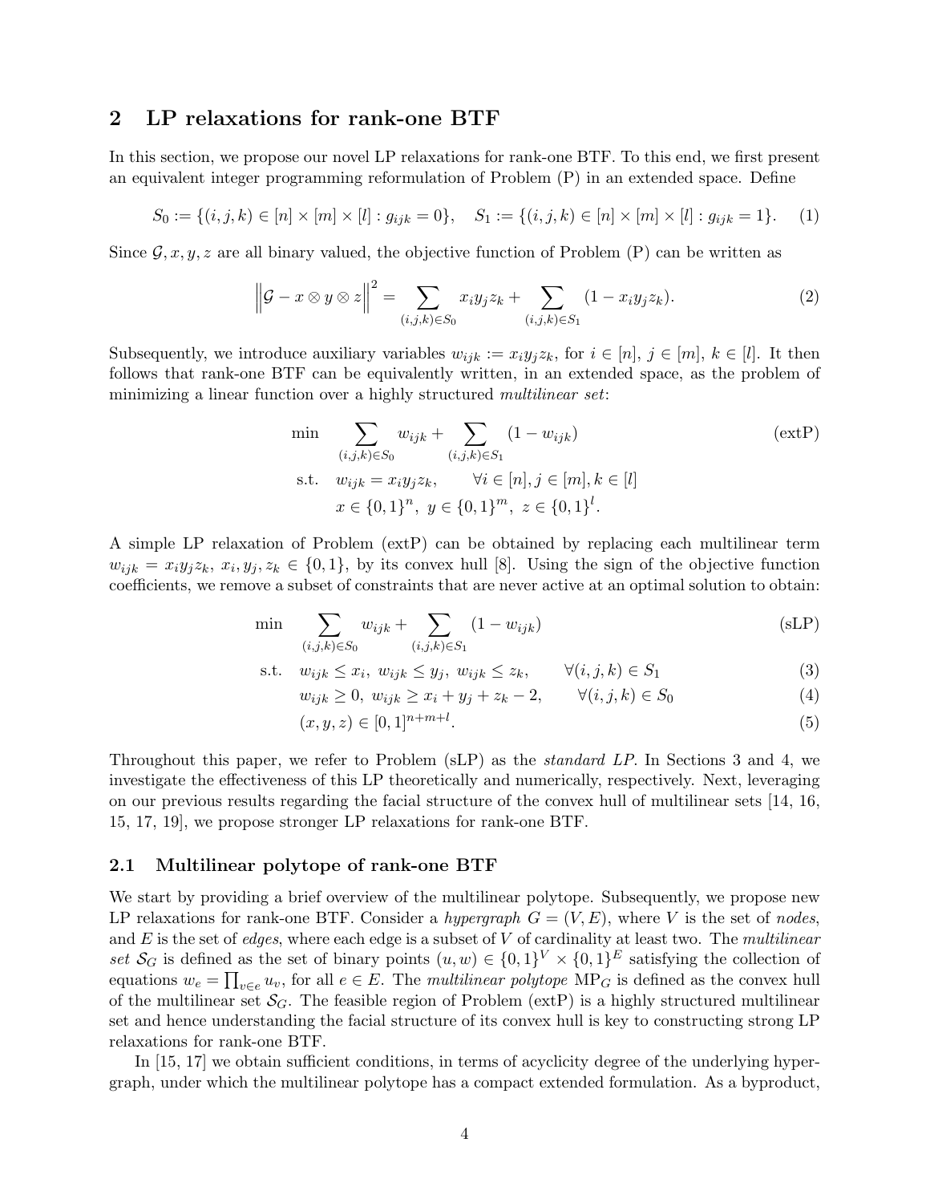## 2 LP relaxations for rank-one BTF

In this section, we propose our novel LP relaxations for rank-one BTF. To this end, we first present an equivalent integer programming reformulation of Problem (P) in an extended space. Define

$$S_0 := \{(i,j,k) \in [n] \times [m] \times [l] : g_{ijk} = 0\}, \quad S_1 := \{(i,j,k) \in [n] \times [m] \times [l] : g_{ijk} = 1\}. \tag{1}$$

Since $\mathcal{G}, x, y, z$ are all binary valued, the objective function of Problem (P) can be written as

$$\left\| \mathcal{G} - x \otimes y \otimes z \right\|^2 = \sum_{(i,j,k) \in S_0} x_i y_j z_k + \sum_{(i,j,k) \in S_1} (1 - x_i y_j z_k). \tag{2}$$

Subsequently, we introduce auxiliary variables $w_{ijk} := x_i y_j z_k$, for $i \in [n]$, $j \in [m]$, $k \in [l]$. It then follows that rank-one BTF can be equivalently written, in an extended space, as the problem of minimizing a linear function over a highly structured *multilinear set*:

$$\begin{aligned} \min \quad & \sum_{(i,j,k) \in S_0} w_{ijk} + \sum_{(i,j,k) \in S_1} (1 - w_{ijk}) \qquad \text{(extP)} \\ \text{s.t.} \quad & w_{ijk} = x_i y_j z_k, \qquad \forall i \in [n], j \in [m], k \in [l] \\ & x \in \{0,1\}^n, \; y \in \{0,1\}^m, \; z \in \{0,1\}^l. \end{aligned}$$

A simple LP relaxation of Problem (extP) can be obtained by replacing each multilinear term $w_{ijk} = x_i y_j z_k$, $x_i, y_j, z_k \in \{0,1\}$, by its convex hull [8]. Using the sign of the objective function coefficients, we remove a subset of constraints that are never active at an optimal solution to obtain:

$$\begin{aligned} \min \quad & \sum_{(i,j,k) \in S_0} w_{ijk} + \sum_{(i,j,k) \in S_1} (1 - w_{ijk}) && \text{(sLP)} \\ \text{s.t.} \quad & w_{ijk} \leq x_i, \; w_{ijk} \leq y_j, \; w_{ijk} \leq z_k, \qquad \forall (i,j,k) \in S_1 && (3) \\ & w_{ijk} \geq 0, \; w_{ijk} \geq x_i + y_j + z_k - 2, \qquad \forall (i,j,k) \in S_0 && (4) \\ & (x, y, z) \in [0,1]^{n+m+l}. && (5) \end{aligned}$$

Throughout this paper, we refer to Problem (sLP) as the *standard LP*. In Sections 3 and 4, we investigate the effectiveness of this LP theoretically and numerically, respectively. Next, leveraging on our previous results regarding the facial structure of the convex hull of multilinear sets [14, 16, 15, 17, 19], we propose stronger LP relaxations for rank-one BTF.

### 2.1 Multilinear polytope of rank-one BTF

We start by providing a brief overview of the multilinear polytope. Subsequently, we propose new LP relaxations for rank-one BTF. Consider a *hypergraph* $G = (V, E)$, where $V$ is the set of *nodes*, and $E$ is the set of *edges*, where each edge is a subset of $V$ of cardinality at least two. The *multilinear set* $\mathcal{S}_G$ is defined as the set of binary points $(u, w) \in \{0,1\}^V \times \{0,1\}^E$ satisfying the collection of equations $w_e = \prod_{v \in e} u_v$, for all $e \in E$. The *multilinear polytope* $\text{MP}_G$ is defined as the convex hull of the multilinear set $\mathcal{S}_G$. The feasible region of Problem (extP) is a highly structured multilinear set and hence understanding the facial structure of its convex hull is key to constructing strong LP relaxations for rank-one BTF.

In [15, 17] we obtain sufficient conditions, in terms of acyclicity degree of the underlying hypergraph, under which the multilinear polytope has a compact extended formulation. As a byproduct,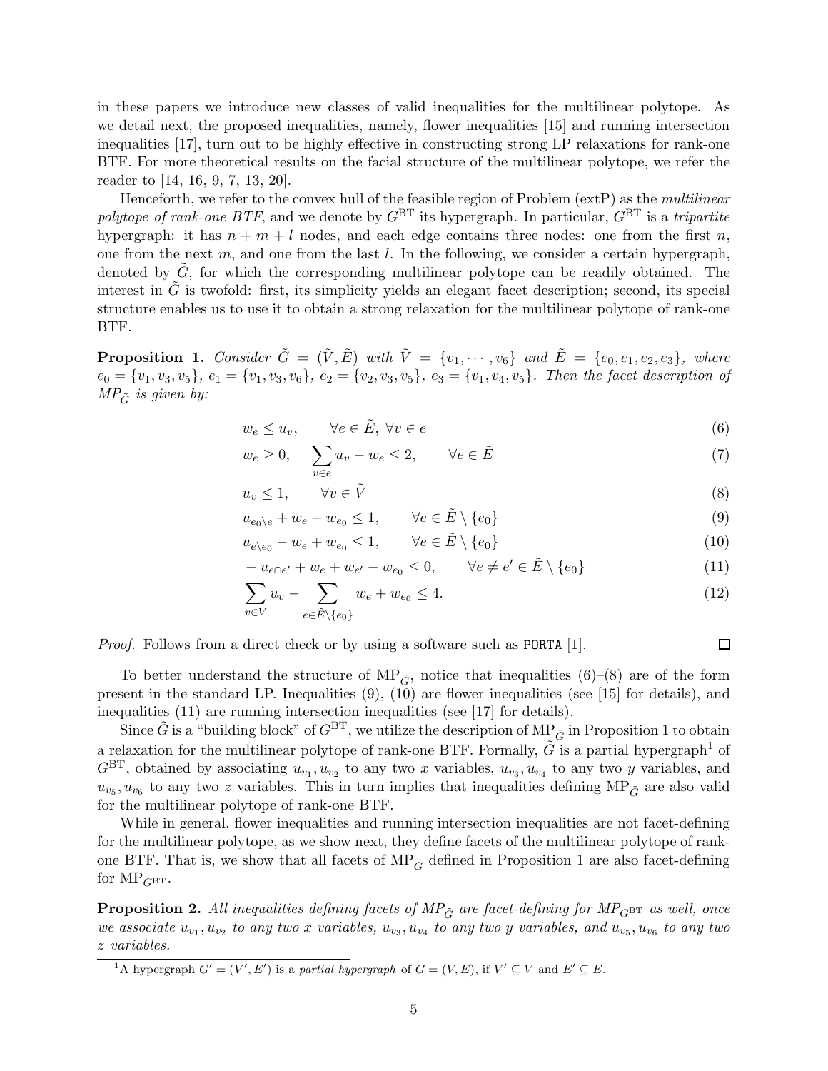in these papers we introduce new classes of valid inequalities for the multilinear polytope. As we detail next, the proposed inequalities, namely, flower inequalities [15] and running intersection inequalities [17], turn out to be highly effective in constructing strong LP relaxations for rank-one BTF. For more theoretical results on the facial structure of the multilinear polytope, we refer the reader to [14, 16, 9, 7, 13, 20].

Henceforth, we refer to the convex hull of the feasible region of Problem (extP) as the *multilinear polytope of rank-one BTF*, and we denote by $G^{\rm BT}$ its hypergraph. In particular, $G^{\rm BT}$ is a *tripartite* hypergraph: it has $n+m+l$ nodes, and each edge contains three nodes: one from the first $n$, one from the next $m$, and one from the last $l$. In the following, we consider a certain hypergraph, denoted by $\tilde{G}$, for which the corresponding multilinear polytope can be readily obtained. The interest in $\tilde{G}$ is twofold: first, its simplicity yields an elegant facet description; second, its special structure enables us to use it to obtain a strong relaxation for the multilinear polytope of rank-one BTF.

**Proposition 1.** *Consider $\tilde{G} = (\tilde{V}, \tilde{E})$ with $\tilde{V} = \{v_1, \cdots, v_6\}$ and $\tilde{E} = \{e_0, e_1, e_2, e_3\}$, where $e_0 = \{v_1, v_3, v_5\}$, $e_1 = \{v_1, v_3, v_6\}$, $e_2 = \{v_2, v_3, v_5\}$, $e_3 = \{v_1, v_4, v_5\}$. Then the facet description of $MP_{\tilde{G}}$ is given by:*

$$w_e \le u_v, \qquad \forall e \in \tilde{E},\ \forall v \in e \tag{6}$$

$$w_e \ge 0, \quad \sum_{v \in e} u_v - w_e \le 2, \qquad \forall e \in \tilde{E} \tag{7}$$

$$u_v \le 1, \qquad \forall v \in \tilde{V} \tag{8}$$

$$u_{e_0 \setminus e} + w_e - w_{e_0} \le 1, \qquad \forall e \in \tilde{E} \setminus \{e_0\} \tag{9}$$

$$u_{e \setminus e_0} - w_e + w_{e_0} \le 1, \qquad \forall e \in \tilde{E} \setminus \{e_0\} \tag{10}$$

$$-u_{e \cap e'} + w_e + w_{e'} - w_{e_0} \le 0, \qquad \forall e \neq e' \in \tilde{E} \setminus \{e_0\} \tag{11}$$

$$\sum_{v \in V} u_v - \sum_{e \in \tilde{E} \setminus \{e_0\}} w_e + w_{e_0} \le 4. \tag{12}$$

*Proof.* Follows from a direct check or by using a software such as `PORTA` [1]. ∎

To better understand the structure of $\mathrm{MP}_{\tilde{G}}$, notice that inequalities (6)–(8) are of the form present in the standard LP. Inequalities (9), (10) are flower inequalities (see [15] for details), and inequalities (11) are running intersection inequalities (see [17] for details).

Since $\tilde{G}$ is a "building block" of $G^{\rm BT}$, we utilize the description of $\mathrm{MP}_{\tilde{G}}$ in Proposition 1 to obtain a relaxation for the multilinear polytope of rank-one BTF. Formally, $\tilde{G}$ is a partial hypergraph[1] of $G^{\rm BT}$, obtained by associating $u_{v_1}, u_{v_2}$ to any two $x$ variables, $u_{v_3}, u_{v_4}$ to any two $y$ variables, and $u_{v_5}, u_{v_6}$ to any two $z$ variables. This in turn implies that inequalities defining $\mathrm{MP}_{\tilde{G}}$ are also valid for the multilinear polytope of rank-one BTF.

While in general, flower inequalities and running intersection inequalities are not facet-defining for the multilinear polytope, as we show next, they define facets of the multilinear polytope of rank-one BTF. That is, we show that all facets of $\mathrm{MP}_{\tilde{G}}$ defined in Proposition 1 are also facet-defining for $\mathrm{MP}_{G^{\rm BT}}$.

**Proposition 2.** *All inequalities defining facets of $MP_{\tilde{G}}$ are facet-defining for $MP_{G^{\rm BT}}$ as well, once we associate $u_{v_1}, u_{v_2}$ to any two $x$ variables, $u_{v_3}, u_{v_4}$ to any two $y$ variables, and $u_{v_5}, u_{v_6}$ to any two $z$ variables.*

[1] A hypergraph $G' = (V', E')$ is a *partial hypergraph* of $G = (V, E)$, if $V' \subseteq V$ and $E' \subseteq E$.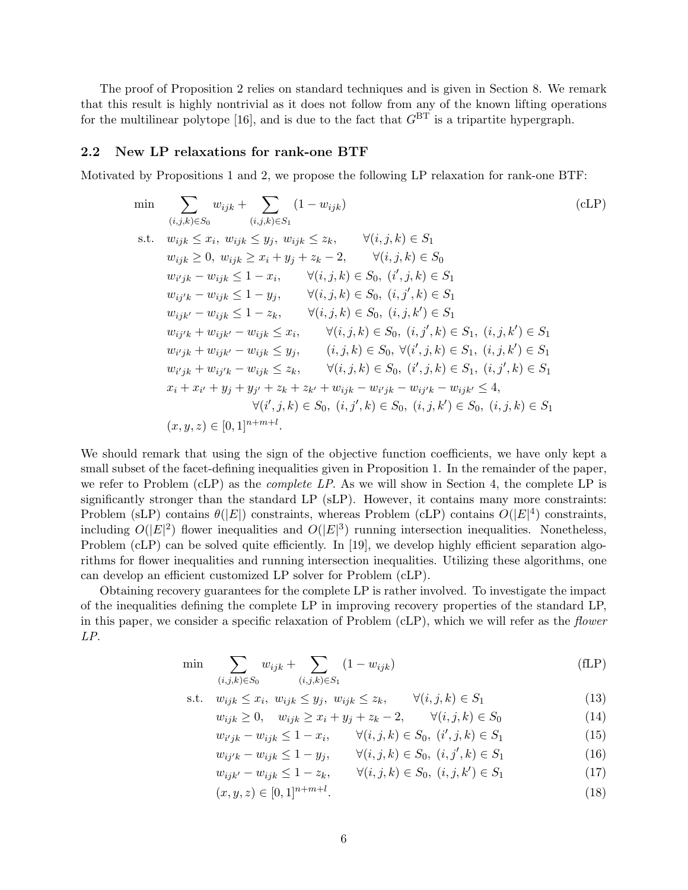The proof of Proposition 2 relies on standard techniques and is given in Section 8. We remark that this result is highly nontrivial as it does not follow from any of the known lifting operations for the multilinear polytope [16], and is due to the fact that $G^{\rm BT}$ is a tripartite hypergraph.

### 2.2 New LP relaxations for rank-one BTF

Motivated by Propositions 1 and 2, we propose the following LP relaxation for rank-one BTF:

$$
\begin{aligned}
\min \quad & \sum_{(i,j,k)\in S_0} w_{ijk} + \sum_{(i,j,k)\in S_1} (1-w_{ijk}) && \text{(cLP)}\\
\text{s.t.} \quad & w_{ijk} \leq x_i,\ w_{ijk} \leq y_j,\ w_{ijk} \leq z_k, \quad \forall (i,j,k) \in S_1\\
& w_{ijk} \geq 0,\ w_{ijk} \geq x_i + y_j + z_k - 2, \quad \forall (i,j,k) \in S_0\\
& w_{i'jk} - w_{ijk} \leq 1 - x_i, \quad \forall (i,j,k) \in S_0,\ (i',j,k) \in S_1\\
& w_{ij'k} - w_{ijk} \leq 1 - y_j, \quad \forall (i,j,k) \in S_0,\ (i,j',k) \in S_1\\
& w_{ijk'} - w_{ijk} \leq 1 - z_k, \quad \forall (i,j,k) \in S_0,\ (i,j,k') \in S_1\\
& w_{ij'k} + w_{ijk'} - w_{ijk} \leq x_i, \quad \forall (i,j,k) \in S_0,\ (i,j',k) \in S_1,\ (i,j,k') \in S_1\\
& w_{i'jk} + w_{ijk'} - w_{ijk} \leq y_j, \quad (i,j,k) \in S_0,\ \forall (i',j,k) \in S_1,\ (i,j,k') \in S_1\\
& w_{i'jk} + w_{ij'k} - w_{ijk} \leq z_k, \quad \forall (i,j,k) \in S_0,\ (i',j,k) \in S_1,\ (i,j',k) \in S_1\\
& x_i + x_{i'} + y_j + y_{j'} + z_k + z_{k'} + w_{ijk} - w_{i'jk} - w_{ij'k} - w_{ijk'} \leq 4,\\
& \qquad \forall (i',j,k) \in S_0,\ (i,j',k) \in S_0,\ (i,j,k') \in S_0,\ (i,j,k) \in S_1\\
& (x,y,z) \in [0,1]^{n+m+l}.
\end{aligned}
$$

We should remark that using the sign of the objective function coefficients, we have only kept a small subset of the facet-defining inequalities given in Proposition 1. In the remainder of the paper, we refer to Problem (cLP) as the *complete LP*. As we will show in Section 4, the complete LP is significantly stronger than the standard LP (sLP). However, it contains many more constraints: Problem (sLP) contains $\theta(|E|)$ constraints, whereas Problem (cLP) contains $O(|E|^4)$ constraints, including $O(|E|^2)$ flower inequalities and $O(|E|^3)$ running intersection inequalities. Nonetheless, Problem (cLP) can be solved quite efficiently. In [19], we develop highly efficient separation algorithms for flower inequalities and running intersection inequalities. Utilizing these algorithms, one can develop an efficient customized LP solver for Problem (cLP).

Obtaining recovery guarantees for the complete LP is rather involved. To investigate the impact of the inequalities defining the complete LP in improving recovery properties of the standard LP, in this paper, we consider a specific relaxation of Problem (cLP), which we will refer as the *flower LP*.

$$
\begin{aligned}
\min \quad & \sum_{(i,j,k)\in S_0} w_{ijk} + \sum_{(i,j,k)\in S_1} (1-w_{ijk}) && \text{(fLP)}\\
\text{s.t.} \quad & w_{ijk} \leq x_i,\ w_{ijk} \leq y_j,\ w_{ijk} \leq z_k, \quad \forall (i,j,k) \in S_1 && (13)\\
& w_{ijk} \geq 0, \quad w_{ijk} \geq x_i + y_j + z_k - 2, \quad \forall (i,j,k) \in S_0 && (14)\\
& w_{i'jk} - w_{ijk} \leq 1 - x_i, \quad \forall (i,j,k) \in S_0,\ (i',j,k) \in S_1 && (15)\\
& w_{ij'k} - w_{ijk} \leq 1 - y_j, \quad \forall (i,j,k) \in S_0,\ (i,j',k) \in S_1 && (16)\\
& w_{ijk'} - w_{ijk} \leq 1 - z_k, \quad \forall (i,j,k) \in S_0,\ (i,j,k') \in S_1 && (17)\\
& (x,y,z) \in [0,1]^{n+m+l}. && (18)
\end{aligned}
$$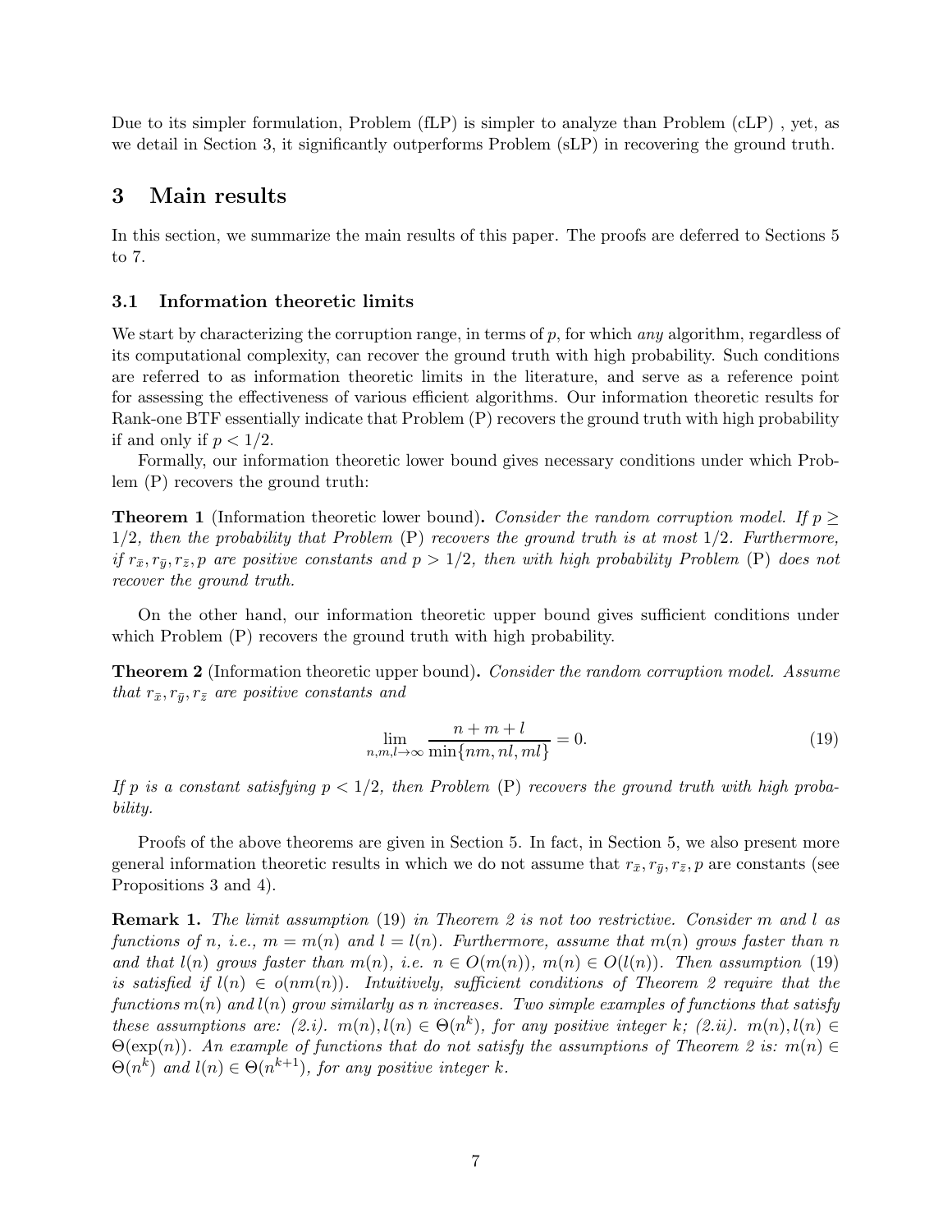Due to its simpler formulation, Problem (fLP) is simpler to analyze than Problem (cLP) , yet, as we detail in Section 3, it significantly outperforms Problem (sLP) in recovering the ground truth.

## 3 Main results

In this section, we summarize the main results of this paper. The proofs are deferred to Sections 5 to 7.

### 3.1 Information theoretic limits

We start by characterizing the corruption range, in terms of $p$, for which *any* algorithm, regardless of its computational complexity, can recover the ground truth with high probability. Such conditions are referred to as information theoretic limits in the literature, and serve as a reference point for assessing the effectiveness of various efficient algorithms. Our information theoretic results for Rank-one BTF essentially indicate that Problem (P) recovers the ground truth with high probability if and only if $p < 1/2$.

Formally, our information theoretic lower bound gives necessary conditions under which Problem (P) recovers the ground truth:

**Theorem 1** (Information theoretic lower bound)**.** *Consider the random corruption model. If $p \geq 1/2$, then the probability that Problem (P) recovers the ground truth is at most $1/2$. Furthermore, if $r_{\bar{x}}, r_{\bar{y}}, r_{\bar{z}}, p$ are positive constants and $p > 1/2$, then with high probability Problem (P) does not recover the ground truth.*

On the other hand, our information theoretic upper bound gives sufficient conditions under which Problem (P) recovers the ground truth with high probability.

**Theorem 2** (Information theoretic upper bound)**.** *Consider the random corruption model. Assume that $r_{\bar{x}}, r_{\bar{y}}, r_{\bar{z}}$ are positive constants and*

$$\lim_{n,m,l\to\infty} \frac{n+m+l}{\min\{nm, nl, ml\}} = 0. \tag{19}$$

*If $p$ is a constant satisfying $p < 1/2$, then Problem (P) recovers the ground truth with high probability.*

Proofs of the above theorems are given in Section 5. In fact, in Section 5, we also present more general information theoretic results in which we do not assume that $r_{\bar{x}}, r_{\bar{y}}, r_{\bar{z}}, p$ are constants (see Propositions 3 and 4).

**Remark 1.** *The limit assumption (19) in Theorem 2 is not too restrictive. Consider $m$ and $l$ as functions of $n$, i.e., $m = m(n)$ and $l = l(n)$. Furthermore, assume that $m(n)$ grows faster than $n$ and that $l(n)$ grows faster than $m(n)$, i.e. $n \in O(m(n))$, $m(n) \in O(l(n))$. Then assumption (19) is satisfied if $l(n) \in o(nm(n))$. Intuitively, sufficient conditions of Theorem 2 require that the functions $m(n)$ and $l(n)$ grow similarly as $n$ increases. Two simple examples of functions that satisfy these assumptions are: (2.i). $m(n), l(n) \in \Theta(n^k)$, for any positive integer $k$; (2.ii). $m(n), l(n) \in \Theta(\exp(n))$. An example of functions that do not satisfy the assumptions of Theorem 2 is: $m(n) \in \Theta(n^k)$ and $l(n) \in \Theta(n^{k+1})$, for any positive integer $k$.*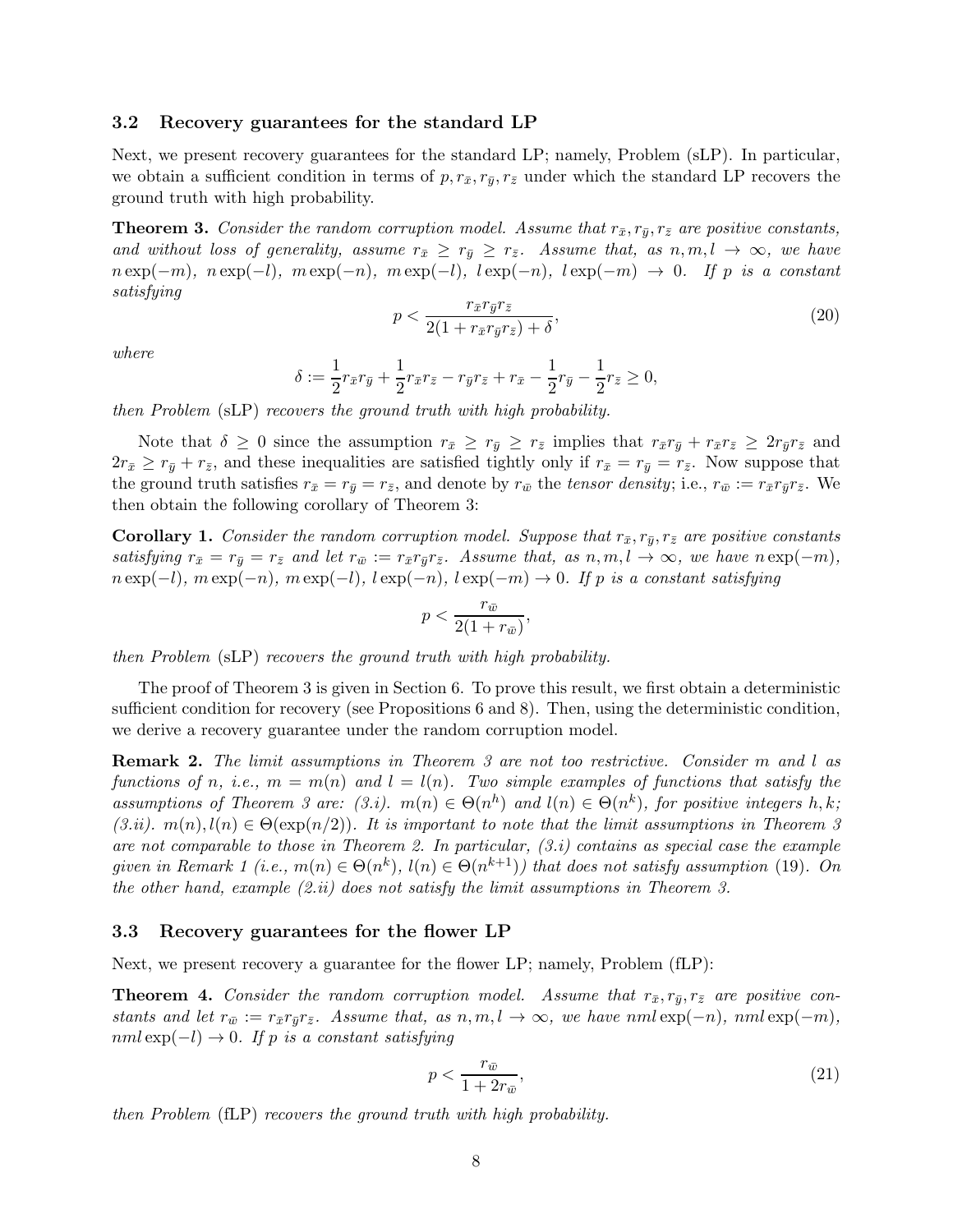### 3.2 Recovery guarantees for the standard LP

Next, we present recovery guarantees for the standard LP; namely, Problem (sLP). In particular, we obtain a sufficient condition in terms of $p, r_{\bar{x}}, r_{\bar{y}}, r_{\bar{z}}$ under which the standard LP recovers the ground truth with high probability.

**Theorem 3.** *Consider the random corruption model. Assume that $r_{\bar{x}}, r_{\bar{y}}, r_{\bar{z}}$ are positive constants, and without loss of generality, assume $r_{\bar{x}} \geq r_{\bar{y}} \geq r_{\bar{z}}$. Assume that, as $n, m, l \to \infty$, we have $n\exp(-m)$, $n\exp(-l)$, $m\exp(-n)$, $m\exp(-l)$, $l\exp(-n)$, $l\exp(-m) \to 0$. If $p$ is a constant satisfying*

$$p < \frac{r_{\bar{x}} r_{\bar{y}} r_{\bar{z}}}{2(1 + r_{\bar{x}} r_{\bar{y}} r_{\bar{z}}) + \delta}, \tag{20}$$

*where*

$$\delta := \frac{1}{2} r_{\bar{x}} r_{\bar{y}} + \frac{1}{2} r_{\bar{x}} r_{\bar{z}} - r_{\bar{y}} r_{\bar{z}} + r_{\bar{x}} - \frac{1}{2} r_{\bar{y}} - \frac{1}{2} r_{\bar{z}} \geq 0,$$

*then Problem* (sLP) *recovers the ground truth with high probability.*

Note that $\delta \geq 0$ since the assumption $r_{\bar{x}} \geq r_{\bar{y}} \geq r_{\bar{z}}$ implies that $r_{\bar{x}} r_{\bar{y}} + r_{\bar{x}} r_{\bar{z}} \geq 2 r_{\bar{y}} r_{\bar{z}}$ and $2 r_{\bar{x}} \geq r_{\bar{y}} + r_{\bar{z}}$, and these inequalities are satisfied tightly only if $r_{\bar{x}} = r_{\bar{y}} = r_{\bar{z}}$. Now suppose that the ground truth satisfies $r_{\bar{x}} = r_{\bar{y}} = r_{\bar{z}}$, and denote by $r_{\bar{w}}$ the *tensor density*; i.e., $r_{\bar{w}} := r_{\bar{x}} r_{\bar{y}} r_{\bar{z}}$. We then obtain the following corollary of Theorem 3:

**Corollary 1.** *Consider the random corruption model. Suppose that $r_{\bar{x}}, r_{\bar{y}}, r_{\bar{z}}$ are positive constants satisfying $r_{\bar{x}} = r_{\bar{y}} = r_{\bar{z}}$ and let $r_{\bar{w}} := r_{\bar{x}} r_{\bar{y}} r_{\bar{z}}$. Assume that, as $n, m, l \to \infty$, we have $n\exp(-m)$, $n\exp(-l)$, $m\exp(-n)$, $m\exp(-l)$, $l\exp(-n)$, $l\exp(-m) \to 0$. If $p$ is a constant satisfying*

$$p < \frac{r_{\bar{w}}}{2(1 + r_{\bar{w}})},$$

*then Problem* (sLP) *recovers the ground truth with high probability.*

The proof of Theorem 3 is given in Section 6. To prove this result, we first obtain a deterministic sufficient condition for recovery (see Propositions 6 and 8). Then, using the deterministic condition, we derive a recovery guarantee under the random corruption model.

**Remark 2.** *The limit assumptions in Theorem 3 are not too restrictive. Consider $m$ and $l$ as functions of $n$, i.e., $m = m(n)$ and $l = l(n)$. Two simple examples of functions that satisfy the assumptions of Theorem 3 are: (3.i). $m(n) \in \Theta(n^h)$ and $l(n) \in \Theta(n^k)$, for positive integers $h, k$; (3.ii). $m(n), l(n) \in \Theta(\exp(n/2))$. It is important to note that the limit assumptions in Theorem 3 are not comparable to those in Theorem 2. In particular, (3.i) contains as special case the example given in Remark 1 (i.e., $m(n) \in \Theta(n^k)$, $l(n) \in \Theta(n^{k+1})$) that does not satisfy assumption* (19)*. On the other hand, example (2.ii) does not satisfy the limit assumptions in Theorem 3.*

### 3.3 Recovery guarantees for the flower LP

Next, we present recovery a guarantee for the flower LP; namely, Problem (fLP):

**Theorem 4.** *Consider the random corruption model. Assume that $r_{\bar{x}}, r_{\bar{y}}, r_{\bar{z}}$ are positive constants and let $r_{\bar{w}} := r_{\bar{x}} r_{\bar{y}} r_{\bar{z}}$. Assume that, as $n, m, l \to \infty$, we have $nml\exp(-n)$, $nml\exp(-m)$, $nml\exp(-l) \to 0$. If $p$ is a constant satisfying*

$$p < \frac{r_{\bar{w}}}{1 + 2r_{\bar{w}}}, \tag{21}$$

*then Problem* (fLP) *recovers the ground truth with high probability.*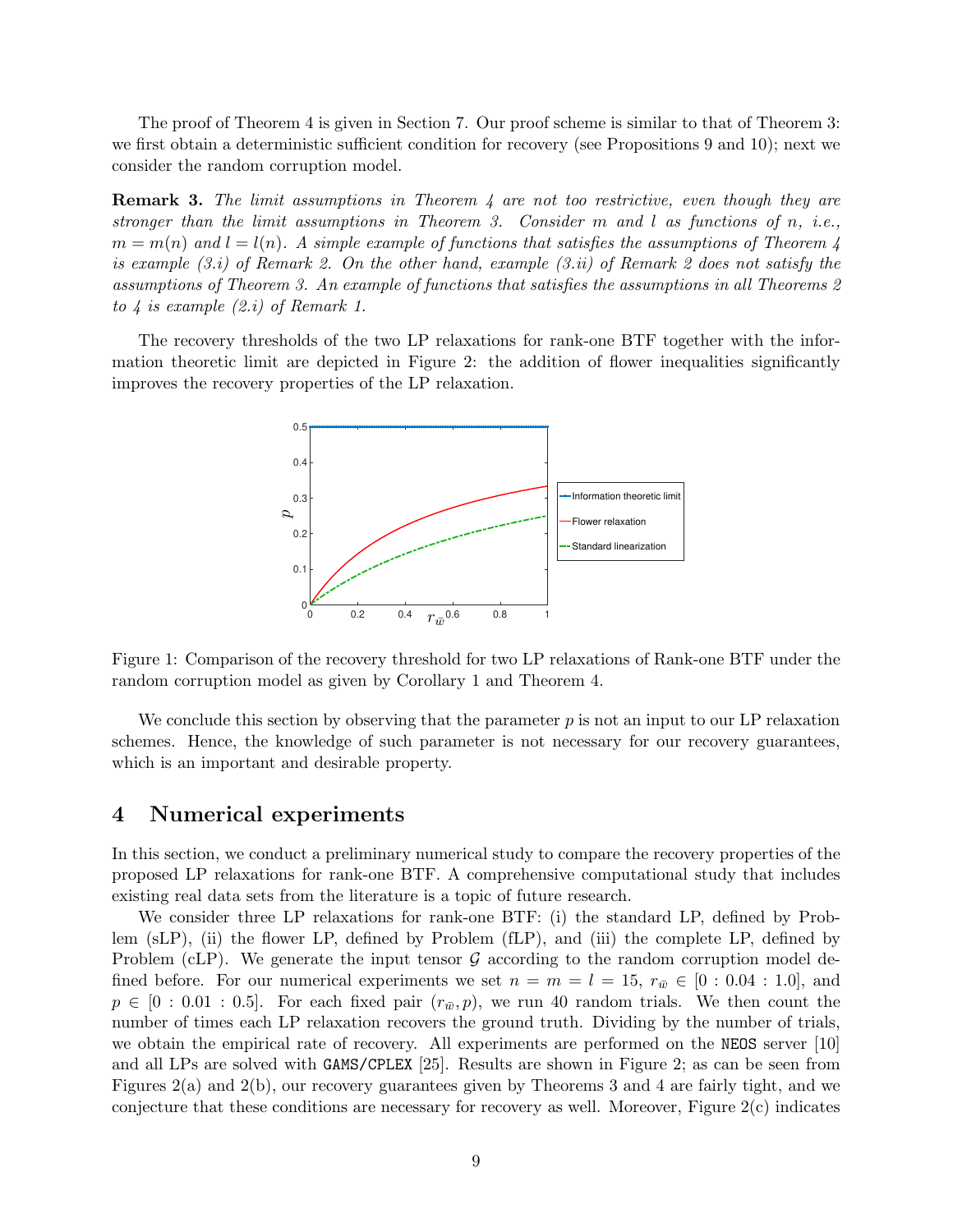The proof of Theorem 4 is given in Section 7. Our proof scheme is similar to that of Theorem 3: we first obtain a deterministic sufficient condition for recovery (see Propositions 9 and 10); next we consider the random corruption model.

**Remark 3.** *The limit assumptions in Theorem 4 are not too restrictive, even though they are stronger than the limit assumptions in Theorem 3. Consider $m$ and $l$ as functions of $n$, i.e., $m = m(n)$ and $l = l(n)$. A simple example of functions that satisfies the assumptions of Theorem 4 is example (3.i) of Remark 2. On the other hand, example (3.ii) of Remark 2 does not satisfy the assumptions of Theorem 3. An example of functions that satisfies the assumptions in all Theorems 2 to 4 is example (2.i) of Remark 1.*

The recovery thresholds of the two LP relaxations for rank-one BTF together with the information theoretic limit are depicted in Figure 2: the addition of flower inequalities significantly improves the recovery properties of the LP relaxation.

Figure 1: Comparison of the recovery threshold for two LP relaxations of Rank-one BTF under the random corruption model as given by Corollary 1 and Theorem 4.

We conclude this section by observing that the parameter $p$ is not an input to our LP relaxation schemes. Hence, the knowledge of such parameter is not necessary for our recovery guarantees, which is an important and desirable property.

# 4 Numerical experiments

In this section, we conduct a preliminary numerical study to compare the recovery properties of the proposed LP relaxations for rank-one BTF. A comprehensive computational study that includes existing real data sets from the literature is a topic of future research.

We consider three LP relaxations for rank-one BTF: (i) the standard LP, defined by Problem (sLP), (ii) the flower LP, defined by Problem (fLP), and (iii) the complete LP, defined by Problem (cLP). We generate the input tensor $\mathcal{G}$ according to the random corruption model defined before. For our numerical experiments we set $n = m = l = 15$, $r_{\bar{w}} \in [0 : 0.04 : 1.0]$, and $p \in [0 : 0.01 : 0.5]$. For each fixed pair $(r_{\bar{w}}, p)$, we run 40 random trials. We then count the number of times each LP relaxation recovers the ground truth. Dividing by the number of trials, we obtain the empirical rate of recovery. All experiments are performed on the `NEOS` server [10] and all LPs are solved with `GAMS/CPLEX` [25]. Results are shown in Figure 2; as can be seen from Figures 2(a) and 2(b), our recovery guarantees given by Theorems 3 and 4 are fairly tight, and we conjecture that these conditions are necessary for recovery as well. Moreover, Figure 2(c) indicates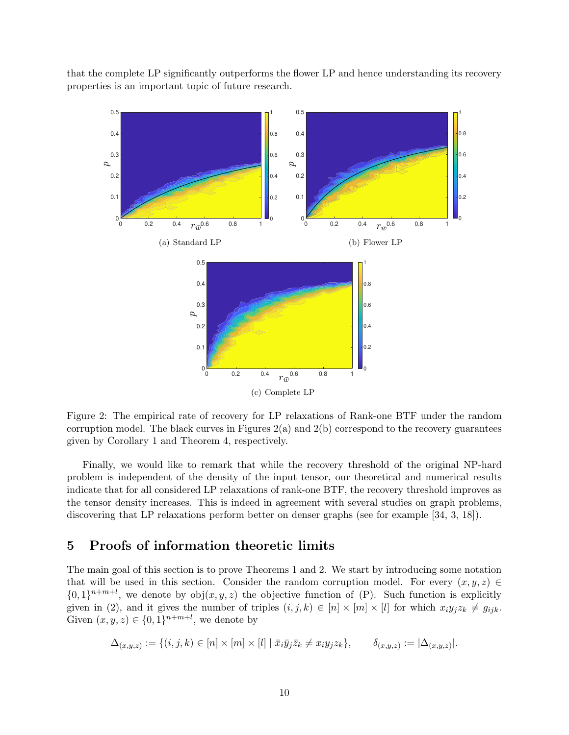that the complete LP significantly outperforms the flower LP and hence understanding its recovery properties is an important topic of future research.

(a) Standard LP

(b) Flower LP

(c) Complete LP

Figure 2: The empirical rate of recovery for LP relaxations of Rank-one BTF under the random corruption model. The black curves in Figures 2(a) and 2(b) correspond to the recovery guarantees given by Corollary 1 and Theorem 4, respectively.

Finally, we would like to remark that while the recovery threshold of the original NP-hard problem is independent of the density of the input tensor, our theoretical and numerical results indicate that for all considered LP relaxations of rank-one BTF, the recovery threshold improves as the tensor density increases. This is indeed in agreement with several studies on graph problems, discovering that LP relaxations perform better on denser graphs (see for example [34, 3, 18]).

## 5 Proofs of information theoretic limits

The main goal of this section is to prove Theorems 1 and 2. We start by introducing some notation that will be used in this section. Consider the random corruption model. For every $(x, y, z) \in \{0, 1\}^{n+m+l}$, we denote by $\text{obj}(x, y, z)$ the objective function of (P). Such function is explicitly given in (2), and it gives the number of triples $(i, j, k) \in [n] \times [m] \times [l]$ for which $x_i y_j z_k \neq g_{ijk}$. Given $(x, y, z) \in \{0, 1\}^{n+m+l}$, we denote by

$$\Delta_{(x,y,z)} := \{(i, j, k) \in [n] \times [m] \times [l] \mid \bar{x}_i \bar{y}_j \bar{z}_k \neq x_i y_j z_k\}, \qquad \delta_{(x,y,z)} := |\Delta_{(x,y,z)}|.$$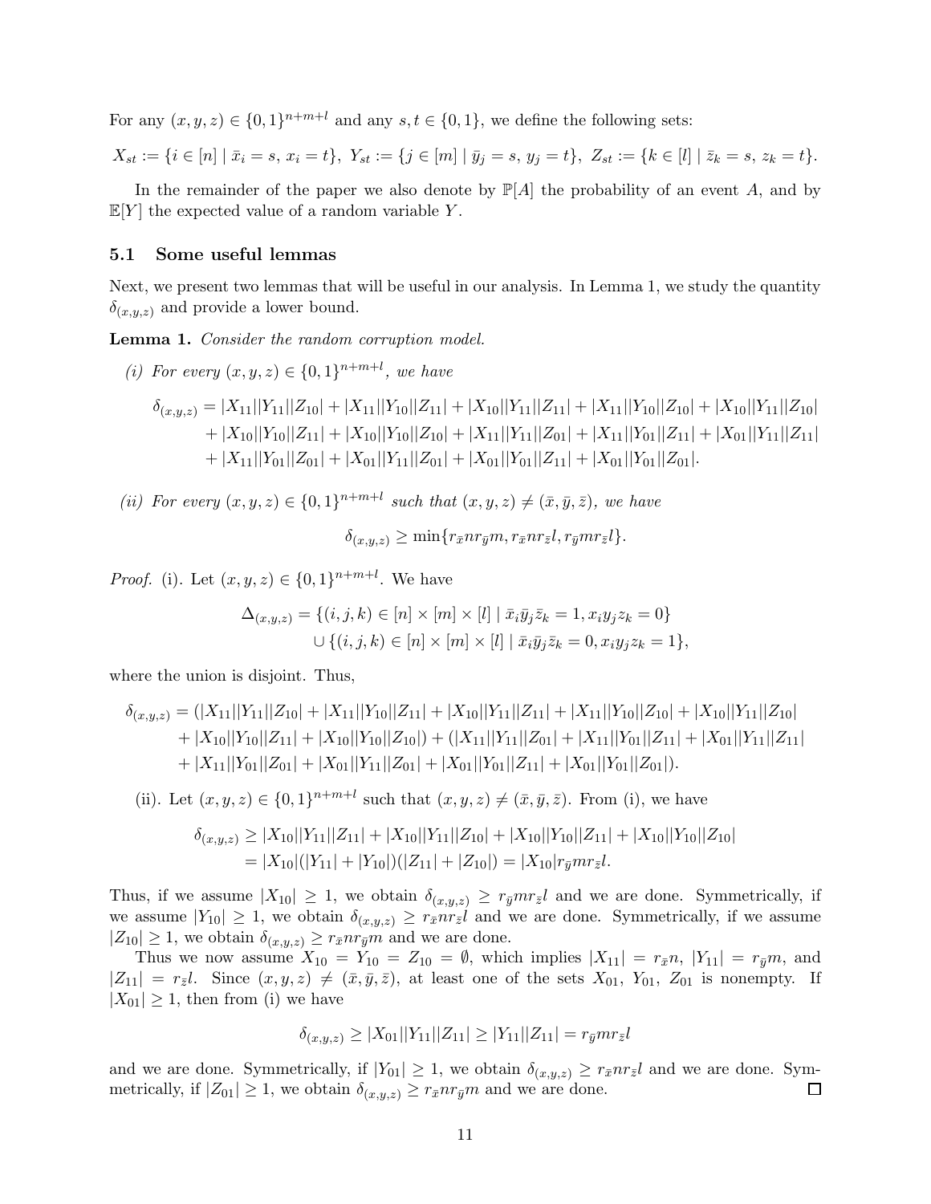For any $(x, y, z) \in \{0,1\}^{n+m+l}$ and any $s, t \in \{0,1\}$, we define the following sets:

$$X_{st} := \{i \in [n] \mid \bar{x}_i = s,\, x_i = t\},\; Y_{st} := \{j \in [m] \mid \bar{y}_j = s,\, y_j = t\},\; Z_{st} := \{k \in [l] \mid \bar{z}_k = s,\, z_k = t\}.$$

In the remainder of the paper we also denote by $\mathbb{P}[A]$ the probability of an event $A$, and by $\mathbb{E}[Y]$ the expected value of a random variable $Y$.

### 5.1 Some useful lemmas

Next, we present two lemmas that will be useful in our analysis. In Lemma 1, we study the quantity $\delta_{(x,y,z)}$ and provide a lower bound.

**Lemma 1.** *Consider the random corruption model.*

*(i) For every $(x, y, z) \in \{0,1\}^{n+m+l}$, we have*

$$\begin{aligned}
\delta_{(x,y,z)} = &|X_{11}||Y_{11}||Z_{10}| + |X_{11}||Y_{10}||Z_{11}| + |X_{10}||Y_{11}||Z_{11}| + |X_{11}||Y_{10}||Z_{10}| + |X_{10}||Y_{11}||Z_{10}| \\
&+ |X_{10}||Y_{10}||Z_{11}| + |X_{10}||Y_{10}||Z_{10}| + |X_{11}||Y_{11}||Z_{01}| + |X_{11}||Y_{01}||Z_{11}| + |X_{01}||Y_{11}||Z_{11}| \\
&+ |X_{11}||Y_{01}||Z_{01}| + |X_{01}||Y_{11}||Z_{01}| + |X_{01}||Y_{01}||Z_{11}| + |X_{01}||Y_{01}||Z_{01}|.
\end{aligned}$$

*(ii) For every $(x, y, z) \in \{0,1\}^{n+m+l}$ such that $(x, y, z) \neq (\bar{x}, \bar{y}, \bar{z})$, we have*

$$\delta_{(x,y,z)} \geq \min\{r_{\bar{x}} n r_{\bar{y}} m,\, r_{\bar{x}} n r_{\bar{z}} l,\, r_{\bar{y}} m r_{\bar{z}} l\}.$$

*Proof.* (i). Let $(x, y, z) \in \{0,1\}^{n+m+l}$. We have

$$\begin{aligned}
\Delta_{(x,y,z)} = &\{(i, j, k) \in [n] \times [m] \times [l] \mid \bar{x}_i \bar{y}_j \bar{z}_k = 1, x_i y_j z_k = 0\} \\
&\cup \{(i, j, k) \in [n] \times [m] \times [l] \mid \bar{x}_i \bar{y}_j \bar{z}_k = 0, x_i y_j z_k = 1\},
\end{aligned}$$

where the union is disjoint. Thus,

$$\begin{aligned}
\delta_{(x,y,z)} = &(|X_{11}||Y_{11}||Z_{10}| + |X_{11}||Y_{10}||Z_{11}| + |X_{10}||Y_{11}||Z_{11}| + |X_{11}||Y_{10}||Z_{10}| + |X_{10}||Y_{11}||Z_{10}| \\
&+ |X_{10}||Y_{10}||Z_{11}| + |X_{10}||Y_{10}||Z_{10}|) + (|X_{11}||Y_{11}||Z_{01}| + |X_{11}||Y_{01}||Z_{11}| + |X_{01}||Y_{11}||Z_{11}| \\
&+ |X_{11}||Y_{01}||Z_{01}| + |X_{01}||Y_{11}||Z_{01}| + |X_{01}||Y_{01}||Z_{11}| + |X_{01}||Y_{01}||Z_{01}|).
\end{aligned}$$

(ii). Let $(x, y, z) \in \{0,1\}^{n+m+l}$ such that $(x, y, z) \neq (\bar{x}, \bar{y}, \bar{z})$. From (i), we have

$$\begin{aligned}
\delta_{(x,y,z)} &\geq |X_{10}||Y_{11}||Z_{11}| + |X_{10}||Y_{11}||Z_{10}| + |X_{10}||Y_{10}||Z_{11}| + |X_{10}||Y_{10}||Z_{10}| \\
&= |X_{10}|(|Y_{11}| + |Y_{10}|)(|Z_{11}| + |Z_{10}|) = |X_{10}| r_{\bar{y}} m r_{\bar{z}} l.
\end{aligned}$$

Thus, if we assume $|X_{10}| \geq 1$, we obtain $\delta_{(x,y,z)} \geq r_{\bar{y}} m r_{\bar{z}} l$ and we are done. Symmetrically, if we assume $|Y_{10}| \geq 1$, we obtain $\delta_{(x,y,z)} \geq r_{\bar{x}} n r_{\bar{z}} l$ and we are done. Symmetrically, if we assume $|Z_{10}| \geq 1$, we obtain $\delta_{(x,y,z)} \geq r_{\bar{x}} n r_{\bar{y}} m$ and we are done.

Thus we now assume $X_{10} = Y_{10} = Z_{10} = \emptyset$, which implies $|X_{11}| = r_{\bar{x}} n$, $|Y_{11}| = r_{\bar{y}} m$, and $|Z_{11}| = r_{\bar{z}} l$. Since $(x, y, z) \neq (\bar{x}, \bar{y}, \bar{z})$, at least one of the sets $X_{01}$, $Y_{01}$, $Z_{01}$ is nonempty. If $|X_{01}| \geq 1$, then from (i) we have

$$\delta_{(x,y,z)} \geq |X_{01}||Y_{11}||Z_{11}| \geq |Y_{11}||Z_{11}| = r_{\bar{y}} m r_{\bar{z}} l$$

and we are done. Symmetrically, if $|Y_{01}| \geq 1$, we obtain $\delta_{(x,y,z)} \geq r_{\bar{x}} n r_{\bar{z}} l$ and we are done. Symmetrically, if $|Z_{01}| \geq 1$, we obtain $\delta_{(x,y,z)} \geq r_{\bar{x}} n r_{\bar{y}} m$ and we are done. $\square$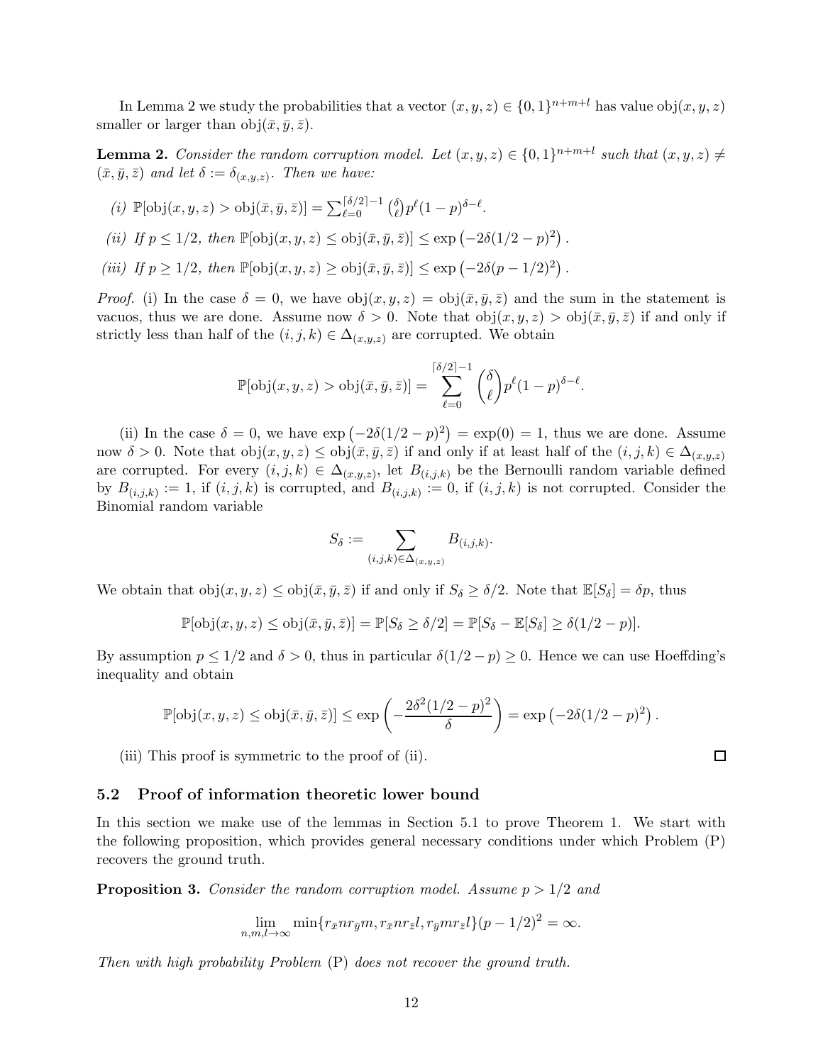In Lemma 2 we study the probabilities that a vector $(x, y, z) \in \{0,1\}^{n+m+l}$ has value $\text{obj}(x, y, z)$ smaller or larger than $\text{obj}(\bar{x}, \bar{y}, \bar{z})$.

**Lemma 2.** *Consider the random corruption model. Let $(x, y, z) \in \{0,1\}^{n+m+l}$ such that $(x, y, z) \neq (\bar{x}, \bar{y}, \bar{z})$ and let $\delta := \delta_{(x,y,z)}$. Then we have:*

*(i)* $\mathbb{P}[\text{obj}(x, y, z) > \text{obj}(\bar{x}, \bar{y}, \bar{z})] = \sum_{\ell=0}^{\lceil \delta/2 \rceil - 1} \binom{\delta}{\ell} p^{\ell}(1-p)^{\delta-\ell}$.

*(ii) If $p \leq 1/2$, then* $\mathbb{P}[\text{obj}(x, y, z) \leq \text{obj}(\bar{x}, \bar{y}, \bar{z})] \leq \exp\left(-2\delta(1/2 - p)^2\right)$.

*(iii) If $p \geq 1/2$, then* $\mathbb{P}[\text{obj}(x, y, z) \geq \text{obj}(\bar{x}, \bar{y}, \bar{z})] \leq \exp\left(-2\delta(p - 1/2)^2\right)$.

*Proof.* (i) In the case $\delta = 0$, we have $\text{obj}(x, y, z) = \text{obj}(\bar{x}, \bar{y}, \bar{z})$ and the sum in the statement is vacuos, thus we are done. Assume now $\delta > 0$. Note that $\text{obj}(x, y, z) > \text{obj}(\bar{x}, \bar{y}, \bar{z})$ if and only if strictly less than half of the $(i, j, k) \in \Delta_{(x,y,z)}$ are corrupted. We obtain

$$\mathbb{P}[\text{obj}(x, y, z) > \text{obj}(\bar{x}, \bar{y}, \bar{z})] = \sum_{\ell=0}^{\lceil \delta/2 \rceil - 1} \binom{\delta}{\ell} p^{\ell}(1-p)^{\delta-\ell}.$$

(ii) In the case $\delta = 0$, we have $\exp\left(-2\delta(1/2 - p)^2\right) = \exp(0) = 1$, thus we are done. Assume now $\delta > 0$. Note that $\text{obj}(x, y, z) \leq \text{obj}(\bar{x}, \bar{y}, \bar{z})$ if and only if at least half of the $(i, j, k) \in \Delta_{(x,y,z)}$ are corrupted. For every $(i, j, k) \in \Delta_{(x,y,z)}$, let $B_{(i,j,k)}$ be the Bernoulli random variable defined by $B_{(i,j,k)} := 1$, if $(i, j, k)$ is corrupted, and $B_{(i,j,k)} := 0$, if $(i, j, k)$ is not corrupted. Consider the Binomial random variable

$$S_\delta := \sum_{(i,j,k) \in \Delta_{(x,y,z)}} B_{(i,j,k)}.$$

We obtain that $\text{obj}(x, y, z) \leq \text{obj}(\bar{x}, \bar{y}, \bar{z})$ if and only if $S_\delta \geq \delta/2$. Note that $\mathbb{E}[S_\delta] = \delta p$, thus

$$\mathbb{P}[\text{obj}(x, y, z) \leq \text{obj}(\bar{x}, \bar{y}, \bar{z})] = \mathbb{P}[S_\delta \geq \delta/2] = \mathbb{P}[S_\delta - \mathbb{E}[S_\delta] \geq \delta(1/2 - p)].$$

By assumption $p \leq 1/2$ and $\delta > 0$, thus in particular $\delta(1/2 - p) \geq 0$. Hence we can use Hoeffding's inequality and obtain

$$\mathbb{P}[\text{obj}(x, y, z) \leq \text{obj}(\bar{x}, \bar{y}, \bar{z})] \leq \exp\left(-\frac{2\delta^2(1/2 - p)^2}{\delta}\right) = \exp\left(-2\delta(1/2 - p)^2\right).$$

(iii) This proof is symmetric to the proof of (ii). $\square$

## 5.2 Proof of information theoretic lower bound

In this section we make use of the lemmas in Section 5.1 to prove Theorem 1. We start with the following proposition, which provides general necessary conditions under which Problem (P) recovers the ground truth.

**Proposition 3.** *Consider the random corruption model. Assume $p > 1/2$ and*

$$\lim_{n,m,l \to \infty} \min\{r_{\bar{x}} n r_{\bar{y}} m, r_{\bar{x}} n r_{\bar{z}} l, r_{\bar{y}} m r_{\bar{z}} l\}(p - 1/2)^2 = \infty.$$

*Then with high probability Problem (P) does not recover the ground truth.*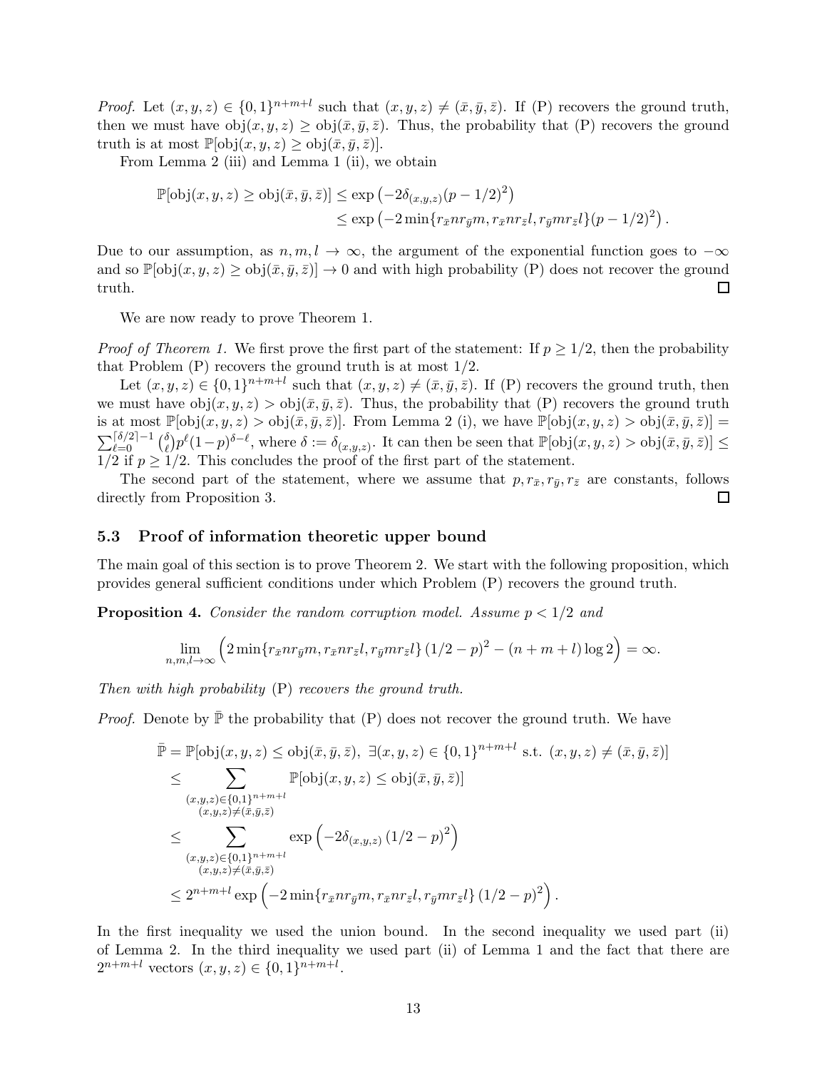*Proof.* Let $(x, y, z) \in \{0,1\}^{n+m+l}$ such that $(x, y, z) \neq (\bar{x}, \bar{y}, \bar{z})$. If (P) recovers the ground truth, then we must have $\text{obj}(x, y, z) \geq \text{obj}(\bar{x}, \bar{y}, \bar{z})$. Thus, the probability that (P) recovers the ground truth is at most $\mathbb{P}[\text{obj}(x, y, z) \geq \text{obj}(\bar{x}, \bar{y}, \bar{z})]$.

From Lemma 2 (iii) and Lemma 1 (ii), we obtain

$$
\begin{aligned}
\mathbb{P}[\text{obj}(x, y, z) \geq \text{obj}(\bar{x}, \bar{y}, \bar{z})] &\leq \exp\left(-2\delta_{(x,y,z)}(p - 1/2)^2\right) \\
&\leq \exp\left(-2\min\{r_{\bar{x}} n r_{\bar{y}} m, r_{\bar{x}} n r_{\bar{z}} l, r_{\bar{y}} m r_{\bar{z}} l\}(p - 1/2)^2\right).
\end{aligned}
$$

Due to our assumption, as $n, m, l \to \infty$, the argument of the exponential function goes to $-\infty$ and so $\mathbb{P}[\text{obj}(x, y, z) \geq \text{obj}(\bar{x}, \bar{y}, \bar{z})] \to 0$ and with high probability (P) does not recover the ground truth. ☐

We are now ready to prove Theorem 1.

*Proof of Theorem 1.* We first prove the first part of the statement: If $p \geq 1/2$, then the probability that Problem (P) recovers the ground truth is at most $1/2$.

Let $(x, y, z) \in \{0,1\}^{n+m+l}$ such that $(x, y, z) \neq (\bar{x}, \bar{y}, \bar{z})$. If (P) recovers the ground truth, then we must have $\text{obj}(x, y, z) > \text{obj}(\bar{x}, \bar{y}, \bar{z})$. Thus, the probability that (P) recovers the ground truth is at most $\mathbb{P}[\text{obj}(x, y, z) > \text{obj}(\bar{x}, \bar{y}, \bar{z})]$. From Lemma 2 (i), we have $\mathbb{P}[\text{obj}(x, y, z) > \text{obj}(\bar{x}, \bar{y}, \bar{z})] = \sum_{\ell=0}^{\lceil \delta/2 \rceil - 1} \binom{\delta}{\ell} p^\ell (1-p)^{\delta - \ell}$, where $\delta := \delta_{(x,y,z)}$. It can then be seen that $\mathbb{P}[\text{obj}(x, y, z) > \text{obj}(\bar{x}, \bar{y}, \bar{z})] \leq 1/2$ if $p \geq 1/2$. This concludes the proof of the first part of the statement.

The second part of the statement, where we assume that $p, r_{\bar{x}}, r_{\bar{y}}, r_{\bar{z}}$ are constants, follows directly from Proposition 3. ☐

### 5.3 Proof of information theoretic upper bound

The main goal of this section is to prove Theorem 2. We start with the following proposition, which provides general sufficient conditions under which Problem (P) recovers the ground truth.

**Proposition 4.** *Consider the random corruption model. Assume $p < 1/2$ and*

$$
\lim_{n,m,l \to \infty} \Big( 2\min\{r_{\bar{x}} n r_{\bar{y}} m, r_{\bar{x}} n r_{\bar{z}} l, r_{\bar{y}} m r_{\bar{z}} l\} (1/2 - p)^2 - (n + m + l)\log 2 \Big) = \infty.
$$

*Then with high probability* (P) *recovers the ground truth.*

*Proof.* Denote by $\bar{\mathbb{P}}$ the probability that (P) does not recover the ground truth. We have

$$
\begin{aligned}
\bar{\mathbb{P}} &= \mathbb{P}[\text{obj}(x, y, z) \leq \text{obj}(\bar{x}, \bar{y}, \bar{z}),\ \exists (x, y, z) \in \{0,1\}^{n+m+l} \text{ s.t. } (x, y, z) \neq (\bar{x}, \bar{y}, \bar{z})] \\
&\leq \sum_{\substack{(x,y,z) \in \{0,1\}^{n+m+l} \\ (x,y,z) \neq (\bar{x}, \bar{y}, \bar{z})}} \mathbb{P}[\text{obj}(x, y, z) \leq \text{obj}(\bar{x}, \bar{y}, \bar{z})] \\
&\leq \sum_{\substack{(x,y,z) \in \{0,1\}^{n+m+l} \\ (x,y,z) \neq (\bar{x}, \bar{y}, \bar{z})}} \exp\left(-2\delta_{(x,y,z)} (1/2 - p)^2\right) \\
&\leq 2^{n+m+l} \exp\left(-2\min\{r_{\bar{x}} n r_{\bar{y}} m, r_{\bar{x}} n r_{\bar{z}} l, r_{\bar{y}} m r_{\bar{z}} l\} (1/2 - p)^2\right).
\end{aligned}
$$

In the first inequality we used the union bound. In the second inequality we used part (ii) of Lemma 2. In the third inequality we used part (ii) of Lemma 1 and the fact that there are $2^{n+m+l}$ vectors $(x, y, z) \in \{0,1\}^{n+m+l}$.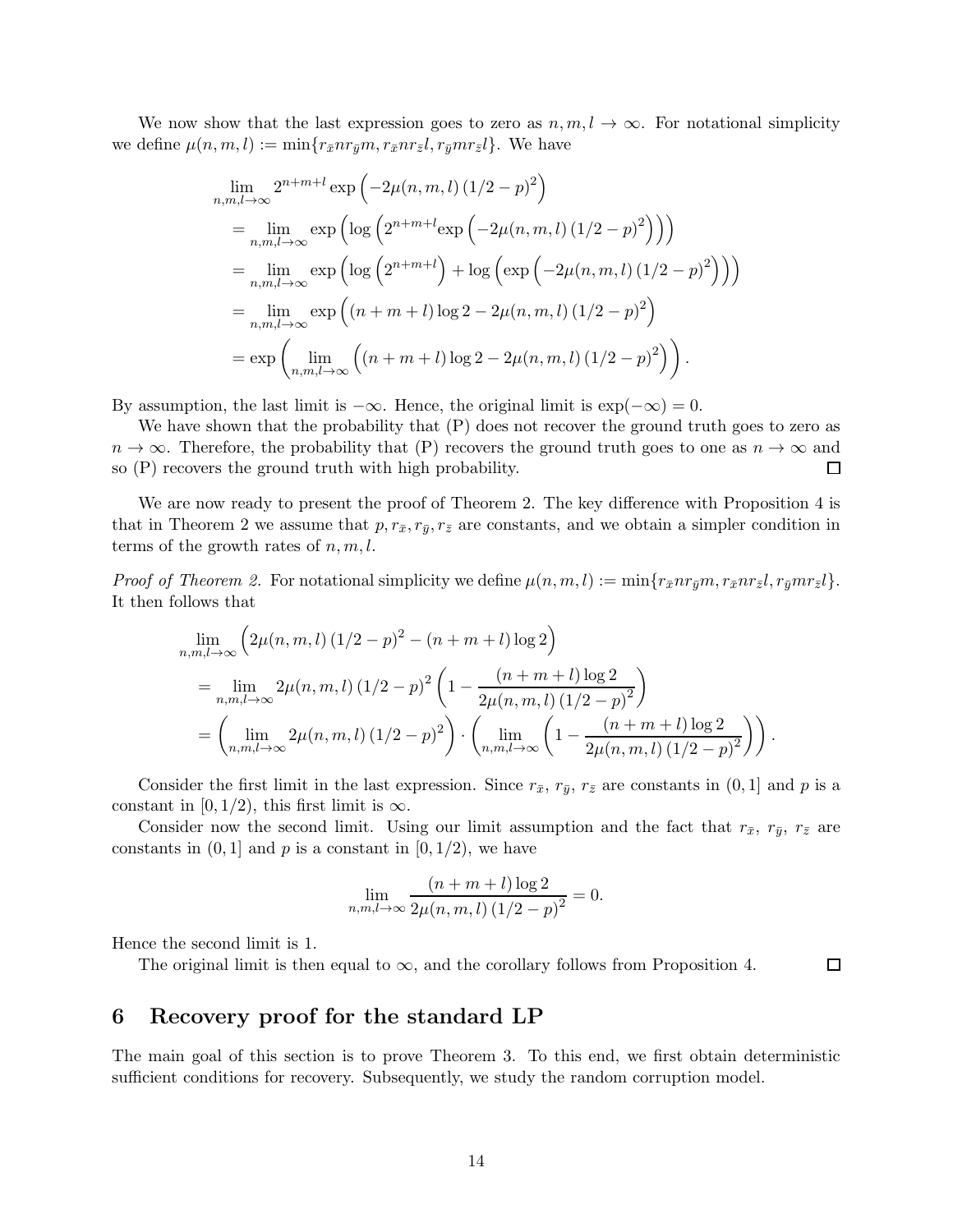We now show that the last expression goes to zero as $n, m, l \to \infty$. For notational simplicity we define $\mu(n,m,l) := \min\{r_{\bar{x}} n r_{\bar{y}} m, r_{\bar{x}} n r_{\bar{z}} l, r_{\bar{y}} m r_{\bar{z}} l\}$. We have

$$
\begin{aligned}
&\lim_{n,m,l\to\infty} 2^{n+m+l} \exp\left(-2\mu(n,m,l)\,(1/2-p)^2\right) \\
&= \lim_{n,m,l\to\infty} \exp\left(\log\left(2^{n+m+l}\exp\left(-2\mu(n,m,l)\,(1/2-p)^2\right)\right)\right) \\
&= \lim_{n,m,l\to\infty} \exp\left(\log\left(2^{n+m+l}\right) + \log\left(\exp\left(-2\mu(n,m,l)\,(1/2-p)^2\right)\right)\right) \\
&= \lim_{n,m,l\to\infty} \exp\left((n+m+l)\log 2 - 2\mu(n,m,l)\,(1/2-p)^2\right) \\
&= \exp\left(\lim_{n,m,l\to\infty}\left((n+m+l)\log 2 - 2\mu(n,m,l)\,(1/2-p)^2\right)\right).
\end{aligned}
$$

By assumption, the last limit is $-\infty$. Hence, the original limit is $\exp(-\infty) = 0$.

We have shown that the probability that (P) does not recover the ground truth goes to zero as $n \to \infty$. Therefore, the probability that (P) recovers the ground truth goes to one as $n \to \infty$ and so (P) recovers the ground truth with high probability. $\square$

We are now ready to present the proof of Theorem 2. The key difference with Proposition 4 is that in Theorem 2 we assume that $p, r_{\bar{x}}, r_{\bar{y}}, r_{\bar{z}}$ are constants, and we obtain a simpler condition in terms of the growth rates of $n, m, l$.

*Proof of Theorem 2.* For notational simplicity we define $\mu(n,m,l) := \min\{r_{\bar{x}} n r_{\bar{y}} m, r_{\bar{x}} n r_{\bar{z}} l, r_{\bar{y}} m r_{\bar{z}} l\}$. It then follows that

$$
\begin{aligned}
&\lim_{n,m,l\to\infty} \left(2\mu(n,m,l)\,(1/2-p)^2 - (n+m+l)\log 2\right) \\
&= \lim_{n,m,l\to\infty} 2\mu(n,m,l)\,(1/2-p)^2 \left(1 - \frac{(n+m+l)\log 2}{2\mu(n,m,l)\,(1/2-p)^2}\right) \\
&= \left(\lim_{n,m,l\to\infty} 2\mu(n,m,l)\,(1/2-p)^2\right) \cdot \left(\lim_{n,m,l\to\infty}\left(1 - \frac{(n+m+l)\log 2}{2\mu(n,m,l)\,(1/2-p)^2}\right)\right).
\end{aligned}
$$

Consider the first limit in the last expression. Since $r_{\bar{x}}$, $r_{\bar{y}}$, $r_{\bar{z}}$ are constants in $(0,1]$ and $p$ is a constant in $[0,1/2)$, this first limit is $\infty$.

Consider now the second limit. Using our limit assumption and the fact that $r_{\bar{x}}$, $r_{\bar{y}}$, $r_{\bar{z}}$ are constants in $(0,1]$ and $p$ is a constant in $[0,1/2)$, we have

$$
\lim_{n,m,l\to\infty} \frac{(n+m+l)\log 2}{2\mu(n,m,l)\,(1/2-p)^2} = 0.
$$

Hence the second limit is 1.

The original limit is then equal to $\infty$, and the corollary follows from Proposition 4. $\square$

## 6 Recovery proof for the standard LP

The main goal of this section is to prove Theorem 3. To this end, we first obtain deterministic sufficient conditions for recovery. Subsequently, we study the random corruption model.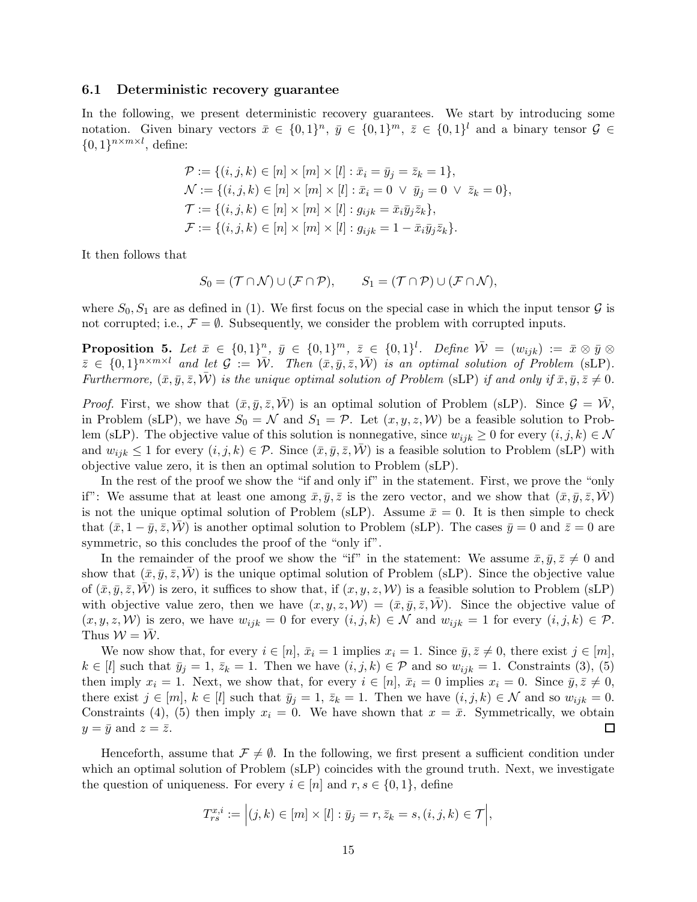### 6.1 Deterministic recovery guarantee

In the following, we present deterministic recovery guarantees. We start by introducing some notation. Given binary vectors $\bar{x} \in \{0,1\}^n$, $\bar{y} \in \{0,1\}^m$, $\bar{z} \in \{0,1\}^l$ and a binary tensor $\mathcal{G} \in \{0,1\}^{n \times m \times l}$, define:

$$
\begin{aligned}
\mathcal{P} &:= \{(i,j,k) \in [n] \times [m] \times [l] : \bar{x}_i = \bar{y}_j = \bar{z}_k = 1\}, \\
\mathcal{N} &:= \{(i,j,k) \in [n] \times [m] \times [l] : \bar{x}_i = 0 \ \vee \ \bar{y}_j = 0 \ \vee \ \bar{z}_k = 0\}, \\
\mathcal{T} &:= \{(i,j,k) \in [n] \times [m] \times [l] : g_{ijk} = \bar{x}_i \bar{y}_j \bar{z}_k\}, \\
\mathcal{F} &:= \{(i,j,k) \in [n] \times [m] \times [l] : g_{ijk} = 1 - \bar{x}_i \bar{y}_j \bar{z}_k\}.
\end{aligned}
$$

It then follows that

$$
S_0 = (\mathcal{T} \cap \mathcal{N}) \cup (\mathcal{F} \cap \mathcal{P}), \qquad S_1 = (\mathcal{T} \cap \mathcal{P}) \cup (\mathcal{F} \cap \mathcal{N}),
$$

where $S_0, S_1$ are as defined in (1). We first focus on the special case in which the input tensor $\mathcal{G}$ is not corrupted; i.e., $\mathcal{F} = \emptyset$. Subsequently, we consider the problem with corrupted inputs.

**Proposition 5.** *Let $\bar{x} \in \{0,1\}^n$, $\bar{y} \in \{0,1\}^m$, $\bar{z} \in \{0,1\}^l$. Define $\bar{\mathcal{W}} = (w_{ijk}) := \bar{x} \otimes \bar{y} \otimes \bar{z} \in \{0,1\}^{n \times m \times l}$ and let $\mathcal{G} := \bar{\mathcal{W}}$. Then $(\bar{x}, \bar{y}, \bar{z}, \bar{\mathcal{W}})$ is an optimal solution of Problem* (sLP)*. Furthermore, $(\bar{x}, \bar{y}, \bar{z}, \bar{\mathcal{W}})$ is the unique optimal solution of Problem* (sLP) *if and only if $\bar{x}, \bar{y}, \bar{z} \neq 0$.*

*Proof.* First, we show that $(\bar{x}, \bar{y}, \bar{z}, \bar{\mathcal{W}})$ is an optimal solution of Problem (sLP). Since $\mathcal{G} = \bar{\mathcal{W}}$, in Problem (sLP), we have $S_0 = \mathcal{N}$ and $S_1 = \mathcal{P}$. Let $(x, y, z, \mathcal{W})$ be a feasible solution to Problem (sLP). The objective value of this solution is nonnegative, since $w_{ijk} \geq 0$ for every $(i,j,k) \in \mathcal{N}$ and $w_{ijk} \leq 1$ for every $(i,j,k) \in \mathcal{P}$. Since $(\bar{x}, \bar{y}, \bar{z}, \bar{\mathcal{W}})$ is a feasible solution to Problem (sLP) with objective value zero, it is then an optimal solution to Problem (sLP).

In the rest of the proof we show the "if and only if" in the statement. First, we prove the "only if": We assume that at least one among $\bar{x}, \bar{y}, \bar{z}$ is the zero vector, and we show that $(\bar{x}, \bar{y}, \bar{z}, \bar{\mathcal{W}})$ is not the unique optimal solution of Problem (sLP). Assume $\bar{x} = 0$. It is then simple to check that $(\bar{x}, 1 - \bar{y}, \bar{z}, \bar{\mathcal{W}})$ is another optimal solution to Problem (sLP). The cases $\bar{y} = 0$ and $\bar{z} = 0$ are symmetric, so this concludes the proof of the "only if".

In the remainder of the proof we show the "if" in the statement: We assume $\bar{x}, \bar{y}, \bar{z} \neq 0$ and show that $(\bar{x}, \bar{y}, \bar{z}, \bar{\mathcal{W}})$ is the unique optimal solution of Problem (sLP). Since the objective value of $(\bar{x}, \bar{y}, \bar{z}, \bar{\mathcal{W}})$ is zero, it suffices to show that, if $(x, y, z, \mathcal{W})$ is a feasible solution to Problem (sLP) with objective value zero, then we have $(x, y, z, \mathcal{W}) = (\bar{x}, \bar{y}, \bar{z}, \bar{\mathcal{W}})$. Since the objective value of $(x, y, z, \mathcal{W})$ is zero, we have $w_{ijk} = 0$ for every $(i,j,k) \in \mathcal{N}$ and $w_{ijk} = 1$ for every $(i,j,k) \in \mathcal{P}$. Thus $\mathcal{W} = \bar{\mathcal{W}}$.

We now show that, for every $i \in [n]$, $\bar{x}_i = 1$ implies $x_i = 1$. Since $\bar{y}, \bar{z} \neq 0$, there exist $j \in [m]$, $k \in [l]$ such that $\bar{y}_j = 1$, $\bar{z}_k = 1$. Then we have $(i,j,k) \in \mathcal{P}$ and so $w_{ijk} = 1$. Constraints (3), (5) then imply $x_i = 1$. Next, we show that, for every $i \in [n]$, $\bar{x}_i = 0$ implies $x_i = 0$. Since $\bar{y}, \bar{z} \neq 0$, there exist $j \in [m]$, $k \in [l]$ such that $\bar{y}_j = 1$, $\bar{z}_k = 1$. Then we have $(i,j,k) \in \mathcal{N}$ and so $w_{ijk} = 0$. Constraints (4), (5) then imply $x_i = 0$. We have shown that $x = \bar{x}$. Symmetrically, we obtain $y = \bar{y}$ and $z = \bar{z}$. $\square$

Henceforth, assume that $\mathcal{F} \neq \emptyset$. In the following, we first present a sufficient condition under which an optimal solution of Problem (sLP) coincides with the ground truth. Next, we investigate the question of uniqueness. For every $i \in [n]$ and $r, s \in \{0,1\}$, define

$$
T^{x,i}_{rs} := \left| (j,k) \in [m] \times [l] : \bar{y}_j = r, \bar{z}_k = s, (i,j,k) \in \mathcal{T} \right|,
$$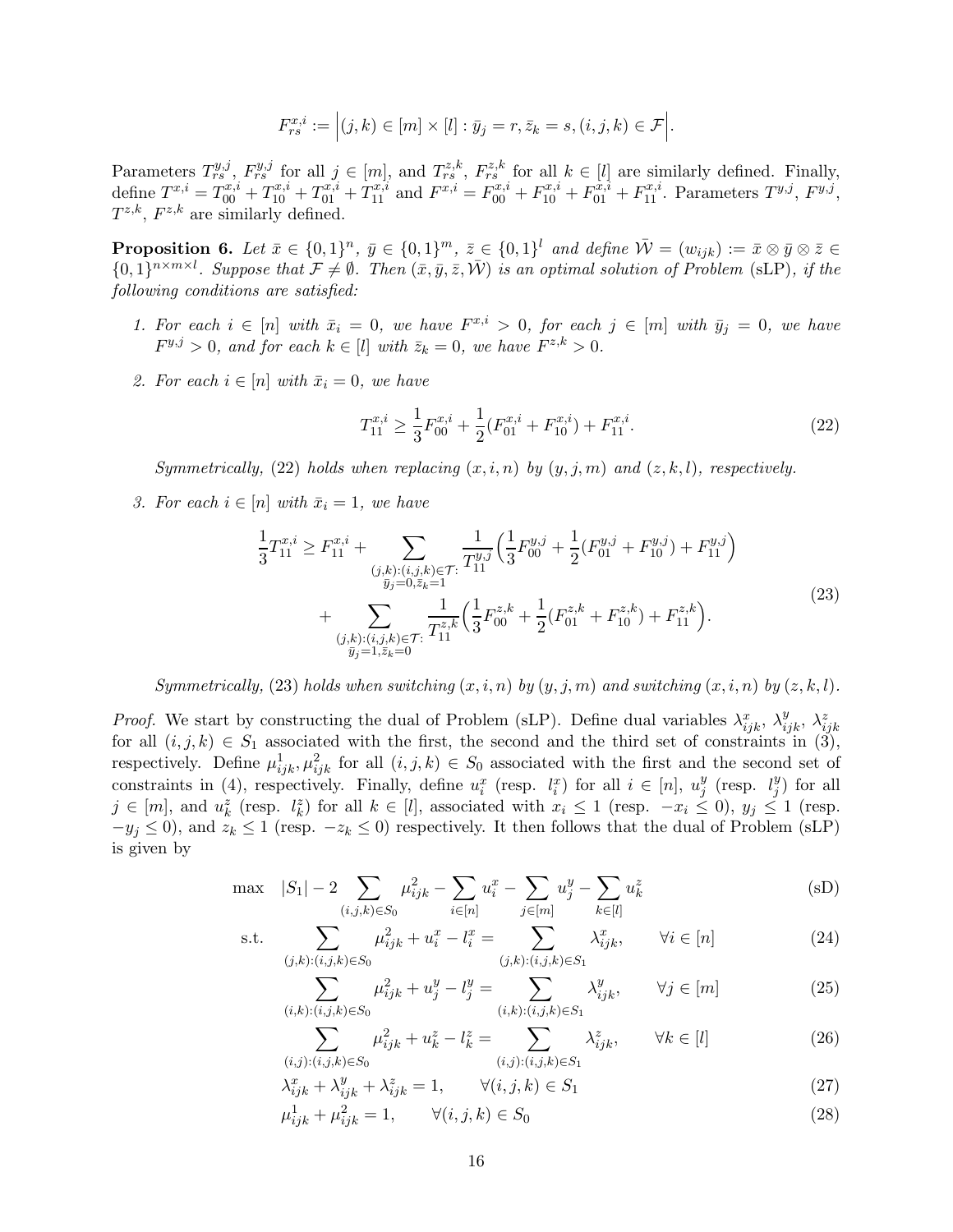$$F_{rs}^{x,i} := \Big|(j,k) \in [m] \times [l] : \bar{y}_j = r, \bar{z}_k = s, (i,j,k) \in \mathcal{F}\Big|.$$

Parameters $T_{rs}^{y,j}$, $F_{rs}^{y,j}$ for all $j \in [m]$, and $T_{rs}^{z,k}$, $F_{rs}^{z,k}$ for all $k \in [l]$ are similarly defined. Finally, define $T^{x,i} = T_{00}^{x,i} + T_{10}^{x,i} + T_{01}^{x,i} + T_{11}^{x,i}$ and $F^{x,i} = F_{00}^{x,i} + F_{10}^{x,i} + F_{01}^{x,i} + F_{11}^{x,i}$. Parameters $T^{y,j}$, $F^{y,j}$, $T^{z,k}$, $F^{z,k}$ are similarly defined.

**Proposition 6.** *Let $\bar{x} \in \{0,1\}^n$, $\bar{y} \in \{0,1\}^m$, $\bar{z} \in \{0,1\}^l$ and define $\bar{\mathcal{W}} = (w_{ijk}) := \bar{x} \otimes \bar{y} \otimes \bar{z} \in \{0,1\}^{n \times m \times l}$. Suppose that $\mathcal{F} \neq \emptyset$. Then $(\bar{x}, \bar{y}, \bar{z}, \bar{\mathcal{W}})$ is an optimal solution of Problem* (sLP)*, if the following conditions are satisfied:*

1. *For each $i \in [n]$ with $\bar{x}_i = 0$, we have $F^{x,i} > 0$, for each $j \in [m]$ with $\bar{y}_j = 0$, we have $F^{y,j} > 0$, and for each $k \in [l]$ with $\bar{z}_k = 0$, we have $F^{z,k} > 0$.*

2. *For each $i \in [n]$ with $\bar{x}_i = 0$, we have*

$$T_{11}^{x,i} \geq \frac{1}{3} F_{00}^{x,i} + \frac{1}{2}(F_{01}^{x,i} + F_{10}^{x,i}) + F_{11}^{x,i}. \tag{22}$$

   *Symmetrically,* (22) *holds when replacing $(x,i,n)$ by $(y,j,m)$ and $(z,k,l)$, respectively.*

3. *For each $i \in [n]$ with $\bar{x}_i = 1$, we have*

$$\begin{aligned}
\frac{1}{3} T_{11}^{x,i} \geq F_{11}^{x,i} &+ \sum_{\substack{(j,k):(i,j,k)\in \mathcal{T}:\\ \bar{y}_j = 0, \bar{z}_k = 1}} \frac{1}{T_{11}^{y,j}} \Big( \frac{1}{3} F_{00}^{y,j} + \frac{1}{2}(F_{01}^{y,j} + F_{10}^{y,j}) + F_{11}^{y,j} \Big) \\
&+ \sum_{\substack{(j,k):(i,j,k)\in \mathcal{T}:\\ \bar{y}_j = 1, \bar{z}_k = 0}} \frac{1}{T_{11}^{z,k}} \Big( \frac{1}{3} F_{00}^{z,k} + \frac{1}{2}(F_{01}^{z,k} + F_{10}^{z,k}) + F_{11}^{z,k} \Big).
\end{aligned} \tag{23}$$

   *Symmetrically,* (23) *holds when switching $(x,i,n)$ by $(y,j,m)$ and switching $(x,i,n)$ by $(z,k,l)$.*

*Proof.* We start by constructing the dual of Problem (sLP). Define dual variables $\lambda_{ijk}^x$, $\lambda_{ijk}^y$, $\lambda_{ijk}^z$ for all $(i,j,k) \in S_1$ associated with the first, the second and the third set of constraints in (3), respectively. Define $\mu_{ijk}^1, \mu_{ijk}^2$ for all $(i,j,k) \in S_0$ associated with the first and the second set of constraints in (4), respectively. Finally, define $u_i^x$ (resp. $l_i^x$) for all $i \in [n]$, $u_j^y$ (resp. $l_j^y$) for all $j \in [m]$, and $u_k^z$ (resp. $l_k^z$) for all $k \in [l]$, associated with $x_i \leq 1$ (resp. $-x_i \leq 0$), $y_j \leq 1$ (resp. $-y_j \leq 0$), and $z_k \leq 1$ (resp. $-z_k \leq 0$) respectively. It then follows that the dual of Problem (sLP) is given by

$$\max \quad |S_1| - 2 \sum_{(i,j,k)\in S_0} \mu_{ijk}^2 - \sum_{i\in[n]} u_i^x - \sum_{j\in[m]} u_j^y - \sum_{k\in[l]} u_k^z \tag{sD}$$

$$\text{s.t.} \quad \sum_{(j,k):(i,j,k)\in S_0} \mu_{ijk}^2 + u_i^x - l_i^x = \sum_{(j,k):(i,j,k)\in S_1} \lambda_{ijk}^x, \qquad \forall i \in [n] \tag{24}$$

$$\sum_{(i,k):(i,j,k)\in S_0} \mu_{ijk}^2 + u_j^y - l_j^y = \sum_{(i,k):(i,j,k)\in S_1} \lambda_{ijk}^y, \qquad \forall j \in [m] \tag{25}$$

$$\sum_{(i,j):(i,j,k)\in S_0} \mu_{ijk}^2 + u_k^z - l_k^z = \sum_{(i,j):(i,j,k)\in S_1} \lambda_{ijk}^z, \qquad \forall k \in [l] \tag{26}$$

$$\lambda_{ijk}^x + \lambda_{ijk}^y + \lambda_{ijk}^z = 1, \qquad \forall (i,j,k) \in S_1 \tag{27}$$

$$\mu_{ijk}^1 + \mu_{ijk}^2 = 1, \qquad \forall (i,j,k) \in S_0 \tag{28}$$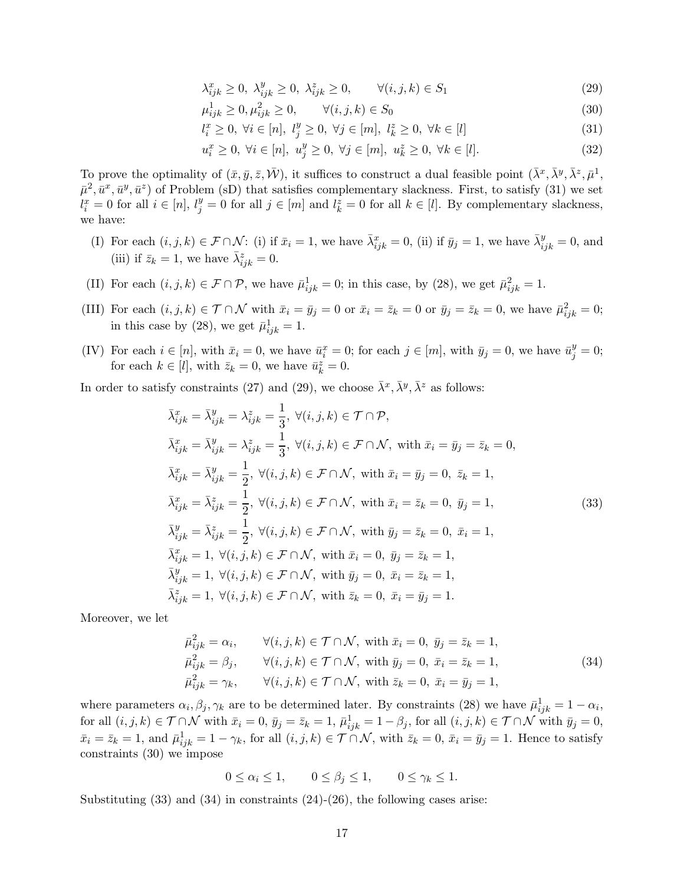$$
\lambda^x_{ijk} \geq 0,\ \lambda^y_{ijk} \geq 0,\ \lambda^z_{ijk} \geq 0, \qquad \forall (i,j,k) \in S_1 \tag{29}
$$

$$
\mu^1_{ijk} \geq 0, \mu^2_{ijk} \geq 0, \qquad \forall (i,j,k) \in S_0 \tag{30}
$$

$$
l^x_i \geq 0,\ \forall i \in [n],\ l^y_j \geq 0,\ \forall j \in [m],\ l^z_k \geq 0,\ \forall k \in [l] \tag{31}
$$

$$
u^x_i \geq 0,\ \forall i \in [n],\ u^y_j \geq 0,\ \forall j \in [m],\ u^z_k \geq 0,\ \forall k \in [l]. \tag{32}
$$

To prove the optimality of $(\bar{x}, \bar{y}, \bar{z}, \bar{\mathcal{W}})$, it suffices to construct a dual feasible point $(\bar{\lambda}^x, \bar{\lambda}^y, \bar{\lambda}^z, \bar{\mu}^1, \bar{\mu}^2, \bar{u}^x, \bar{u}^y, \bar{u}^z)$ of Problem (sD) that satisfies complementary slackness. First, to satisfy (31) we set $l^x_i = 0$ for all $i \in [n]$, $l^y_j = 0$ for all $j \in [m]$ and $l^z_k = 0$ for all $k \in [l]$. By complementary slackness, we have:

(I) For each $(i,j,k) \in \mathcal{F} \cap \mathcal{N}$: (i) if $\bar{x}_i = 1$, we have $\bar{\lambda}^x_{ijk} = 0$, (ii) if $\bar{y}_j = 1$, we have $\bar{\lambda}^y_{ijk} = 0$, and (iii) if $\bar{z}_k = 1$, we have $\bar{\lambda}^z_{ijk} = 0$.

(II) For each $(i,j,k) \in \mathcal{F} \cap \mathcal{P}$, we have $\bar{\mu}^1_{ijk} = 0$; in this case, by (28), we get $\bar{\mu}^2_{ijk} = 1$.

(III) For each $(i,j,k) \in \mathcal{T} \cap \mathcal{N}$ with $\bar{x}_i = \bar{y}_j = 0$ or $\bar{x}_i = \bar{z}_k = 0$ or $\bar{y}_j = \bar{z}_k = 0$, we have $\bar{\mu}^2_{ijk} = 0$; in this case by (28), we get $\bar{\mu}^1_{ijk} = 1$.

(IV) For each $i \in [n]$, with $\bar{x}_i = 0$, we have $\bar{u}^x_i = 0$; for each $j \in [m]$, with $\bar{y}_j = 0$, we have $\bar{u}^y_j = 0$; for each $k \in [l]$, with $\bar{z}_k = 0$, we have $\bar{u}^z_k = 0$.

In order to satisfy constraints (27) and (29), we choose $\bar{\lambda}^x, \bar{\lambda}^y, \bar{\lambda}^z$ as follows:

$$
\begin{aligned}
&\bar{\lambda}^x_{ijk} = \bar{\lambda}^y_{ijk} = \lambda^z_{ijk} = \frac{1}{3},\ \forall (i,j,k) \in \mathcal{T} \cap \mathcal{P}, \\
&\bar{\lambda}^x_{ijk} = \bar{\lambda}^y_{ijk} = \lambda^z_{ijk} = \frac{1}{3},\ \forall (i,j,k) \in \mathcal{F} \cap \mathcal{N},\ \text{with } \bar{x}_i = \bar{y}_j = \bar{z}_k = 0, \\
&\bar{\lambda}^x_{ijk} = \bar{\lambda}^y_{ijk} = \frac{1}{2},\ \forall (i,j,k) \in \mathcal{F} \cap \mathcal{N},\ \text{with } \bar{x}_i = \bar{y}_j = 0,\ \bar{z}_k = 1, \\
&\bar{\lambda}^x_{ijk} = \bar{\lambda}^z_{ijk} = \frac{1}{2},\ \forall (i,j,k) \in \mathcal{F} \cap \mathcal{N},\ \text{with } \bar{x}_i = \bar{z}_k = 0,\ \bar{y}_j = 1, \\
&\bar{\lambda}^y_{ijk} = \bar{\lambda}^z_{ijk} = \frac{1}{2},\ \forall (i,j,k) \in \mathcal{F} \cap \mathcal{N},\ \text{with } \bar{y}_j = \bar{z}_k = 0,\ \bar{x}_i = 1, \\
&\bar{\lambda}^x_{ijk} = 1,\ \forall (i,j,k) \in \mathcal{F} \cap \mathcal{N},\ \text{with } \bar{x}_i = 0,\ \bar{y}_j = \bar{z}_k = 1, \\
&\bar{\lambda}^y_{ijk} = 1,\ \forall (i,j,k) \in \mathcal{F} \cap \mathcal{N},\ \text{with } \bar{y}_j = 0,\ \bar{x}_i = \bar{z}_k = 1, \\
&\bar{\lambda}^z_{ijk} = 1,\ \forall (i,j,k) \in \mathcal{F} \cap \mathcal{N},\ \text{with } \bar{z}_k = 0,\ \bar{x}_i = \bar{y}_j = 1.
\end{aligned} \tag{33}
$$

Moreover, we let

$$
\begin{aligned}
&\bar{\mu}^2_{ijk} = \alpha_i, \qquad \forall (i,j,k) \in \mathcal{T} \cap \mathcal{N},\ \text{with } \bar{x}_i = 0,\ \bar{y}_j = \bar{z}_k = 1, \\
&\bar{\mu}^2_{ijk} = \beta_j, \qquad \forall (i,j,k) \in \mathcal{T} \cap \mathcal{N},\ \text{with } \bar{y}_j = 0,\ \bar{x}_i = \bar{z}_k = 1, \\
&\bar{\mu}^2_{ijk} = \gamma_k, \qquad \forall (i,j,k) \in \mathcal{T} \cap \mathcal{N},\ \text{with } \bar{z}_k = 0,\ \bar{x}_i = \bar{y}_j = 1,
\end{aligned} \tag{34}
$$

where parameters $\alpha_i, \beta_j, \gamma_k$ are to be determined later. By constraints (28) we have $\bar{\mu}^1_{ijk} = 1 - \alpha_i$, for all $(i,j,k) \in \mathcal{T} \cap \mathcal{N}$ with $\bar{x}_i = 0$, $\bar{y}_j = \bar{z}_k = 1$, $\bar{\mu}^1_{ijk} = 1 - \beta_j$, for all $(i,j,k) \in \mathcal{T} \cap \mathcal{N}$ with $\bar{y}_j = 0$, $\bar{x}_i = \bar{z}_k = 1$, and $\bar{\mu}^1_{ijk} = 1 - \gamma_k$, for all $(i,j,k) \in \mathcal{T} \cap \mathcal{N}$, with $\bar{z}_k = 0$, $\bar{x}_i = \bar{y}_j = 1$. Hence to satisfy constraints (30) we impose

$$
0 \leq \alpha_i \leq 1, \qquad 0 \leq \beta_j \leq 1, \qquad 0 \leq \gamma_k \leq 1.
$$

Substituting (33) and (34) in constraints (24)-(26), the following cases arise: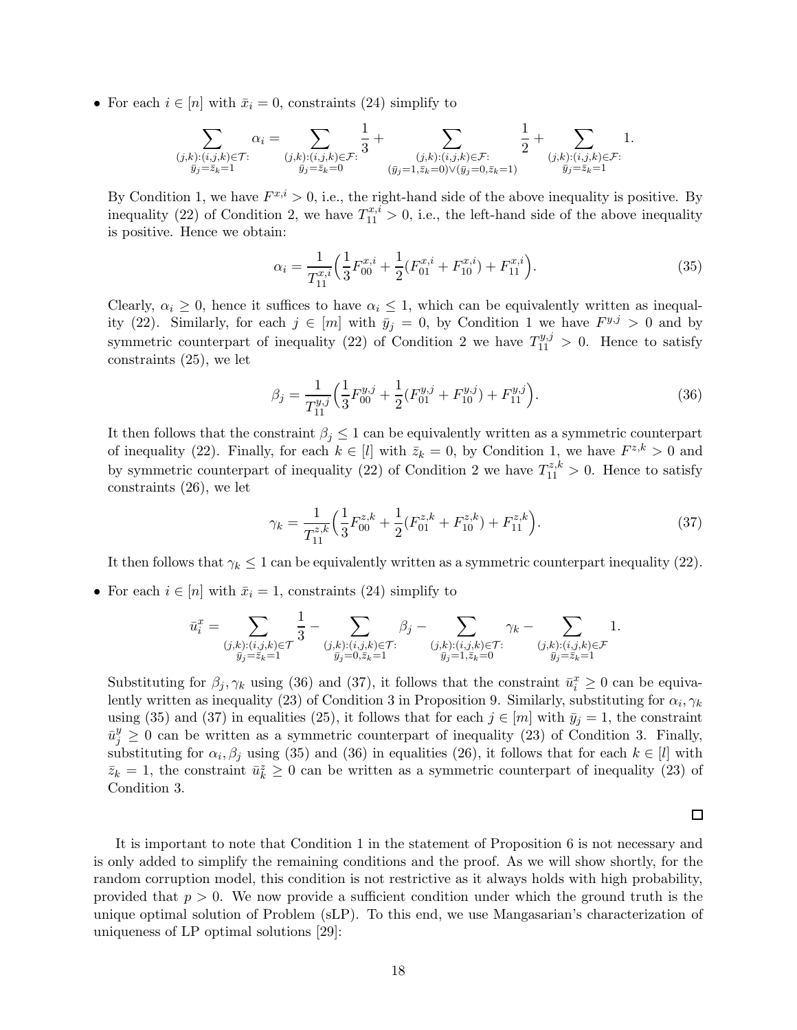- For each $i \in [n]$ with $\bar{x}_i = 0$, constraints (24) simplify to

$$\sum_{\substack{(j,k):(i,j,k)\in\mathcal{T}:\\ \bar{y}_j=\bar{z}_k=1}} \alpha_i = \sum_{\substack{(j,k):(i,j,k)\in\mathcal{F}:\\ \bar{y}_j=\bar{z}_k=0}} \frac{1}{3} + \sum_{\substack{(j,k):(i,j,k)\in\mathcal{F}:\\ (\bar{y}_j=1,\bar{z}_k=0)\vee(\bar{y}_j=0,\bar{z}_k=1)}} \frac{1}{2} + \sum_{\substack{(j,k):(i,j,k)\in\mathcal{F}:\\ \bar{y}_j=\bar{z}_k=1}} 1.$$

By Condition 1, we have $F^{x,i} > 0$, i.e., the right-hand side of the above inequality is positive. By inequality (22) of Condition 2, we have $T^{x,i}_{11} > 0$, i.e., the left-hand side of the above inequality is positive. Hence we obtain:

$$\alpha_i = \frac{1}{T^{x,i}_{11}}\Big(\frac{1}{3}F^{x,i}_{00} + \frac{1}{2}(F^{x,i}_{01} + F^{x,i}_{10}) + F^{x,i}_{11}\Big). \tag{35}$$

Clearly, $\alpha_i \geq 0$, hence it suffices to have $\alpha_i \leq 1$, which can be equivalently written as inequality (22). Similarly, for each $j \in [m]$ with $\bar{y}_j = 0$, by Condition 1 we have $F^{y,j} > 0$ and by symmetric counterpart of inequality (22) of Condition 2 we have $T^{y,j}_{11} > 0$. Hence to satisfy constraints (25), we let

$$\beta_j = \frac{1}{T^{y,j}_{11}}\Big(\frac{1}{3}F^{y,j}_{00} + \frac{1}{2}(F^{y,j}_{01} + F^{y,j}_{10}) + F^{y,j}_{11}\Big). \tag{36}$$

It then follows that the constraint $\beta_j \leq 1$ can be equivalently written as a symmetric counterpart of inequality (22). Finally, for each $k \in [l]$ with $\bar{z}_k = 0$, by Condition 1, we have $F^{z,k} > 0$ and by symmetric counterpart of inequality (22) of Condition 2 we have $T^{z,k}_{11} > 0$. Hence to satisfy constraints (26), we let

$$\gamma_k = \frac{1}{T^{z,k}_{11}}\Big(\frac{1}{3}F^{z,k}_{00} + \frac{1}{2}(F^{z,k}_{01} + F^{z,k}_{10}) + F^{z,k}_{11}\Big). \tag{37}$$

It then follows that $\gamma_k \leq 1$ can be equivalently written as a symmetric counterpart inequality (22).

- For each $i \in [n]$ with $\bar{x}_i = 1$, constraints (24) simplify to

$$\bar{u}^x_i = \sum_{\substack{(j,k):(i,j,k)\in\mathcal{T}\\ \bar{y}_j=\bar{z}_k=1}} \frac{1}{3} - \sum_{\substack{(j,k):(i,j,k)\in\mathcal{T}:\\ \bar{y}_j=0,\bar{z}_k=1}} \beta_j - \sum_{\substack{(j,k):(i,j,k)\in\mathcal{T}:\\ \bar{y}_j=1,\bar{z}_k=0}} \gamma_k - \sum_{\substack{(j,k):(i,j,k)\in\mathcal{F}\\ \bar{y}_j=\bar{z}_k=1}} 1.$$

Substituting for $\beta_j, \gamma_k$ using (36) and (37), it follows that the constraint $\bar{u}^x_i \geq 0$ can be equivalently written as inequality (23) of Condition 3 in Proposition 9. Similarly, substituting for $\alpha_i, \gamma_k$ using (35) and (37) in equalities (25), it follows that for each $j \in [m]$ with $\bar{y}_j = 1$, the constraint $\bar{u}^y_j \geq 0$ can be written as a symmetric counterpart of inequality (23) of Condition 3. Finally, substituting for $\alpha_i, \beta_j$ using (35) and (36) in equalities (26), it follows that for each $k \in [l]$ with $\bar{z}_k = 1$, the constraint $\bar{u}^z_k \geq 0$ can be written as a symmetric counterpart of inequality (23) of Condition 3.

□

It is important to note that Condition 1 in the statement of Proposition 6 is not necessary and is only added to simplify the remaining conditions and the proof. As we will show shortly, for the random corruption model, this condition is not restrictive as it always holds with high probability, provided that $p > 0$. We now provide a sufficient condition under which the ground truth is the unique optimal solution of Problem (sLP). To this end, we use Mangasarian's characterization of uniqueness of LP optimal solutions [29]: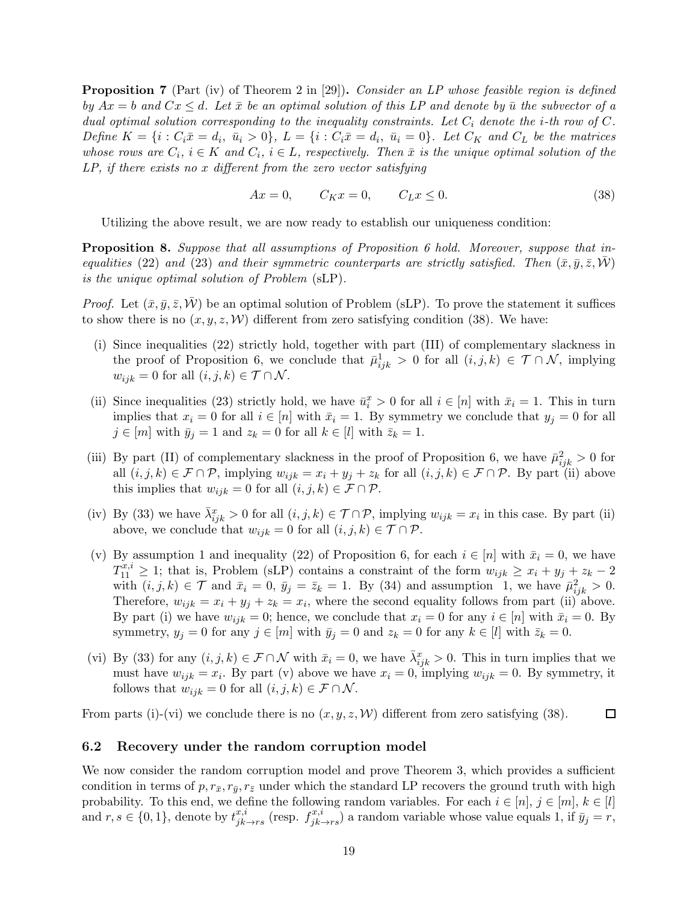**Proposition 7** (Part (iv) of Theorem 2 in [29])**.** *Consider an LP whose feasible region is defined by $Ax = b$ and $Cx \leq d$. Let $\bar{x}$ be an optimal solution of this LP and denote by $\bar{u}$ the subvector of a dual optimal solution corresponding to the inequality constraints. Let $C_i$ denote the $i$-th row of $C$. Define $K = \{i : C_i\bar{x} = d_i,\ \bar{u}_i > 0\}$, $L = \{i : C_i\bar{x} = d_i,\ \bar{u}_i = 0\}$. Let $C_K$ and $C_L$ be the matrices whose rows are $C_i$, $i \in K$ and $C_i$, $i \in L$, respectively. Then $\bar{x}$ is the unique optimal solution of the LP, if there exists no $x$ different from the zero vector satisfying*

$$Ax = 0, \qquad C_K x = 0, \qquad C_L x \leq 0. \tag{38}$$

Utilizing the above result, we are now ready to establish our uniqueness condition:

**Proposition 8.** *Suppose that all assumptions of Proposition 6 hold. Moreover, suppose that inequalities (22) and (23) and their symmetric counterparts are strictly satisfied. Then $(\bar{x}, \bar{y}, \bar{z}, \bar{\mathcal{W}})$ is the unique optimal solution of Problem* (sLP).

*Proof.* Let $(\bar{x}, \bar{y}, \bar{z}, \bar{\mathcal{W}})$ be an optimal solution of Problem (sLP). To prove the statement it suffices to show there is no $(x, y, z, \mathcal{W})$ different from zero satisfying condition (38). We have:

(i) Since inequalities (22) strictly hold, together with part (III) of complementary slackness in the proof of Proposition 6, we conclude that $\bar{\mu}^1_{ijk} > 0$ for all $(i,j,k) \in \mathcal{T} \cap \mathcal{N}$, implying $w_{ijk} = 0$ for all $(i,j,k) \in \mathcal{T} \cap \mathcal{N}$.

(ii) Since inequalities (23) strictly hold, we have $\bar{u}^x_i > 0$ for all $i \in [n]$ with $\bar{x}_i = 1$. This in turn implies that $x_i = 0$ for all $i \in [n]$ with $\bar{x}_i = 1$. By symmetry we conclude that $y_j = 0$ for all $j \in [m]$ with $\bar{y}_j = 1$ and $z_k = 0$ for all $k \in [l]$ with $\bar{z}_k = 1$.

(iii) By part (II) of complementary slackness in the proof of Proposition 6, we have $\bar{\mu}^2_{ijk} > 0$ for all $(i,j,k) \in \mathcal{F} \cap \mathcal{P}$, implying $w_{ijk} = x_i + y_j + z_k$ for all $(i,j,k) \in \mathcal{F} \cap \mathcal{P}$. By part (ii) above this implies that $w_{ijk} = 0$ for all $(i,j,k) \in \mathcal{F} \cap \mathcal{P}$.

(iv) By (33) we have $\bar{\lambda}^x_{ijk} > 0$ for all $(i,j,k) \in \mathcal{T} \cap \mathcal{P}$, implying $w_{ijk} = x_i$ in this case. By part (ii) above, we conclude that $w_{ijk} = 0$ for all $(i,j,k) \in \mathcal{T} \cap \mathcal{P}$.

(v) By assumption 1 and inequality (22) of Proposition 6, for each $i \in [n]$ with $\bar{x}_i = 0$, we have $T^{x,i}_{11} \geq 1$; that is, Problem (sLP) contains a constraint of the form $w_{ijk} \geq x_i + y_j + z_k - 2$ with $(i,j,k) \in \mathcal{T}$ and $\bar{x}_i = 0$, $\bar{y}_j = \bar{z}_k = 1$. By (34) and assumption 1, we have $\bar{\mu}^2_{ijk} > 0$. Therefore, $w_{ijk} = x_i + y_j + z_k = x_i$, where the second equality follows from part (ii) above. By part (i) we have $w_{ijk} = 0$; hence, we conclude that $x_i = 0$ for any $i \in [n]$ with $\bar{x}_i = 0$. By symmetry, $y_j = 0$ for any $j \in [m]$ with $\bar{y}_j = 0$ and $z_k = 0$ for any $k \in [l]$ with $\bar{z}_k = 0$.

(vi) By (33) for any $(i,j,k) \in \mathcal{F} \cap \mathcal{N}$ with $\bar{x}_i = 0$, we have $\bar{\lambda}^x_{ijk} > 0$. This in turn implies that we must have $w_{ijk} = x_i$. By part (v) above we have $x_i = 0$, implying $w_{ijk} = 0$. By symmetry, it follows that $w_{ijk} = 0$ for all $(i,j,k) \in \mathcal{F} \cap \mathcal{N}$.

From parts (i)-(vi) we conclude there is no $(x, y, z, \mathcal{W})$ different from zero satisfying (38). $\square$

### 6.2 Recovery under the random corruption model

We now consider the random corruption model and prove Theorem 3, which provides a sufficient condition in terms of $p, r_{\bar{x}}, r_{\bar{y}}, r_{\bar{z}}$ under which the standard LP recovers the ground truth with high probability. To this end, we define the following random variables. For each $i \in [n]$, $j \in [m]$, $k \in [l]$ and $r, s \in \{0, 1\}$, denote by $t^{x,i}_{jk \to rs}$ (resp. $f^{x,i}_{jk \to rs}$) a random variable whose value equals 1, if $\bar{y}_j = r$,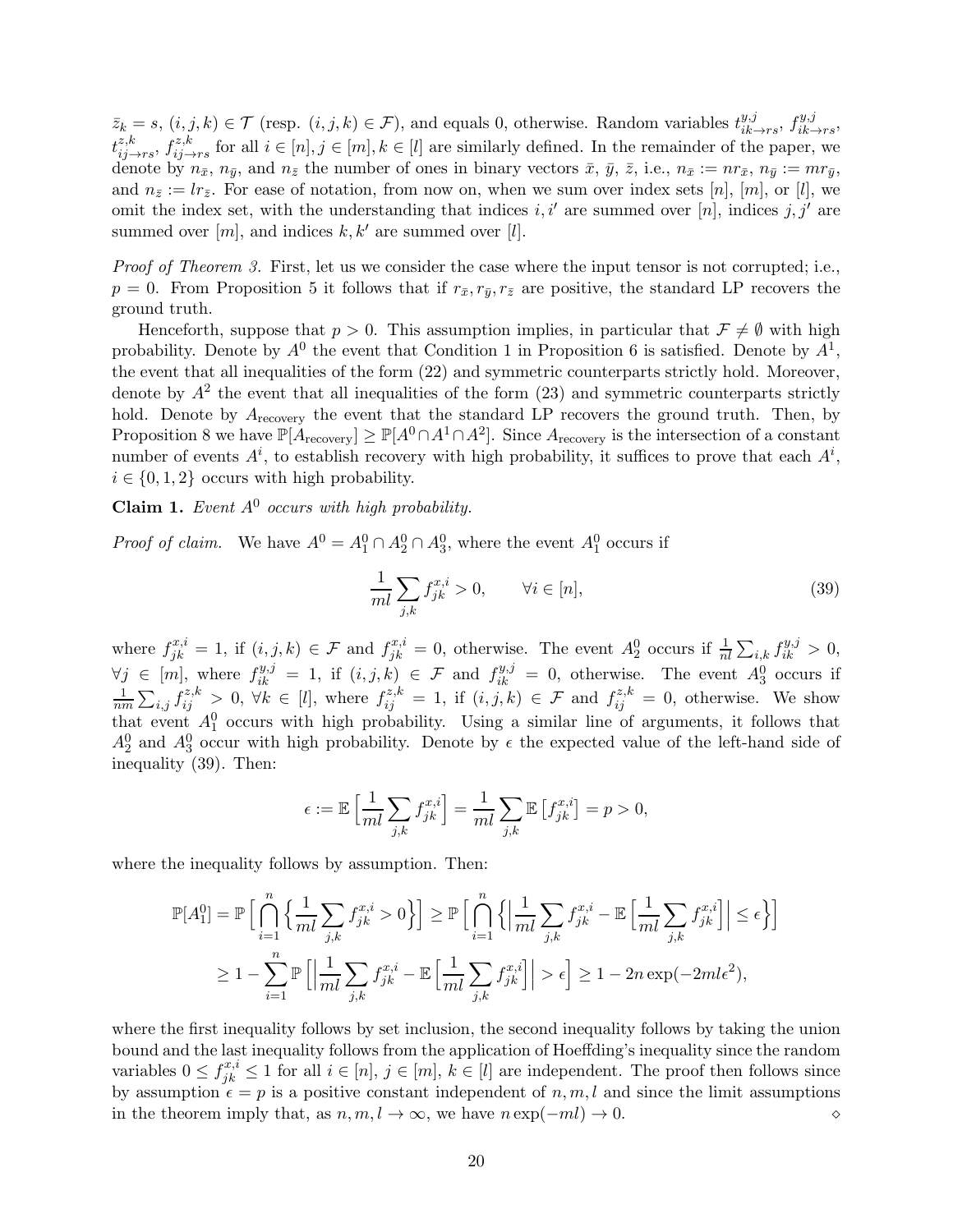$\bar{z}_k = s$, $(i,j,k) \in \mathcal{T}$ (resp. $(i,j,k) \in \mathcal{F}$), and equals 0, otherwise. Random variables $t^{y,j}_{ik\to rs}$, $f^{y,j}_{ik\to rs}$, $t^{z,k}_{ij\to rs}$, $f^{z,k}_{ij\to rs}$ for all $i \in [n], j \in [m], k \in [l]$ are similarly defined. In the remainder of the paper, we denote by $n_{\bar{x}}$, $n_{\bar{y}}$, and $n_{\bar{z}}$ the number of ones in binary vectors $\bar{x}$, $\bar{y}$, $\bar{z}$, i.e., $n_{\bar{x}} := nr_{\bar{x}}$, $n_{\bar{y}} := mr_{\bar{y}}$, and $n_{\bar{z}} := lr_{\bar{z}}$. For ease of notation, from now on, when we sum over index sets $[n]$, $[m]$, or $[l]$, we omit the index set, with the understanding that indices $i, i'$ are summed over $[n]$, indices $j, j'$ are summed over $[m]$, and indices $k, k'$ are summed over $[l]$.

*Proof of Theorem 3.* First, let us we consider the case where the input tensor is not corrupted; i.e., $p = 0$. From Proposition 5 it follows that if $r_{\bar{x}}, r_{\bar{y}}, r_{\bar{z}}$ are positive, the standard LP recovers the ground truth.

Henceforth, suppose that $p > 0$. This assumption implies, in particular that $\mathcal{F} \neq \emptyset$ with high probability. Denote by $A^0$ the event that Condition 1 in Proposition 6 is satisfied. Denote by $A^1$, the event that all inequalities of the form (22) and symmetric counterparts strictly hold. Moreover, denote by $A^2$ the event that all inequalities of the form (23) and symmetric counterparts strictly hold. Denote by $A_{\text{recovery}}$ the event that the standard LP recovers the ground truth. Then, by Proposition 8 we have $\mathbb{P}[A_{\text{recovery}}] \geq \mathbb{P}[A^0 \cap A^1 \cap A^2]$. Since $A_{\text{recovery}}$ is the intersection of a constant number of events $A^i$, to establish recovery with high probability, it suffices to prove that each $A^i$, $i \in \{0,1,2\}$ occurs with high probability.

**Claim 1.** *Event $A^0$ occurs with high probability.*

*Proof of claim.* We have $A^0 = A^0_1 \cap A^0_2 \cap A^0_3$, where the event $A^0_1$ occurs if

$$\frac{1}{ml}\sum_{j,k} f^{x,i}_{jk} > 0, \qquad \forall i \in [n], \tag{39}$$

where $f^{x,i}_{jk} = 1$, if $(i,j,k) \in \mathcal{F}$ and $f^{x,i}_{jk} = 0$, otherwise. The event $A^0_2$ occurs if $\frac{1}{nl}\sum_{i,k} f^{y,j}_{ik} > 0$, $\forall j \in [m]$, where $f^{y,j}_{ik} = 1$, if $(i,j,k) \in \mathcal{F}$ and $f^{y,j}_{ik} = 0$, otherwise. The event $A^0_3$ occurs if $\frac{1}{nm}\sum_{i,j} f^{z,k}_{ij} > 0$, $\forall k \in [l]$, where $f^{z,k}_{ij} = 1$, if $(i,j,k) \in \mathcal{F}$ and $f^{z,k}_{ij} = 0$, otherwise. We show that event $A^0_1$ occurs with high probability. Using a similar line of arguments, it follows that $A^0_2$ and $A^0_3$ occur with high probability. Denote by $\epsilon$ the expected value of the left-hand side of inequality (39). Then:

$$\epsilon := \mathbb{E}\Big[\frac{1}{ml}\sum_{j,k} f^{x,i}_{jk}\Big] = \frac{1}{ml}\sum_{j,k}\mathbb{E}\big[f^{x,i}_{jk}\big] = p > 0,$$

where the inequality follows by assumption. Then:

$$\begin{aligned}
\mathbb{P}[A^0_1] &= \mathbb{P}\Big[\bigcap_{i=1}^{n}\Big\{\frac{1}{ml}\sum_{j,k} f^{x,i}_{jk} > 0\Big\}\Big] \geq \mathbb{P}\Big[\bigcap_{i=1}^{n}\Big\{\Big|\frac{1}{ml}\sum_{j,k} f^{x,i}_{jk} - \mathbb{E}\Big[\frac{1}{ml}\sum_{j,k} f^{x,i}_{jk}\Big]\Big| \leq \epsilon\Big\}\Big] \\
&\geq 1 - \sum_{i=1}^{n}\mathbb{P}\Big[\Big|\frac{1}{ml}\sum_{j,k} f^{x,i}_{jk} - \mathbb{E}\Big[\frac{1}{ml}\sum_{j,k} f^{x,i}_{jk}\Big]\Big| > \epsilon\Big] \geq 1 - 2n\exp(-2ml\epsilon^2),
\end{aligned}$$

where the first inequality follows by set inclusion, the second inequality follows by taking the union bound and the last inequality follows from the application of Hoeffding's inequality since the random variables $0 \leq f^{x,i}_{jk} \leq 1$ for all $i \in [n]$, $j \in [m]$, $k \in [l]$ are independent. The proof then follows since by assumption $\epsilon = p$ is a positive constant independent of $n, m, l$ and since the limit assumptions in the theorem imply that, as $n, m, l \to \infty$, we have $n\exp(-ml) \to 0$. $\diamond$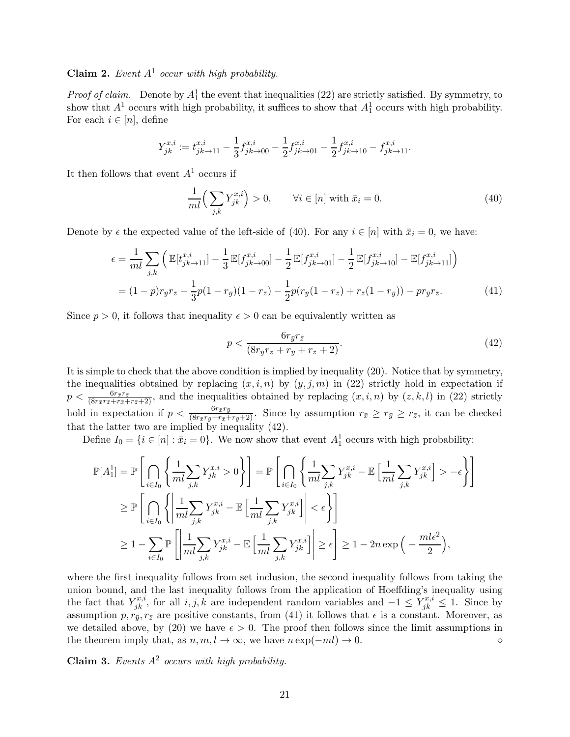**Claim 2.** *Event $A^1$ occur with high probability.*

*Proof of claim.* Denote by $A_1^1$ the event that inequalities (22) are strictly satisfied. By symmetry, to show that $A^1$ occurs with high probability, it suffices to show that $A_1^1$ occurs with high probability. For each $i \in [n]$, define

$$Y_{jk}^{x,i} := t_{jk\to 11}^{x,i} - \frac{1}{3} f_{jk\to 00}^{x,i} - \frac{1}{2} f_{jk\to 01}^{x,i} - \frac{1}{2} f_{jk\to 10}^{x,i} - f_{jk\to 11}^{x,i}.$$

It then follows that event $A^1$ occurs if

$$\frac{1}{ml}\Big(\sum_{j,k} Y_{jk}^{x,i}\Big) > 0, \qquad \forall i \in [n] \text{ with } \bar{x}_i = 0. \tag{40}$$

Denote by $\epsilon$ the expected value of the left-side of (40). For any $i \in [n]$ with $\bar{x}_i = 0$, we have:

$$\begin{aligned}
\epsilon &= \frac{1}{ml}\sum_{j,k}\Big(\mathbb{E}[t_{jk\to 11}^{x,i}] - \frac{1}{3}\mathbb{E}[f_{jk\to 00}^{x,i}] - \frac{1}{2}\mathbb{E}[f_{jk\to 01}^{x,i}] - \frac{1}{2}\mathbb{E}[f_{jk\to 10}^{x,i}] - \mathbb{E}[f_{jk\to 11}^{x,i}]\Big) \\
&= (1-p) r_{\bar{y}} r_{\bar{z}} - \frac{1}{3}p(1-r_{\bar{y}})(1-r_{\bar{z}}) - \frac{1}{2}p(r_{\bar{y}}(1-r_{\bar{z}}) + r_{\bar{z}}(1-r_{\bar{y}})) - p r_{\bar{y}} r_{\bar{z}}.
\end{aligned} \tag{41}$$

Since $p > 0$, it follows that inequality $\epsilon > 0$ can be equivalently written as

$$p < \frac{6 r_{\bar{y}} r_{\bar{z}}}{(8 r_{\bar{y}} r_{\bar{z}} + r_{\bar{y}} + r_{\bar{z}} + 2)}. \tag{42}$$

It is simple to check that the above condition is implied by inequality (20). Notice that by symmetry, the inequalities obtained by replacing $(x, i, n)$ by $(y, j, m)$ in (22) strictly hold in expectation if $p < \frac{6 r_{\bar{x}} r_{\bar{z}}}{(8 r_{\bar{x}} r_{\bar{z}} + r_{\bar{x}} + r_{\bar{z}} + 2)}$, and the inequalities obtained by replacing $(x, i, n)$ by $(z, k, l)$ in (22) strictly hold in expectation if $p < \frac{6 r_{\bar{x}} r_{\bar{y}}}{(8 r_{\bar{x}} r_{\bar{y}} + r_{\bar{x}} + r_{\bar{y}} + 2)}$. Since by assumption $r_{\bar{x}} \geq r_{\bar{y}} \geq r_{\bar{z}}$, it can be checked that the latter two are implied by inequality (42).

Define $I_0 = \{i \in [n] : \bar{x}_i = 0\}$. We now show that event $A_1^1$ occurs with high probability:

$$\begin{aligned}
\mathbb{P}[A_1^1] &= \mathbb{P}\left[\bigcap_{i\in I_0}\left\{\frac{1}{ml}\sum_{j,k} Y_{jk}^{x,i} > 0\right\}\right] = \mathbb{P}\left[\bigcap_{i\in I_0}\left\{\frac{1}{ml}\sum_{j,k} Y_{jk}^{x,i} - \mathbb{E}\Big[\frac{1}{ml}\sum_{j,k} Y_{jk}^{x,i}\Big] > -\epsilon\right\}\right] \\
&\geq \mathbb{P}\left[\bigcap_{i\in I_0}\left\{\left|\frac{1}{ml}\sum_{j,k} Y_{jk}^{x,i} - \mathbb{E}\Big[\frac{1}{ml}\sum_{j,k} Y_{jk}^{x,i}\Big]\right| < \epsilon\right\}\right] \\
&\geq 1 - \sum_{i\in I_0}\mathbb{P}\left[\left|\frac{1}{ml}\sum_{j,k} Y_{jk}^{x,i} - \mathbb{E}\Big[\frac{1}{ml}\sum_{j,k} Y_{jk}^{x,i}\Big]\right| \geq \epsilon\right] \geq 1 - 2n\exp\Big(-\frac{ml\epsilon^2}{2}\Big),
\end{aligned}$$

where the first inequality follows from set inclusion, the second inequality follows from taking the union bound, and the last inequality follows from the application of Hoeffding's inequality using the fact that $Y_{jk}^{x,i}$, for all $i, j, k$ are independent random variables and $-1 \leq Y_{jk}^{x,i} \leq 1$. Since by assumption $p, r_{\bar{y}}, r_{\bar{z}}$ are positive constants, from (41) it follows that $\epsilon$ is a constant. Moreover, as we detailed above, by (20) we have $\epsilon > 0$. The proof then follows since the limit assumptions in the theorem imply that, as $n, m, l \to \infty$, we have $n\exp(-ml) \to 0$. $\diamond$

**Claim 3.** *Events $A^2$ occurs with high probability.*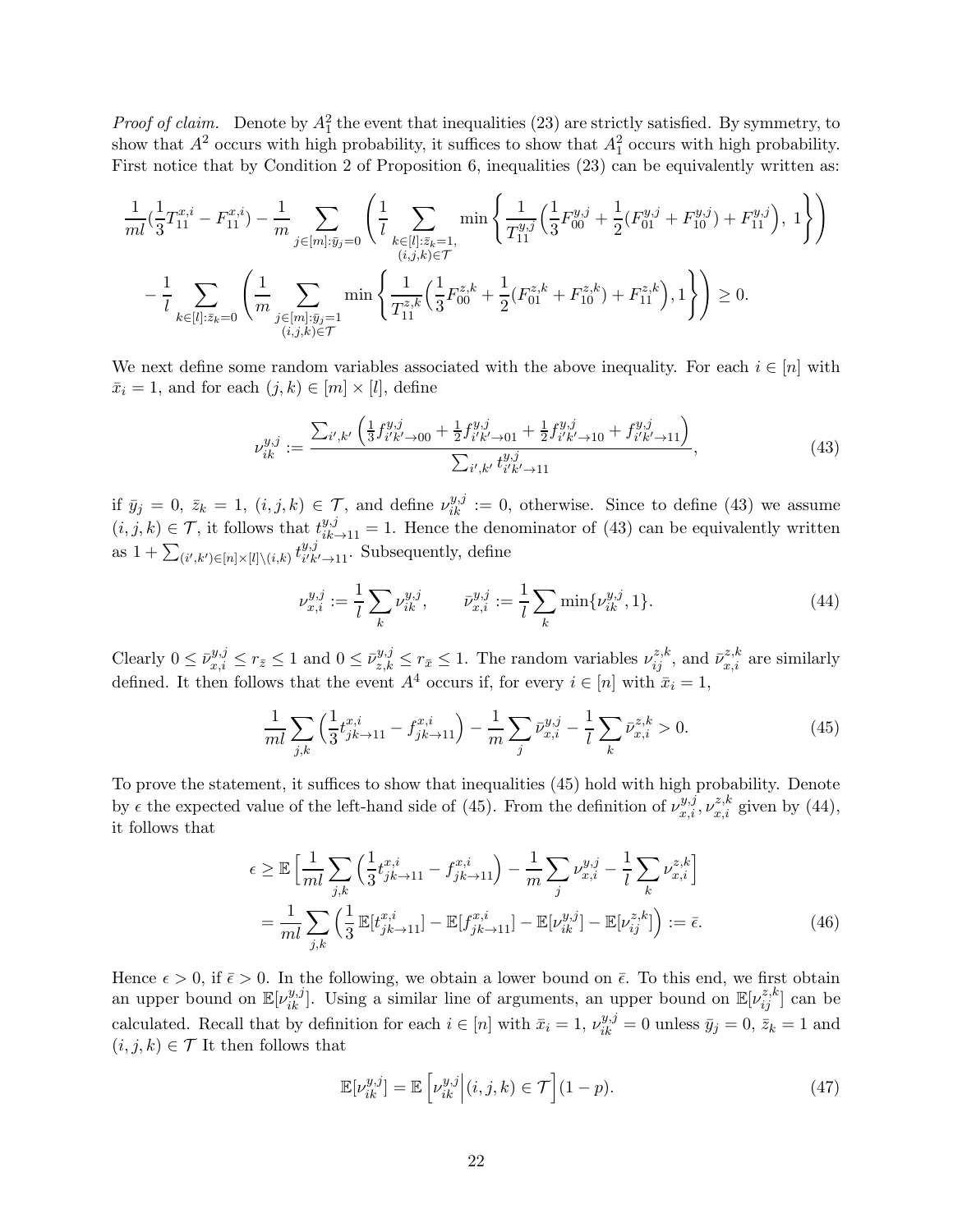*Proof of claim.* Denote by $A_1^2$ the event that inequalities (23) are strictly satisfied. By symmetry, to show that $A^2$ occurs with high probability, it suffices to show that $A_1^2$ occurs with high probability. First notice that by Condition 2 of Proposition 6, inequalities (23) can be equivalently written as:

$$\frac{1}{ml}(\frac{1}{3}T_{11}^{x,i} - F_{11}^{x,i}) - \frac{1}{m}\sum_{j\in[m]:\bar{y}_j=0}\left(\frac{1}{l}\sum_{\substack{k\in[l]:\bar{z}_k=1,\\(i,j,k)\in\mathcal{T}}}\min\left\{\frac{1}{T_{11}^{y,j}}\Big(\frac{1}{3}F_{00}^{y,j} + \frac{1}{2}(F_{01}^{y,j}+F_{10}^{y,j}) + F_{11}^{y,j}\Big),\ 1\right\}\right)$$
$$-\frac{1}{l}\sum_{k\in[l]:\bar{z}_k=0}\left(\frac{1}{m}\sum_{\substack{j\in[m]:\bar{y}_j=1\\(i,j,k)\in\mathcal{T}}}\min\left\{\frac{1}{T_{11}^{z,k}}\Big(\frac{1}{3}F_{00}^{z,k} + \frac{1}{2}(F_{01}^{z,k}+F_{10}^{z,k}) + F_{11}^{z,k}\Big), 1\right\}\right) \geq 0.$$

We next define some random variables associated with the above inequality. For each $i \in [n]$ with $\bar{x}_i = 1$, and for each $(j,k) \in [m]\times[l]$, define

$$\nu_{ik}^{y,j} := \frac{\sum_{i',k'}\left(\frac{1}{3}f_{i'k'\to 00}^{y,j} + \frac{1}{2}f_{i'k'\to 01}^{y,j} + \frac{1}{2}f_{i'k'\to 10}^{y,j} + f_{i'k'\to 11}^{y,j}\right)}{\sum_{i',k'}t_{i'k'\to 11}^{y,j}}, \tag{43}$$

if $\bar{y}_j = 0$, $\bar{z}_k = 1$, $(i,j,k) \in \mathcal{T}$, and define $\nu_{ik}^{y,j} := 0$, otherwise. Since to define (43) we assume $(i,j,k) \in \mathcal{T}$, it follows that $t_{ik\to 11}^{y,j} = 1$. Hence the denominator of (43) can be equivalently written as $1 + \sum_{(i',k')\in[n]\times[l]\setminus(i,k)} t_{i'k'\to 11}^{y,j}$. Subsequently, define

$$\nu_{x,i}^{y,j} := \frac{1}{l}\sum_k \nu_{ik}^{y,j}, \qquad \bar{\nu}_{x,i}^{y,j} := \frac{1}{l}\sum_k \min\{\nu_{ik}^{y,j}, 1\}. \tag{44}$$

Clearly $0 \leq \bar{\nu}_{x,i}^{y,j} \leq r_{\bar{z}} \leq 1$ and $0 \leq \bar{\nu}_{z,k}^{y,j} \leq r_{\bar{x}} \leq 1$. The random variables $\nu_{ij}^{z,k}$, and $\bar{\nu}_{x,i}^{z,k}$ are similarly defined. It then follows that the event $A^4$ occurs if, for every $i \in [n]$ with $\bar{x}_i = 1$,

$$\frac{1}{ml}\sum_{j,k}\Big(\frac{1}{3}t_{jk\to 11}^{x,i} - f_{jk\to 11}^{x,i}\Big) - \frac{1}{m}\sum_j \bar{\nu}_{x,i}^{y,j} - \frac{1}{l}\sum_k \bar{\nu}_{x,i}^{z,k} > 0. \tag{45}$$

To prove the statement, it suffices to show that inequalities (45) hold with high probability. Denote by $\epsilon$ the expected value of the left-hand side of (45). From the definition of $\nu_{x,i}^{y,j}, \nu_{x,i}^{z,k}$ given by (44), it follows that

$$\begin{aligned}
\epsilon &\geq \mathbb{E}\Big[\frac{1}{ml}\sum_{j,k}\Big(\frac{1}{3}t_{jk\to 11}^{x,i} - f_{jk\to 11}^{x,i}\Big) - \frac{1}{m}\sum_j \nu_{x,i}^{y,j} - \frac{1}{l}\sum_k \nu_{x,i}^{z,k}\Big] \\
&= \frac{1}{ml}\sum_{j,k}\Big(\frac{1}{3}\mathbb{E}[t_{jk\to 11}^{x,i}] - \mathbb{E}[f_{jk\to 11}^{x,i}] - \mathbb{E}[\nu_{ik}^{y,j}] - \mathbb{E}[\nu_{ij}^{z,k}]\Big) := \bar{\epsilon}.
\end{aligned} \tag{46}$$

Hence $\epsilon > 0$, if $\bar{\epsilon} > 0$. In the following, we obtain a lower bound on $\bar{\epsilon}$. To this end, we first obtain an upper bound on $\mathbb{E}[\nu_{ik}^{y,j}]$. Using a similar line of arguments, an upper bound on $\mathbb{E}[\nu_{ij}^{z,k}]$ can be calculated. Recall that by definition for each $i \in [n]$ with $\bar{x}_i = 1$, $\nu_{ik}^{y,j} = 0$ unless $\bar{y}_j = 0$, $\bar{z}_k = 1$ and $(i,j,k) \in \mathcal{T}$ It then follows that

$$\mathbb{E}[\nu_{ik}^{y,j}] = \mathbb{E}\left[\nu_{ik}^{y,j}\Big|(i,j,k)\in\mathcal{T}\right](1-p). \tag{47}$$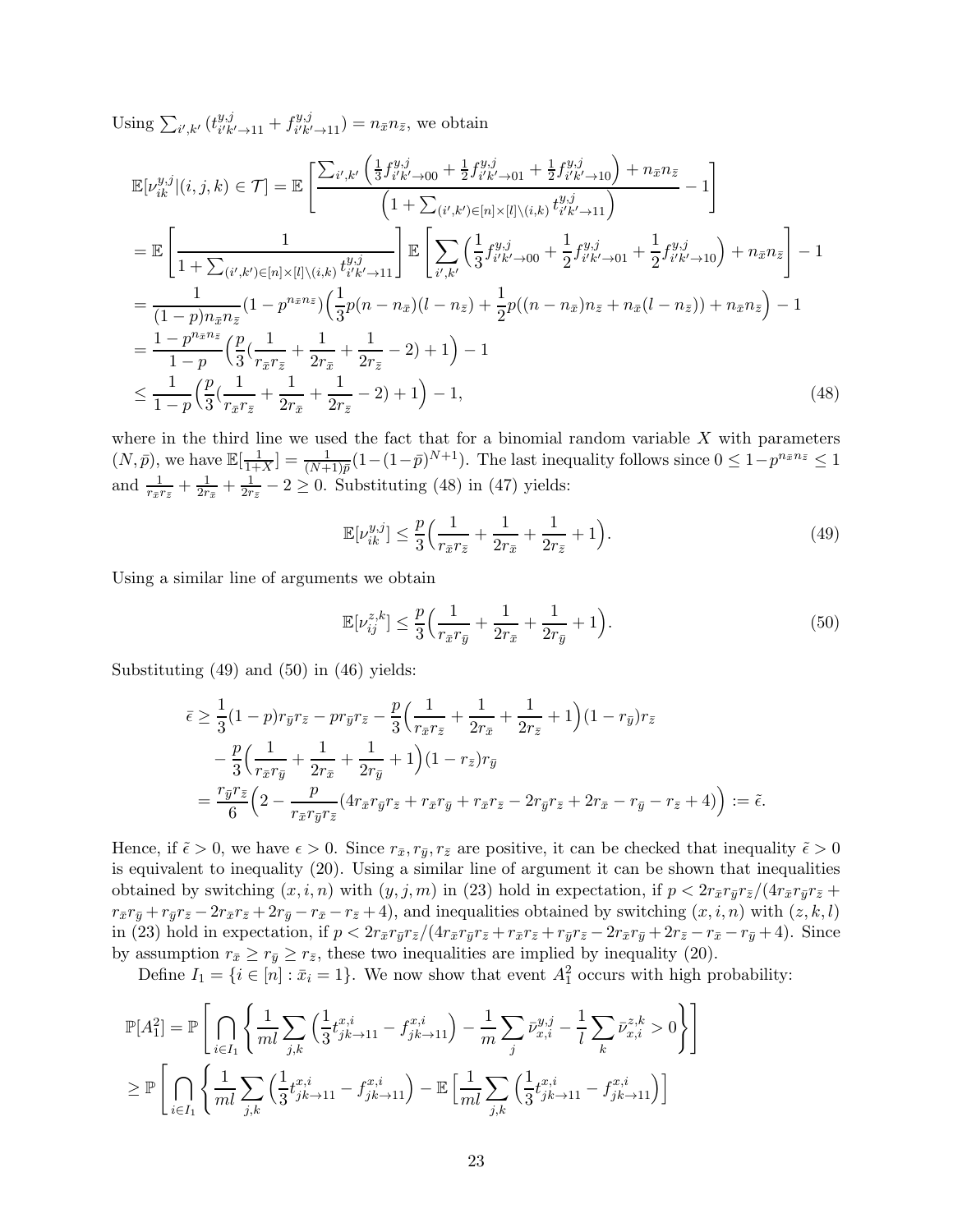Using $\sum_{i',k'} (t^{y,j}_{i'k' \to 11} + f^{y,j}_{i'k' \to 11}) = n_{\bar{x}} n_{\bar{z}}$, we obtain

$$
\begin{aligned}
\mathbb{E}[\nu^{y,j}_{ik} | (i,j,k) \in \mathcal{T}] &= \mathbb{E}\left[ \frac{\sum_{i',k'} \left( \frac{1}{3} f^{y,j}_{i'k' \to 00} + \frac{1}{2} f^{y,j}_{i'k' \to 01} + \frac{1}{2} f^{y,j}_{i'k' \to 10} \right) + n_{\bar{x}} n_{\bar{z}}}{\left( 1 + \sum_{(i',k') \in [n] \times [l] \setminus (i,k)} t^{y,j}_{i'k' \to 11} \right)} - 1 \right] \\
&= \mathbb{E}\left[ \frac{1}{1 + \sum_{(i',k') \in [n] \times [l] \setminus (i,k)} t^{y,j}_{i'k' \to 11}} \right] \mathbb{E}\left[ \sum_{i',k'} \left( \frac{1}{3} f^{y,j}_{i'k' \to 00} + \frac{1}{2} f^{y,j}_{i'k' \to 01} + \frac{1}{2} f^{y,j}_{i'k' \to 10} \right) + n_{\bar{x}} n_{\bar{z}} \right] - 1 \\
&= \frac{1}{(1-p) n_{\bar{x}} n_{\bar{z}}} (1 - p^{n_{\bar{x}} n_{\bar{z}}}) \Big( \frac{1}{3} p (n - n_{\bar{x}})(l - n_{\bar{z}}) + \frac{1}{2} p ((n - n_{\bar{x}}) n_{\bar{z}} + n_{\bar{x}} (l - n_{\bar{z}})) + n_{\bar{x}} n_{\bar{z}} \Big) - 1 \\
&= \frac{1 - p^{n_{\bar{x}} n_{\bar{z}}}}{1-p} \Big( \frac{p}{3} \big( \frac{1}{r_{\bar{x}} r_{\bar{z}}} + \frac{1}{2 r_{\bar{x}}} + \frac{1}{2 r_{\bar{z}}} - 2 \big) + 1 \Big) - 1 \\
&\leq \frac{1}{1-p} \Big( \frac{p}{3} \big( \frac{1}{r_{\bar{x}} r_{\bar{z}}} + \frac{1}{2 r_{\bar{x}}} + \frac{1}{2 r_{\bar{z}}} - 2 \big) + 1 \Big) - 1,
\end{aligned} \tag{48}
$$

where in the third line we used the fact that for a binomial random variable $X$ with parameters $(N, \bar{p})$, we have $\mathbb{E}[\frac{1}{1+X}] = \frac{1}{(N+1)\bar{p}} (1 - (1-\bar{p})^{N+1})$. The last inequality follows since $0 \leq 1 - p^{n_{\bar{x}} n_{\bar{z}}} \leq 1$ and $\frac{1}{r_{\bar{x}} r_{\bar{z}}} + \frac{1}{2 r_{\bar{x}}} + \frac{1}{2 r_{\bar{z}}} - 2 \geq 0$. Substituting (48) in (47) yields:

$$
\mathbb{E}[\nu^{y,j}_{ik}] \leq \frac{p}{3} \Big( \frac{1}{r_{\bar{x}} r_{\bar{z}}} + \frac{1}{2 r_{\bar{x}}} + \frac{1}{2 r_{\bar{z}}} + 1 \Big). \tag{49}
$$

Using a similar line of arguments we obtain

$$
\mathbb{E}[\nu^{z,k}_{ij}] \leq \frac{p}{3} \Big( \frac{1}{r_{\bar{x}} r_{\bar{y}}} + \frac{1}{2 r_{\bar{x}}} + \frac{1}{2 r_{\bar{y}}} + 1 \Big). \tag{50}
$$

Substituting (49) and (50) in (46) yields:

$$
\begin{aligned}
\bar{\epsilon} &\geq \frac{1}{3} (1-p) r_{\bar{y}} r_{\bar{z}} - p r_{\bar{y}} r_{\bar{z}} - \frac{p}{3} \Big( \frac{1}{r_{\bar{x}} r_{\bar{z}}} + \frac{1}{2 r_{\bar{x}}} + \frac{1}{2 r_{\bar{z}}} + 1 \Big) (1 - r_{\bar{y}}) r_{\bar{z}} \\
&\quad - \frac{p}{3} \Big( \frac{1}{r_{\bar{x}} r_{\bar{y}}} + \frac{1}{2 r_{\bar{x}}} + \frac{1}{2 r_{\bar{y}}} + 1 \Big) (1 - r_{\bar{z}}) r_{\bar{y}} \\
&= \frac{r_{\bar{y}} r_{\bar{z}}}{6} \Big( 2 - \frac{p}{r_{\bar{x}} r_{\bar{y}} r_{\bar{z}}} (4 r_{\bar{x}} r_{\bar{y}} r_{\bar{z}} + r_{\bar{x}} r_{\bar{y}} + r_{\bar{x}} r_{\bar{z}} - 2 r_{\bar{y}} r_{\bar{z}} + 2 r_{\bar{x}} - r_{\bar{y}} - r_{\bar{z}} + 4) \Big) := \tilde{\epsilon}.
\end{aligned}
$$

Hence, if $\tilde{\epsilon} > 0$, we have $\epsilon > 0$. Since $r_{\bar{x}}, r_{\bar{y}}, r_{\bar{z}}$ are positive, it can be checked that inequality $\tilde{\epsilon} > 0$ is equivalent to inequality (20). Using a similar line of argument it can be shown that inequalities obtained by switching $(x, i, n)$ with $(y, j, m)$ in (23) hold in expectation, if $p < 2 r_{\bar{x}} r_{\bar{y}} r_{\bar{z}} / (4 r_{\bar{x}} r_{\bar{y}} r_{\bar{z}} + r_{\bar{x}} r_{\bar{y}} + r_{\bar{y}} r_{\bar{z}} - 2 r_{\bar{x}} r_{\bar{z}} + 2 r_{\bar{y}} - r_{\bar{x}} - r_{\bar{z}} + 4)$, and inequalities obtained by switching $(x, i, n)$ with $(z, k, l)$ in (23) hold in expectation, if $p < 2 r_{\bar{x}} r_{\bar{y}} r_{\bar{z}} / (4 r_{\bar{x}} r_{\bar{y}} r_{\bar{z}} + r_{\bar{x}} r_{\bar{z}} + r_{\bar{y}} r_{\bar{z}} - 2 r_{\bar{x}} r_{\bar{y}} + 2 r_{\bar{z}} - r_{\bar{x}} - r_{\bar{y}} + 4)$. Since by assumption $r_{\bar{x}} \geq r_{\bar{y}} \geq r_{\bar{z}}$, these two inequalities are implied by inequality (20).

Define $I_1 = \{ i \in [n] : \bar{x}_i = 1 \}$. We now show that event $A^2_1$ occurs with high probability:

$$
\begin{aligned}
\mathbb{P}[A^2_1] &= \mathbb{P}\left[ \bigcap_{i \in I_1} \left\{ \frac{1}{ml} \sum_{j,k} \left( \frac{1}{3} t^{x,i}_{jk \to 11} - f^{x,i}_{jk \to 11} \right) - \frac{1}{m} \sum_j \bar{\nu}^{y,j}_{x,i} - \frac{1}{l} \sum_k \bar{\nu}^{z,k}_{x,i} > 0 \right\} \right] \\
&\geq \mathbb{P}\left[ \bigcap_{i \in I_1} \left\{ \frac{1}{ml} \sum_{j,k} \left( \frac{1}{3} t^{x,i}_{jk \to 11} - f^{x,i}_{jk \to 11} \right) - \mathbb{E}\Big[ \frac{1}{ml} \sum_{j,k} \left( \frac{1}{3} t^{x,i}_{jk \to 11} - f^{x,i}_{jk \to 11} \right) \Big] \right. \right.
\end{aligned}
$$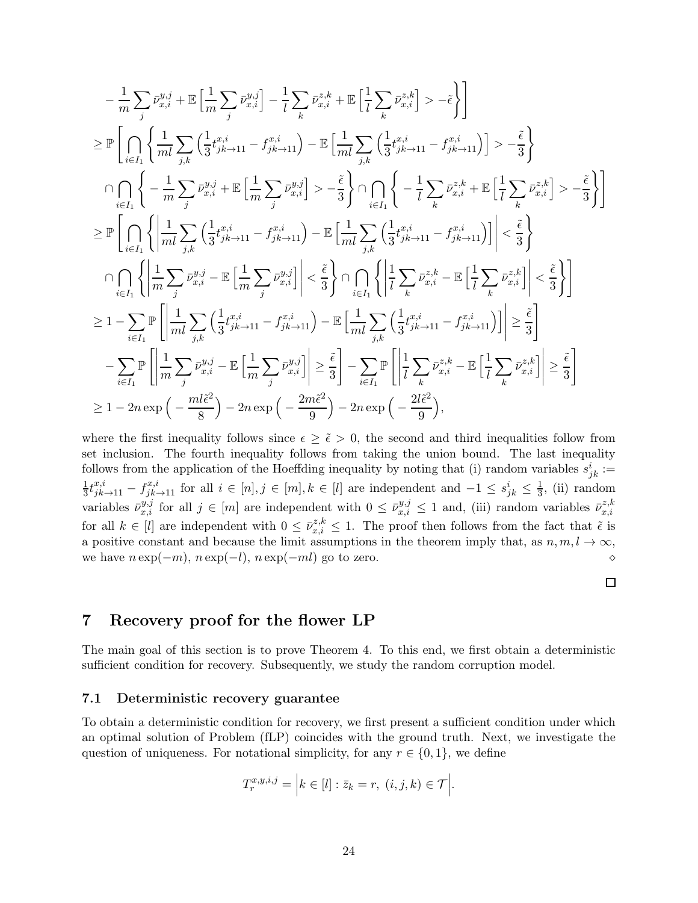$$
\begin{aligned}
&-\frac{1}{m}\sum_j \bar{\nu}^{y,j}_{x,i} + \mathbb{E}\Big[\frac{1}{m}\sum_j \bar{\nu}^{y,j}_{x,i}\Big] - \frac{1}{l}\sum_k \bar{\nu}^{z,k}_{x,i} + \mathbb{E}\Big[\frac{1}{l}\sum_k \bar{\nu}^{z,k}_{x,i}\Big] > -\tilde{\epsilon}\Bigg\}\Bigg] \\
&\geq \mathbb{P}\Bigg[\bigcap_{i\in I_1}\Bigg\{\frac{1}{ml}\sum_{j,k}\Big(\frac{1}{3}t^{x,i}_{jk\to 11} - f^{x,i}_{jk\to 11}\Big) - \mathbb{E}\Big[\frac{1}{ml}\sum_{j,k}\Big(\frac{1}{3}t^{x,i}_{jk\to 11} - f^{x,i}_{jk\to 11}\Big)\Big] > -\frac{\tilde{\epsilon}}{3}\Bigg\} \\
&\quad \cap \bigcap_{i\in I_1}\Bigg\{-\frac{1}{m}\sum_j \bar{\nu}^{y,j}_{x,i} + \mathbb{E}\Big[\frac{1}{m}\sum_j \bar{\nu}^{y,j}_{x,i}\Big] > -\frac{\tilde{\epsilon}}{3}\Bigg\} \cap \bigcap_{i\in I_1}\Bigg\{-\frac{1}{l}\sum_k \bar{\nu}^{z,k}_{x,i} + \mathbb{E}\Big[\frac{1}{l}\sum_k \bar{\nu}^{z,k}_{x,i}\Big] > -\frac{\tilde{\epsilon}}{3}\Bigg\}\Bigg] \\
&\geq \mathbb{P}\Bigg[\bigcap_{i\in I_1}\Bigg\{\Bigg|\frac{1}{ml}\sum_{j,k}\Big(\frac{1}{3}t^{x,i}_{jk\to 11} - f^{x,i}_{jk\to 11}\Big) - \mathbb{E}\Big[\frac{1}{ml}\sum_{j,k}\Big(\frac{1}{3}t^{x,i}_{jk\to 11} - f^{x,i}_{jk\to 11}\Big)\Big]\Bigg| < \frac{\tilde{\epsilon}}{3}\Bigg\} \\
&\quad \cap \bigcap_{i\in I_1}\Bigg\{\Bigg|\frac{1}{m}\sum_j \bar{\nu}^{y,j}_{x,i} - \mathbb{E}\Big[\frac{1}{m}\sum_j \bar{\nu}^{y,j}_{x,i}\Big]\Bigg| < \frac{\tilde{\epsilon}}{3}\Bigg\} \cap \bigcap_{i\in I_1}\Bigg\{\Bigg|\frac{1}{l}\sum_k \bar{\nu}^{z,k}_{x,i} - \mathbb{E}\Big[\frac{1}{l}\sum_k \bar{\nu}^{z,k}_{x,i}\Big]\Bigg| < \frac{\tilde{\epsilon}}{3}\Bigg\}\Bigg] \\
&\geq 1 - \sum_{i\in I_1}\mathbb{P}\Bigg[\Bigg|\frac{1}{ml}\sum_{j,k}\Big(\frac{1}{3}t^{x,i}_{jk\to 11} - f^{x,i}_{jk\to 11}\Big) - \mathbb{E}\Big[\frac{1}{ml}\sum_{j,k}\Big(\frac{1}{3}t^{x,i}_{jk\to 11} - f^{x,i}_{jk\to 11}\Big)\Big]\Bigg| \geq \frac{\tilde{\epsilon}}{3}\Bigg] \\
&\quad - \sum_{i\in I_1}\mathbb{P}\Bigg[\Bigg|\frac{1}{m}\sum_j \bar{\nu}^{y,j}_{x,i} - \mathbb{E}\Big[\frac{1}{m}\sum_j \bar{\nu}^{y,j}_{x,i}\Big]\Bigg| \geq \frac{\tilde{\epsilon}}{3}\Bigg] - \sum_{i\in I_1}\mathbb{P}\Bigg[\Bigg|\frac{1}{l}\sum_k \bar{\nu}^{z,k}_{x,i} - \mathbb{E}\Big[\frac{1}{l}\sum_k \bar{\nu}^{z,k}_{x,i}\Big]\Bigg| \geq \frac{\tilde{\epsilon}}{3}\Bigg] \\
&\geq 1 - 2n\exp\Big(-\frac{ml\tilde{\epsilon}^2}{8}\Big) - 2n\exp\Big(-\frac{2m\tilde{\epsilon}^2}{9}\Big) - 2n\exp\Big(-\frac{2l\tilde{\epsilon}^2}{9}\Big),
\end{aligned}
$$

where the first inequality follows since $\epsilon \geq \tilde{\epsilon} > 0$, the second and third inequalities follow from set inclusion. The fourth inequality follows from taking the union bound. The last inequality follows from the application of the Hoeffding inequality by noting that (i) random variables $s^i_{jk} := \frac{1}{3}t^{x,i}_{jk\to 11} - f^{x,i}_{jk\to 11}$ for all $i \in [n], j \in [m], k \in [l]$ are independent and $-1 \leq s^i_{jk} \leq \frac{1}{3}$, (ii) random variables $\bar{\nu}^{y,j}_{x,i}$ for all $j \in [m]$ are independent with $0 \leq \bar{\nu}^{y,j}_{x,i} \leq 1$ and, (iii) random variables $\bar{\nu}^{z,k}_{x,i}$ for all $k \in [l]$ are independent with $0 \leq \bar{\nu}^{z,k}_{x,i} \leq 1$. The proof then follows from the fact that $\tilde{\epsilon}$ is a positive constant and because the limit assumptions in the theorem imply that, as $n, m, l \to \infty$, we have $n\exp(-m)$, $n\exp(-l)$, $n\exp(-ml)$ go to zero. $\diamond$

$\square$

# 7 Recovery proof for the flower LP

The main goal of this section is to prove Theorem 4. To this end, we first obtain a deterministic sufficient condition for recovery. Subsequently, we study the random corruption model.

## 7.1 Deterministic recovery guarantee

To obtain a deterministic condition for recovery, we first present a sufficient condition under which an optimal solution of Problem (fLP) coincides with the ground truth. Next, we investigate the question of uniqueness. For notational simplicity, for any $r \in \{0, 1\}$, we define

$$
T^{x,y,i,j}_r = \Big|k \in [l] : \bar{z}_k = r,\ (i,j,k) \in \mathcal{T}\Big|.
$$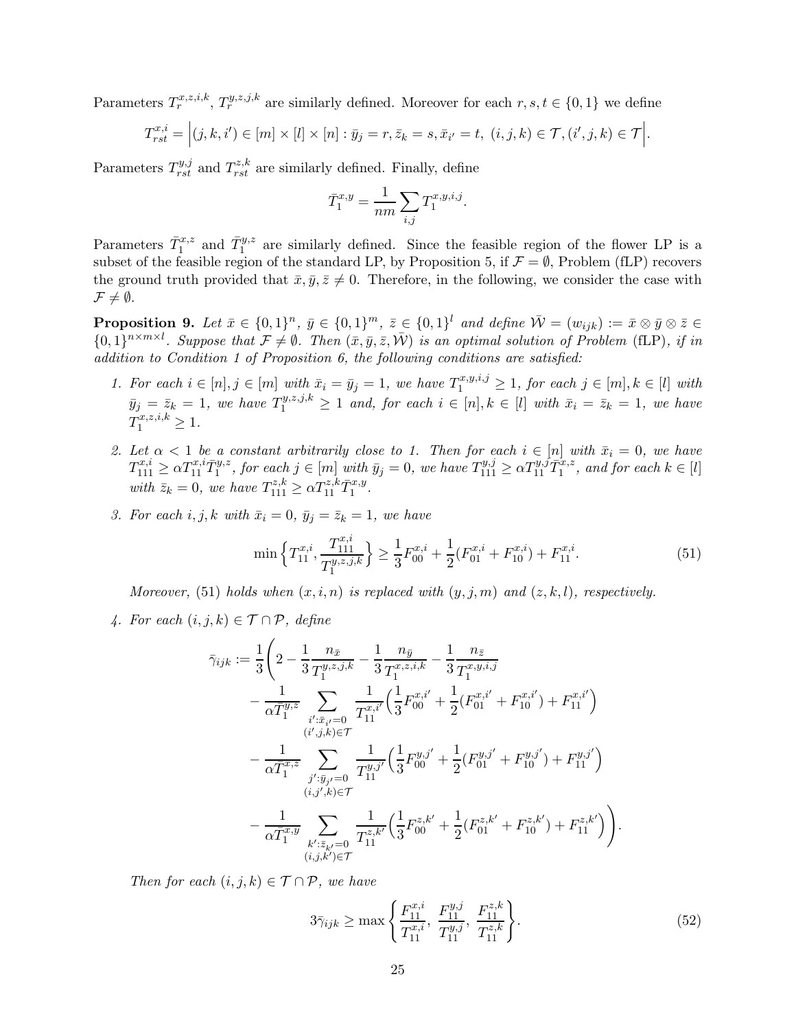Parameters $T_r^{x,z,i,k}$, $T_r^{y,z,j,k}$ are similarly defined. Moreover for each $r, s, t \in \{0,1\}$ we define

$$T_{rst}^{x,i} = \Big|(j,k,i') \in [m] \times [l] \times [n] : \bar{y}_j = r, \bar{z}_k = s, \bar{x}_{i'} = t,\ (i,j,k) \in \mathcal{T}, (i',j,k) \in \mathcal{T}\Big|.$$

Parameters $T_{rst}^{y,j}$ and $T_{rst}^{z,k}$ are similarly defined. Finally, define

$$\bar{T}_1^{x,y} = \frac{1}{nm} \sum_{i,j} T_1^{x,y,i,j}.$$

Parameters $\bar{T}_1^{x,z}$ and $\bar{T}_1^{y,z}$ are similarly defined. Since the feasible region of the flower LP is a subset of the feasible region of the standard LP, by Proposition 5, if $\mathcal{F} = \emptyset$, Problem (fLP) recovers the ground truth provided that $\bar{x}, \bar{y}, \bar{z} \neq 0$. Therefore, in the following, we consider the case with $\mathcal{F} \neq \emptyset$.

**Proposition 9.** *Let $\bar{x} \in \{0,1\}^n$, $\bar{y} \in \{0,1\}^m$, $\bar{z} \in \{0,1\}^l$ and define $\bar{\mathcal{W}} = (w_{ijk}) := \bar{x} \otimes \bar{y} \otimes \bar{z} \in \{0,1\}^{n \times m \times l}$. Suppose that $\mathcal{F} \neq \emptyset$. Then $(\bar{x}, \bar{y}, \bar{z}, \bar{\mathcal{W}})$ is an optimal solution of Problem* (fLP)*, if in addition to Condition 1 of Proposition 6, the following conditions are satisfied:*

1. *For each $i \in [n], j \in [m]$ with $\bar{x}_i = \bar{y}_j = 1$, we have $T_1^{x,y,i,j} \geq 1$, for each $j \in [m], k \in [l]$ with $\bar{y}_j = \bar{z}_k = 1$, we have $T_1^{y,z,j,k} \geq 1$ and, for each $i \in [n], k \in [l]$ with $\bar{x}_i = \bar{z}_k = 1$, we have $T_1^{x,z,i,k} \geq 1$.*

2. *Let $\alpha < 1$ be a constant arbitrarily close to 1. Then for each $i \in [n]$ with $\bar{x}_i = 0$, we have $T_{111}^{x,i} \geq \alpha T_{11}^{x,i} \bar{T}_1^{y,z}$, for each $j \in [m]$ with $\bar{y}_j = 0$, we have $T_{111}^{y,j} \geq \alpha T_{11}^{y,j} \bar{T}_1^{x,z}$, and for each $k \in [l]$ with $\bar{z}_k = 0$, we have $T_{111}^{z,k} \geq \alpha T_{11}^{z,k} \bar{T}_1^{x,y}$.*

3. *For each $i, j, k$ with $\bar{x}_i = 0$, $\bar{y}_j = \bar{z}_k = 1$, we have*
$$\min\Big\{T_{11}^{x,i}, \frac{T_{111}^{x,i}}{T_1^{y,z,j,k}}\Big\} \geq \frac{1}{3} F_{00}^{x,i} + \frac{1}{2}(F_{01}^{x,i} + F_{10}^{x,i}) + F_{11}^{x,i}. \tag{51}$$
*Moreover,* (51) *holds when $(x, i, n)$ is replaced with $(y, j, m)$ and $(z, k, l)$, respectively.*

4. *For each $(i,j,k) \in \mathcal{T} \cap \mathcal{P}$, define*
$$\begin{aligned}
\bar{\gamma}_{ijk} := \frac{1}{3}\Bigg( & 2 - \frac{1}{3}\frac{n_{\bar{x}}}{T_1^{y,z,j,k}} - \frac{1}{3}\frac{n_{\bar{y}}}{T_1^{x,z,i,k}} - \frac{1}{3}\frac{n_{\bar{z}}}{T_1^{x,y,i,j}} \\
& - \frac{1}{\alpha \bar{T}_1^{y,z}} \sum_{\substack{i': \bar{x}_{i'} = 0 \\ (i',j,k) \in \mathcal{T}}} \frac{1}{T_{11}^{x,i'}} \Big(\frac{1}{3} F_{00}^{x,i'} + \frac{1}{2}(F_{01}^{x,i'} + F_{10}^{x,i'}) + F_{11}^{x,i'}\Big) \\
& - \frac{1}{\alpha \bar{T}_1^{x,z}} \sum_{\substack{j': \bar{y}_{j'} = 0 \\ (i,j',k) \in \mathcal{T}}} \frac{1}{T_{11}^{y,j'}} \Big(\frac{1}{3} F_{00}^{y,j'} + \frac{1}{2}(F_{01}^{y,j'} + F_{10}^{y,j'}) + F_{11}^{y,j'}\Big) \\
& - \frac{1}{\alpha \bar{T}_1^{x,y}} \sum_{\substack{k': \bar{z}_{k'} = 0 \\ (i,j,k') \in \mathcal{T}}} \frac{1}{T_{11}^{z,k'}} \Big(\frac{1}{3} F_{00}^{z,k'} + \frac{1}{2}(F_{01}^{z,k'} + F_{10}^{z,k'}) + F_{11}^{z,k'}\Big) \Bigg).
\end{aligned}$$
*Then for each $(i,j,k) \in \mathcal{T} \cap \mathcal{P}$, we have*
$$3\bar{\gamma}_{ijk} \geq \max\Bigg\{\frac{F_{11}^{x,i}}{T_{11}^{x,i}},\ \frac{F_{11}^{y,j}}{T_{11}^{y,j}},\ \frac{F_{11}^{z,k}}{T_{11}^{z,k}}\Bigg\}. \tag{52}$$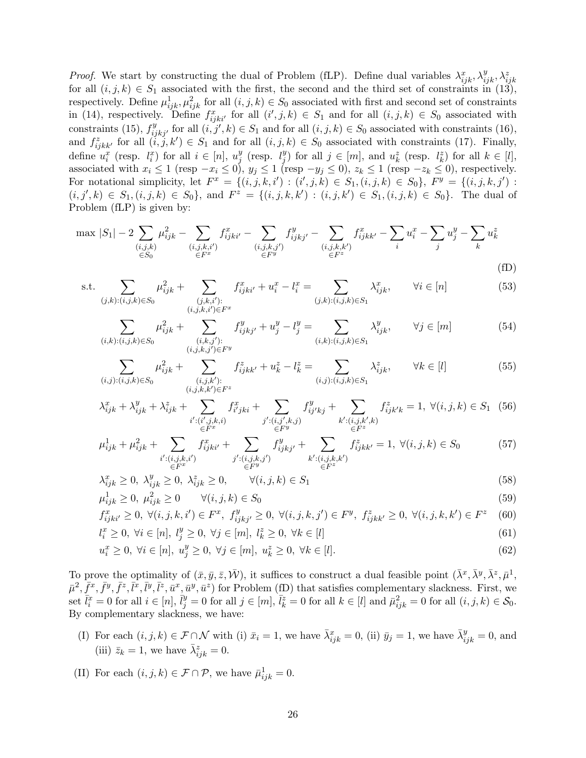*Proof.* We start by constructing the dual of Problem (fLP). Define dual variables $\lambda^x_{ijk}, \lambda^y_{ijk}, \lambda^z_{ijk}$ for all $(i,j,k) \in S_1$ associated with the first, the second and the third set of constraints in (13), respectively. Define $\mu^1_{ijk}, \mu^2_{ijk}$ for all $(i,j,k) \in S_0$ associated with first and second set of constraints in (14), respectively. Define $f^x_{ijki'}$ for all $(i',j,k) \in S_1$ and for all $(i,j,k) \in S_0$ associated with constraints (15), $f^y_{ijkj'}$ for all $(i,j',k) \in S_1$ and for all $(i,j,k) \in S_0$ associated with constraints (16), and $f^z_{ijkk'}$ for all $(i,j,k') \in S_1$ and for all $(i,j,k) \in S_0$ associated with constraints (17). Finally, define $u^x_i$ (resp. $l^x_i$) for all $i \in [n]$, $u^y_j$ (resp. $l^y_j$) for all $j \in [m]$, and $u^z_k$ (resp. $l^z_k$) for all $k \in [l]$, associated with $x_i \leq 1$ (resp $-x_i \leq 0$), $y_j \leq 1$ (resp $-y_j \leq 0$), $z_k \leq 1$ (resp $-z_k \leq 0$), respectively. For notational simplicity, let $F^x = \{(i,j,k,i') : (i',j,k) \in S_1, (i,j,k) \in S_0\}$, $F^y = \{(i,j,k,j') : (i,j',k) \in S_1, (i,j,k) \in S_0\}$, and $F^z = \{(i,j,k,k') : (i,j,k') \in S_1, (i,j,k) \in S_0\}$. The dual of Problem (fLP) is given by:

$$\max\ |S_1| - 2\sum_{\substack{(i,j,k)\\ \in S_0}} \mu^2_{ijk} - \sum_{\substack{(i,j,k,i')\\ \in F^x}} f^x_{ijki'} - \sum_{\substack{(i,j,k,j')\\ \in F^y}} f^y_{ijkj'} - \sum_{\substack{(i,j,k,k')\\ \in F^z}} f^x_{ijkk'} - \sum_i u^x_i - \sum_j u^y_j - \sum_k u^z_k \tag{fD}$$

$$\text{s.t.} \sum_{(j,k):(i,j,k)\in S_0} \mu^2_{ijk} + \sum_{\substack{(j,k,i'):\\ (i,j,k,i')\in F^x}} f^x_{ijki'} + u^x_i - l^x_i = \sum_{(j,k):(i,j,k)\in S_1} \lambda^x_{ijk}, \qquad \forall i \in [n] \tag{53}$$

$$\sum_{(i,k):(i,j,k)\in S_0} \mu^2_{ijk} + \sum_{\substack{(i,k,j'):\\ (i,j,k,j')\in F^y}} f^y_{ijkj'} + u^y_j - l^y_j = \sum_{(i,k):(i,j,k)\in S_1} \lambda^y_{ijk}, \qquad \forall j \in [m] \tag{54}$$

$$\sum_{(i,j):(i,j,k)\in S_0} \mu^2_{ijk} + \sum_{\substack{(i,j,k'):\\ (i,j,k,k')\in F^z}} f^z_{ijkk'} + u^z_k - l^z_k = \sum_{(i,j):(i,j,k)\in S_1} \lambda^z_{ijk}, \qquad \forall k \in [l] \tag{55}$$

$$\lambda^x_{ijk} + \lambda^y_{ijk} + \lambda^z_{ijk} + \sum_{\substack{i':(i',j,k,i)\\ \in F^x}} f^x_{i'jki} + \sum_{\substack{j':(i,j',k,j)\\ \in F^y}} f^y_{ij'kj} + \sum_{\substack{k':(i,j,k',k)\\ \in F^z}} f^z_{ijk'k} = 1,\ \forall (i,j,k) \in S_1 \tag{56}$$

$$\mu^1_{ijk} + \mu^2_{ijk} + \sum_{\substack{i':(i,j,k,i')\\ \in F^x}} f^x_{ijki'} + \sum_{\substack{j':(i,j,k,j')\\ \in F^y}} f^y_{ijkj'} + \sum_{\substack{k':(i,j,k,k')\\ \in F^z}} f^z_{ijkk'} = 1,\ \forall (i,j,k) \in S_0 \tag{57}$$

$$\lambda^x_{ijk} \geq 0,\ \lambda^y_{ijk} \geq 0,\ \lambda^z_{ijk} \geq 0, \qquad \forall (i,j,k) \in S_1 \tag{58}$$

$$\mu^1_{ijk} \geq 0,\ \mu^2_{ijk} \geq 0 \qquad \forall (i,j,k) \in S_0 \tag{59}$$

$$f^x_{ijki'} \geq 0,\ \forall (i,j,k,i') \in F^x,\ f^y_{ijkj'} \geq 0,\ \forall (i,j,k,j') \in F^y,\ f^z_{ijkk'} \geq 0,\ \forall (i,j,k,k') \in F^z \tag{60}$$

$$l^x_i \geq 0,\ \forall i \in [n],\ l^y_j \geq 0,\ \forall j \in [m],\ l^z_k \geq 0,\ \forall k \in [l] \tag{61}$$

$$u^x_i \geq 0,\ \forall i \in [n],\ u^y_j \geq 0,\ \forall j \in [m],\ u^z_k \geq 0,\ \forall k \in [l]. \tag{62}$$

To prove the optimality of $(\bar{x}, \bar{y}, \bar{z}, \bar{\mathcal{W}})$, it suffices to construct a dual feasible point $(\bar{\lambda}^x, \bar{\lambda}^y, \bar{\lambda}^z, \bar{\mu}^1, \bar{\mu}^2, \bar{f}^x, \bar{f}^y, \bar{f}^z, \bar{l}^x, \bar{l}^y, \bar{l}^z, \bar{u}^x, \bar{u}^y, \bar{u}^z)$ for Problem (fD) that satisfies complementary slackness. First, we set $\bar{l}^x_i = 0$ for all $i \in [n]$, $\bar{l}^y_j = 0$ for all $j \in [m]$, $\bar{l}^z_k = 0$ for all $k \in [l]$ and $\bar{\mu}^2_{ijk} = 0$ for all $(i,j,k) \in \mathcal{S}_0$. By complementary slackness, we have:

(I) For each $(i,j,k) \in \mathcal{F} \cap \mathcal{N}$ with (i) $\bar{x}_i = 1$, we have $\bar{\lambda}^x_{ijk} = 0$, (ii) $\bar{y}_j = 1$, we have $\bar{\lambda}^y_{ijk} = 0$, and (iii) $\bar{z}_k = 1$, we have $\bar{\lambda}^z_{ijk} = 0$.

(II) For each $(i,j,k) \in \mathcal{F} \cap \mathcal{P}$, we have $\bar{\mu}^1_{ijk} = 0$.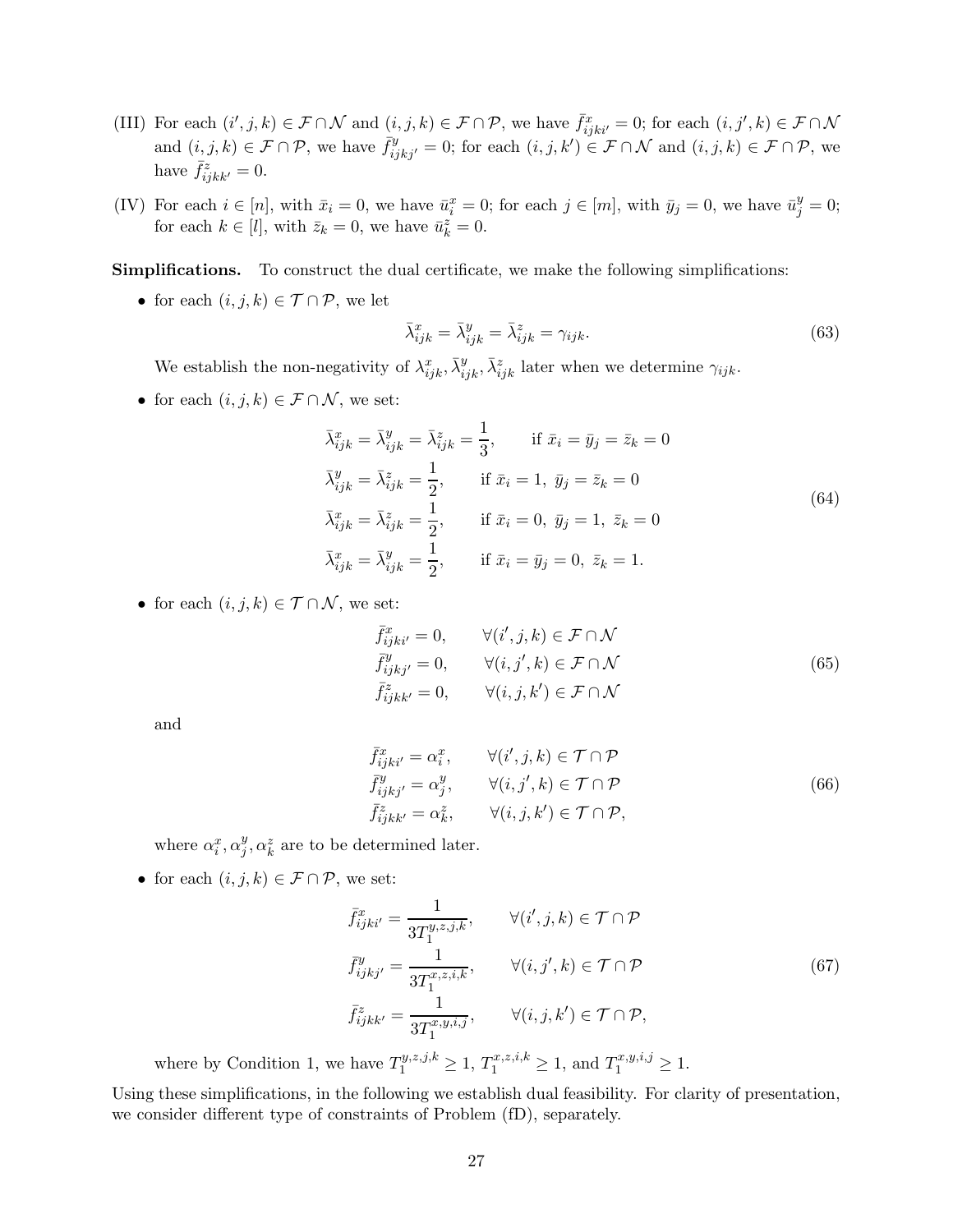(III) For each $(i', j, k) \in \mathcal{F} \cap \mathcal{N}$ and $(i, j, k) \in \mathcal{F} \cap \mathcal{P}$, we have $\bar{f}^x_{ijki'} = 0$; for each $(i, j', k) \in \mathcal{F} \cap \mathcal{N}$ and $(i, j, k) \in \mathcal{F} \cap \mathcal{P}$, we have $\bar{f}^y_{ijkj'} = 0$; for each $(i, j, k') \in \mathcal{F} \cap \mathcal{N}$ and $(i, j, k) \in \mathcal{F} \cap \mathcal{P}$, we have $\bar{f}^z_{ijkk'} = 0$.

(IV) For each $i \in [n]$, with $\bar{x}_i = 0$, we have $\bar{u}^x_i = 0$; for each $j \in [m]$, with $\bar{y}_j = 0$, we have $\bar{u}^y_j = 0$; for each $k \in [l]$, with $\bar{z}_k = 0$, we have $\bar{u}^z_k = 0$.

**Simplifications.** To construct the dual certificate, we make the following simplifications:

- for each $(i, j, k) \in \mathcal{T} \cap \mathcal{P}$, we let

$$\bar{\lambda}^x_{ijk} = \bar{\lambda}^y_{ijk} = \bar{\lambda}^z_{ijk} = \gamma_{ijk}. \tag{63}$$

  We establish the non-negativity of $\lambda^x_{ijk}, \bar{\lambda}^y_{ijk}, \bar{\lambda}^z_{ijk}$ later when we determine $\gamma_{ijk}$.

- for each $(i, j, k) \in \mathcal{F} \cap \mathcal{N}$, we set:

$$\begin{aligned}
&\bar{\lambda}^x_{ijk} = \bar{\lambda}^y_{ijk} = \bar{\lambda}^z_{ijk} = \frac{1}{3}, \qquad \text{if } \bar{x}_i = \bar{y}_j = \bar{z}_k = 0 \\
&\bar{\lambda}^y_{ijk} = \bar{\lambda}^z_{ijk} = \frac{1}{2}, \qquad \text{if } \bar{x}_i = 1,\ \bar{y}_j = \bar{z}_k = 0 \\
&\bar{\lambda}^x_{ijk} = \bar{\lambda}^z_{ijk} = \frac{1}{2}, \qquad \text{if } \bar{x}_i = 0,\ \bar{y}_j = 1,\ \bar{z}_k = 0 \\
&\bar{\lambda}^x_{ijk} = \bar{\lambda}^y_{ijk} = \frac{1}{2}, \qquad \text{if } \bar{x}_i = \bar{y}_j = 0,\ \bar{z}_k = 1.
\end{aligned} \tag{64}$$

- for each $(i, j, k) \in \mathcal{T} \cap \mathcal{N}$, we set:

$$\begin{aligned}
\bar{f}^x_{ijki'} &= 0, \qquad \forall (i', j, k) \in \mathcal{F} \cap \mathcal{N} \\
\bar{f}^y_{ijkj'} &= 0, \qquad \forall (i, j', k) \in \mathcal{F} \cap \mathcal{N} \\
\bar{f}^z_{ijkk'} &= 0, \qquad \forall (i, j, k') \in \mathcal{F} \cap \mathcal{N}
\end{aligned} \tag{65}$$

  and

$$\begin{aligned}
\bar{f}^x_{ijki'} &= \alpha^x_i, \qquad \forall (i', j, k) \in \mathcal{T} \cap \mathcal{P} \\
\bar{f}^y_{ijkj'} &= \alpha^y_j, \qquad \forall (i, j', k) \in \mathcal{T} \cap \mathcal{P} \\
\bar{f}^z_{ijkk'} &= \alpha^z_k, \qquad \forall (i, j, k') \in \mathcal{T} \cap \mathcal{P},
\end{aligned} \tag{66}$$

  where $\alpha^x_i, \alpha^y_j, \alpha^z_k$ are to be determined later.

- for each $(i, j, k) \in \mathcal{F} \cap \mathcal{P}$, we set:

$$\begin{aligned}
\bar{f}^x_{ijki'} &= \frac{1}{3T_1^{y,z,j,k}}, \qquad \forall (i', j, k) \in \mathcal{T} \cap \mathcal{P} \\
\bar{f}^y_{ijkj'} &= \frac{1}{3T_1^{x,z,i,k}}, \qquad \forall (i, j', k) \in \mathcal{T} \cap \mathcal{P} \\
\bar{f}^z_{ijkk'} &= \frac{1}{3T_1^{x,y,i,j}}, \qquad \forall (i, j, k') \in \mathcal{T} \cap \mathcal{P},
\end{aligned} \tag{67}$$

  where by Condition 1, we have $T_1^{y,z,j,k} \geq 1$, $T_1^{x,z,i,k} \geq 1$, and $T_1^{x,y,i,j} \geq 1$.

Using these simplifications, in the following we establish dual feasibility. For clarity of presentation, we consider different type of constraints of Problem (fD), separately.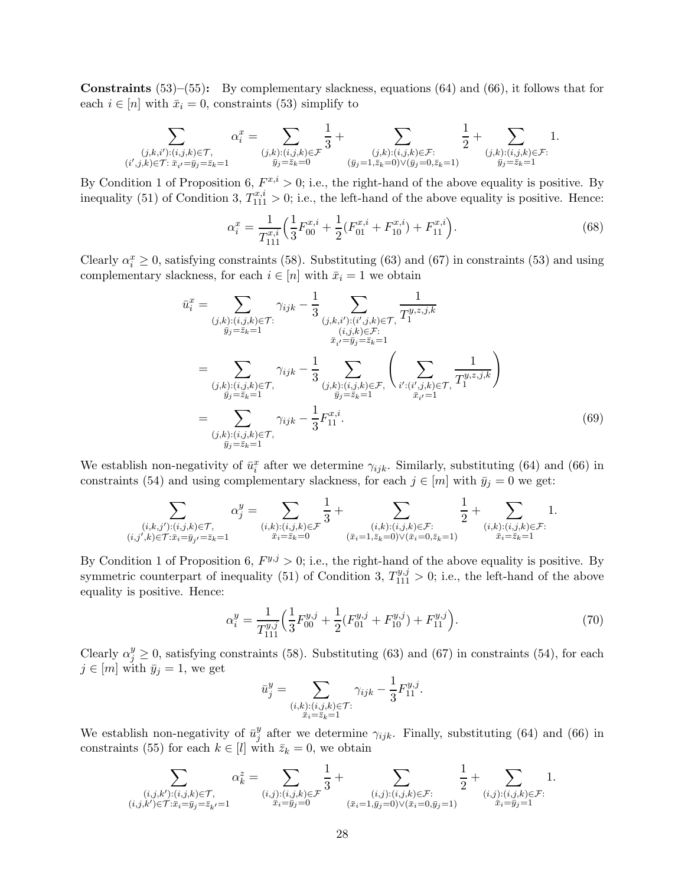**Constraints** (53)–(55)**:** By complementary slackness, equations (64) and (66), it follows that for each $i \in [n]$ with $\bar{x}_i = 0$, constraints (53) simplify to

$$\sum_{\substack{(j,k,i'):(i,j,k)\in\mathcal{T},\\(i',j,k)\in\mathcal{T}:\,\bar{x}_{i'}=\bar{y}_j=\bar{z}_k=1}} \alpha^x_i = \sum_{\substack{(j,k):(i,j,k)\in\mathcal{F}\\ \bar{y}_j=\bar{z}_k=0}} \frac{1}{3} + \sum_{\substack{(j,k):(i,j,k)\in\mathcal{F}:\\ (\bar{y}_j=1,\bar{z}_k=0)\vee(\bar{y}_j=0,\bar{z}_k=1)}} \frac{1}{2} + \sum_{\substack{(j,k):(i,j,k)\in\mathcal{F}:\\ \bar{y}_j=\bar{z}_k=1}} 1.$$

By Condition 1 of Proposition 6, $F^{x,i} > 0$; i.e., the right-hand of the above equality is positive. By inequality (51) of Condition 3, $T^{x,i}_{111} > 0$; i.e., the left-hand of the above equality is positive. Hence:

$$\alpha^x_i = \frac{1}{T^{x,i}_{111}}\Big(\frac{1}{3}F^{x,i}_{00} + \frac{1}{2}(F^{x,i}_{01} + F^{x,i}_{10}) + F^{x,i}_{11}\Big). \tag{68}$$

Clearly $\alpha^x_i \geq 0$, satisfying constraints (58). Substituting (63) and (67) in constraints (53) and using complementary slackness, for each $i \in [n]$ with $\bar{x}_i = 1$ we obtain

$$\begin{aligned}
\bar{u}^x_i &= \sum_{\substack{(j,k):(i,j,k)\in\mathcal{T}:\\ \bar{y}_j=\bar{z}_k=1}} \gamma_{ijk} - \frac{1}{3}\sum_{\substack{(j,k,i'):(i',j,k)\in\mathcal{T},\\(i,j,k)\in\mathcal{F}:\\ \bar{x}_{i'}=\bar{y}_j=\bar{z}_k=1}} \frac{1}{T^{y,z,j,k}_1}\\
&= \sum_{\substack{(j,k):(i,j,k)\in\mathcal{T},\\ \bar{y}_j=\bar{z}_k=1}} \gamma_{ijk} - \frac{1}{3}\sum_{\substack{(j,k):(i,j,k)\in\mathcal{F},\\ \bar{y}_j=\bar{z}_k=1}} \left(\sum_{\substack{i':(i',j,k)\in\mathcal{T},\\ \bar{x}_{i'}=1}} \frac{1}{T^{y,z,j,k}_1}\right)\\
&= \sum_{\substack{(j,k):(i,j,k)\in\mathcal{T},\\ \bar{y}_j=\bar{z}_k=1}} \gamma_{ijk} - \frac{1}{3}F^{x,i}_{11}.
\end{aligned} \tag{69}$$

We establish non-negativity of $\bar{u}^x_i$ after we determine $\gamma_{ijk}$. Similarly, substituting (64) and (66) in constraints (54) and using complementary slackness, for each $j \in [m]$ with $\bar{y}_j = 0$ we get:

$$\sum_{\substack{(i,k,j'):(i,j,k)\in\mathcal{T},\\(i,j',k)\in\mathcal{T}:\bar{x}_i=\bar{y}_{j'}=\bar{z}_k=1}} \alpha^y_j = \sum_{\substack{(i,k):(i,j,k)\in\mathcal{F}\\ \bar{x}_i=\bar{z}_k=0}} \frac{1}{3} + \sum_{\substack{(i,k):(i,j,k)\in\mathcal{F}:\\ (\bar{x}_i=1,\bar{z}_k=0)\vee(\bar{x}_i=0,\bar{z}_k=1)}} \frac{1}{2} + \sum_{\substack{(i,k):(i,j,k)\in\mathcal{F}:\\ \bar{x}_i=\bar{z}_k=1}} 1.$$

By Condition 1 of Proposition 6, $F^{y,j} > 0$; i.e., the right-hand of the above equality is positive. By symmetric counterpart of inequality (51) of Condition 3, $T^{y,j}_{111} > 0$; i.e., the left-hand of the above equality is positive. Hence:

$$\alpha^y_i = \frac{1}{T^{y,j}_{111}}\Big(\frac{1}{3}F^{y,j}_{00} + \frac{1}{2}(F^{y,j}_{01} + F^{y,j}_{10}) + F^{y,j}_{11}\Big). \tag{70}$$

Clearly $\alpha^y_j \geq 0$, satisfying constraints (58). Substituting (63) and (67) in constraints (54), for each $j \in [m]$ with $\bar{y}_j = 1$, we get

$$\bar{u}^y_j = \sum_{\substack{(i,k):(i,j,k)\in\mathcal{T}:\\ \bar{x}_i=\bar{z}_k=1}} \gamma_{ijk} - \frac{1}{3}F^{y,j}_{11}.$$

We establish non-negativity of $\bar{u}^y_j$ after we determine $\gamma_{ijk}$. Finally, substituting (64) and (66) in constraints (55) for each $k \in [l]$ with $\bar{z}_k = 0$, we obtain

$$\sum_{\substack{(i,j,k'):(i,j,k)\in\mathcal{T},\\(i,j,k')\in\mathcal{T}:\bar{x}_i=\bar{y}_j=\bar{z}_{k'}=1}} \alpha^z_k = \sum_{\substack{(i,j):(i,j,k)\in\mathcal{F}\\ \bar{x}_i=\bar{y}_j=0}} \frac{1}{3} + \sum_{\substack{(i,j):(i,j,k)\in\mathcal{F}:\\ (\bar{x}_i=1,\bar{y}_j=0)\vee(\bar{x}_i=0,\bar{y}_j=1)}} \frac{1}{2} + \sum_{\substack{(i,j):(i,j,k)\in\mathcal{F}:\\ \bar{x}_i=\bar{y}_j=1}} 1.$$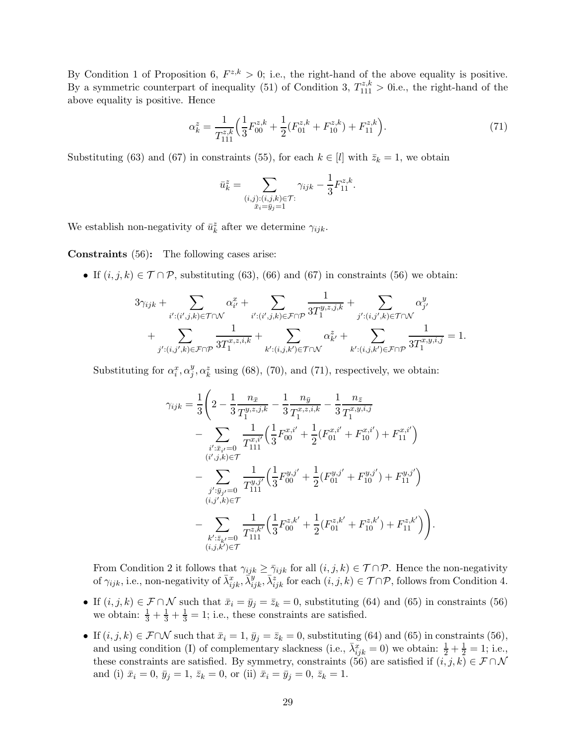By Condition 1 of Proposition 6, $F^{z,k} > 0$; i.e., the right-hand of the above equality is positive. By a symmetric counterpart of inequality (51) of Condition 3, $T^{z,k}_{111} > 0$i.e., the right-hand of the above equality is positive. Hence

$$\alpha^z_k = \frac{1}{T^{z,k}_{111}}\Big(\frac{1}{3}F^{z,k}_{00} + \frac{1}{2}(F^{z,k}_{01} + F^{z,k}_{10}) + F^{z,k}_{11}\Big). \tag{71}$$

Substituting (63) and (67) in constraints (55), for each $k \in [l]$ with $\bar{z}_k = 1$, we obtain

$$\bar{u}^z_k = \sum_{\substack{(i,j):(i,j,k)\in\mathcal{T}:\\ \bar{x}_i=\bar{y}_j=1}} \gamma_{ijk} - \frac{1}{3}F^{z,k}_{11}.$$

We establish non-negativity of $\bar{u}^z_k$ after we determine $\gamma_{ijk}$.

**Constraints** (56)**:** The following cases arise:

- If $(i,j,k) \in \mathcal{T}\cap\mathcal{P}$, substituting (63), (66) and (67) in constraints (56) we obtain:

$$3\gamma_{ijk} + \sum_{i':(i',j,k)\in\mathcal{T}\cap\mathcal{N}} \alpha^x_{i'} + \sum_{i':(i',j,k)\in\mathcal{F}\cap\mathcal{P}} \frac{1}{3T^{y,z,j,k}_1} + \sum_{j':(i,j',k)\in\mathcal{T}\cap\mathcal{N}} \alpha^y_{j'}$$
$$+ \sum_{j':(i,j',k)\in\mathcal{F}\cap\mathcal{P}} \frac{1}{3T^{x,z,i,k}_1} + \sum_{k':(i,j,k')\in\mathcal{T}\cap\mathcal{N}} \alpha^z_{k'} + \sum_{k':(i,j,k')\in\mathcal{F}\cap\mathcal{P}} \frac{1}{3T^{x,y,i,j}_1} = 1.$$

  Substituting for $\alpha^x_i, \alpha^y_j, \alpha^z_k$ using (68), (70), and (71), respectively, we obtain:

$$\begin{aligned}
\gamma_{ijk} = \frac{1}{3}\Bigg(& 2 - \frac{1}{3}\frac{n_{\bar{x}}}{T^{y,z,j,k}_1} - \frac{1}{3}\frac{n_{\bar{y}}}{T^{x,z,i,k}_1} - \frac{1}{3}\frac{n_{\bar{z}}}{T^{x,y,i,j}_1} \\
& - \sum_{\substack{i':\bar{x}_{i'}=0\\ (i',j,k)\in\mathcal{T}}} \frac{1}{T^{x,i'}_{111}}\Big(\frac{1}{3}F^{x,i'}_{00} + \frac{1}{2}(F^{x,i'}_{01} + F^{x,i'}_{10}) + F^{x,i'}_{11}\Big) \\
& - \sum_{\substack{j':\bar{y}_{j'}=0\\ (i,j',k)\in\mathcal{T}}} \frac{1}{T^{y,j'}_{111}}\Big(\frac{1}{3}F^{y,j'}_{00} + \frac{1}{2}(F^{y,j'}_{01} + F^{y,j'}_{10}) + F^{y,j'}_{11}\Big) \\
& - \sum_{\substack{k':\bar{z}_{k'}=0\\ (i,j,k')\in\mathcal{T}}} \frac{1}{T^{z,k'}_{111}}\Big(\frac{1}{3}F^{z,k'}_{00} + \frac{1}{2}(F^{z,k'}_{01} + F^{z,k'}_{10}) + F^{z,k'}_{11}\Big)\Bigg).
\end{aligned}$$

  From Condition 2 it follows that $\gamma_{ijk} \geq \bar{\gamma}_{ijk}$ for all $(i,j,k) \in \mathcal{T}\cap\mathcal{P}$. Hence the non-negativity of $\gamma_{ijk}$, i.e., non-negativity of $\bar{\lambda}^x_{ijk}, \bar{\lambda}^y_{ijk}, \bar{\lambda}^z_{ijk}$ for each $(i,j,k) \in \mathcal{T}\cap\mathcal{P}$, follows from Condition 4.

- If $(i,j,k) \in \mathcal{F}\cap\mathcal{N}$ such that $\bar{x}_i = \bar{y}_j = \bar{z}_k = 0$, substituting (64) and (65) in constraints (56) we obtain: $\frac{1}{3} + \frac{1}{3} + \frac{1}{3} = 1$; i.e., these constraints are satisfied.

- If $(i,j,k) \in \mathcal{F}\cap\mathcal{N}$ such that $\bar{x}_i = 1$, $\bar{y}_j = \bar{z}_k = 0$, substituting (64) and (65) in constraints (56), and using condition (I) of complementary slackness (i.e., $\bar{\lambda}^x_{ijk} = 0$) we obtain: $\frac{1}{2} + \frac{1}{2} = 1$; i.e., these constraints are satisfied. By symmetry, constraints (56) are satisfied if $(i,j,k) \in \mathcal{F}\cap\mathcal{N}$ and (i) $\bar{x}_i = 0$, $\bar{y}_j = 1$, $\bar{z}_k = 0$, or (ii) $\bar{x}_i = \bar{y}_j = 0$, $\bar{z}_k = 1$.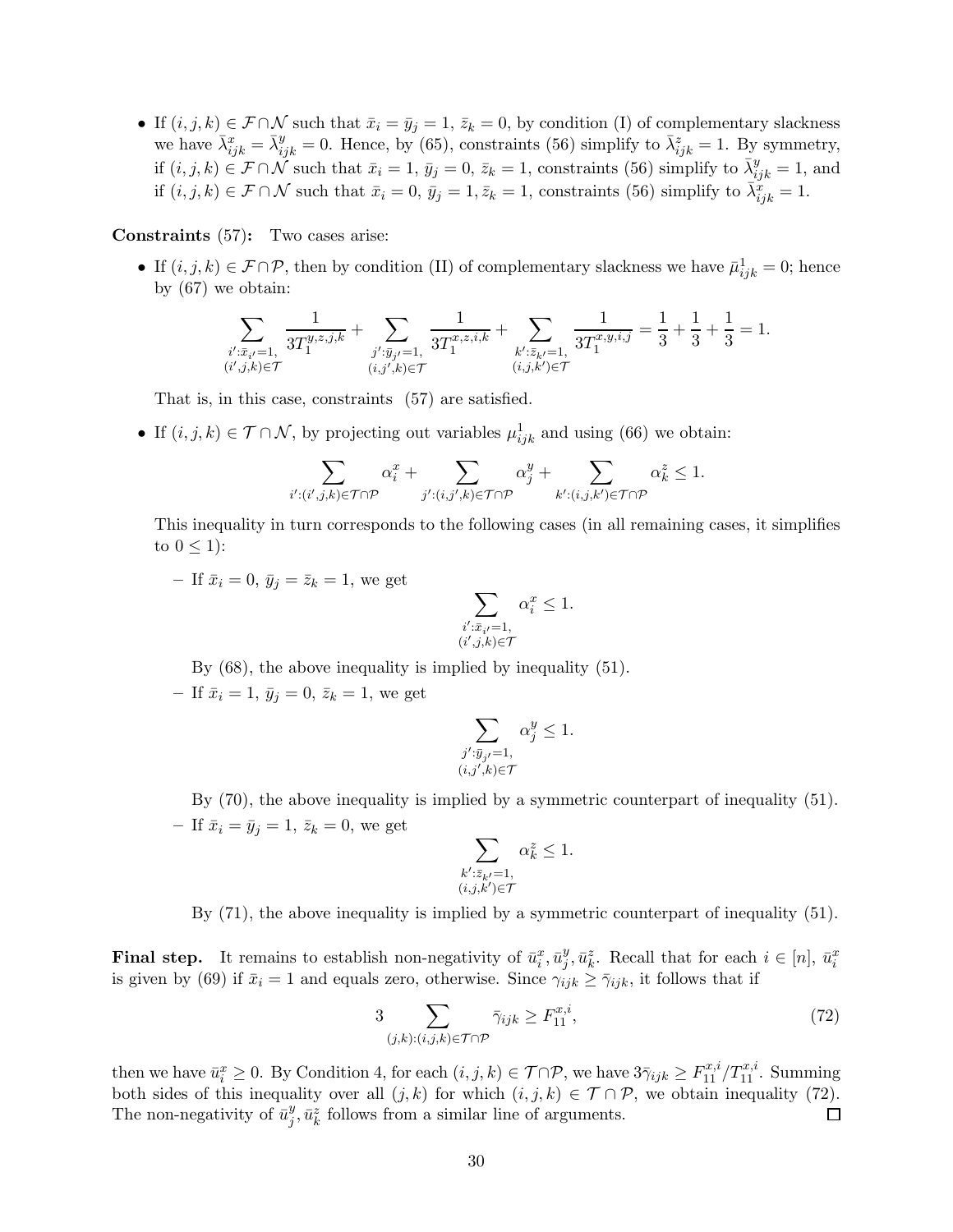- If $(i,j,k) \in \mathcal{F} \cap \mathcal{N}$ such that $\bar{x}_i = \bar{y}_j = 1$, $\bar{z}_k = 0$, by condition (I) of complementary slackness we have $\bar{\lambda}^x_{ijk} = \bar{\lambda}^y_{ijk} = 0$. Hence, by (65), constraints (56) simplify to $\bar{\lambda}^z_{ijk} = 1$. By symmetry, if $(i,j,k) \in \mathcal{F} \cap \mathcal{N}$ such that $\bar{x}_i = 1$, $\bar{y}_j = 0$, $\bar{z}_k = 1$, constraints (56) simplify to $\bar{\lambda}^y_{ijk} = 1$, and if $(i,j,k) \in \mathcal{F} \cap \mathcal{N}$ such that $\bar{x}_i = 0$, $\bar{y}_j = 1, \bar{z}_k = 1$, constraints (56) simplify to $\bar{\lambda}^x_{ijk} = 1$.

**Constraints** (57)**:** Two cases arise:

- If $(i,j,k) \in \mathcal{F} \cap \mathcal{P}$, then by condition (II) of complementary slackness we have $\bar{\mu}^1_{ijk} = 0$; hence by (67) we obtain:

$$\sum_{\substack{i': \bar{x}_{i'}=1, \\ (i',j,k) \in \mathcal{T}}} \frac{1}{3T_1^{y,z,j,k}} + \sum_{\substack{j': \bar{y}_{j'}=1, \\ (i,j',k) \in \mathcal{T}}} \frac{1}{3T_1^{x,z,i,k}} + \sum_{\substack{k': \bar{z}_{k'}=1, \\ (i,j,k') \in \mathcal{T}}} \frac{1}{3T_1^{x,y,i,j}} = \frac{1}{3} + \frac{1}{3} + \frac{1}{3} = 1.$$

  That is, in this case, constraints (57) are satisfied.

- If $(i,j,k) \in \mathcal{T} \cap \mathcal{N}$, by projecting out variables $\mu^1_{ijk}$ and using (66) we obtain:

$$\sum_{i':(i',j,k) \in \mathcal{T} \cap \mathcal{P}} \alpha^x_i + \sum_{j':(i,j',k) \in \mathcal{T} \cap \mathcal{P}} \alpha^y_j + \sum_{k':(i,j,k') \in \mathcal{T} \cap \mathcal{P}} \alpha^z_k \leq 1.$$

  This inequality in turn corresponds to the following cases (in all remaining cases, it simplifies to $0 \leq 1$):

  – If $\bar{x}_i = 0$, $\bar{y}_j = \bar{z}_k = 1$, we get

$$\sum_{\substack{i': \bar{x}_{i'}=1, \\ (i',j,k) \in \mathcal{T}}} \alpha^x_i \leq 1.$$

  By (68), the above inequality is implied by inequality (51).

  – If $\bar{x}_i = 1$, $\bar{y}_j = 0$, $\bar{z}_k = 1$, we get

$$\sum_{\substack{j': \bar{y}_{j'}=1, \\ (i,j',k) \in \mathcal{T}}} \alpha^y_j \leq 1.$$

  By (70), the above inequality is implied by a symmetric counterpart of inequality (51).

  – If $\bar{x}_i = \bar{y}_j = 1$, $\bar{z}_k = 0$, we get

$$\sum_{\substack{k': \bar{z}_{k'}=1, \\ (i,j,k') \in \mathcal{T}}} \alpha^z_k \leq 1.$$

  By (71), the above inequality is implied by a symmetric counterpart of inequality (51).

**Final step.** It remains to establish non-negativity of $\bar{u}^x_i, \bar{u}^y_j, \bar{u}^z_k$. Recall that for each $i \in [n]$, $\bar{u}^x_i$ is given by (69) if $\bar{x}_i = 1$ and equals zero, otherwise. Since $\gamma_{ijk} \geq \bar{\gamma}_{ijk}$, it follows that if

$$3 \sum_{(j,k):(i,j,k) \in \mathcal{T} \cap \mathcal{P}} \bar{\gamma}_{ijk} \geq F^{x,i}_{11}, \tag{72}$$

then we have $\bar{u}^x_i \geq 0$. By Condition 4, for each $(i,j,k) \in \mathcal{T} \cap \mathcal{P}$, we have $3\bar{\gamma}_{ijk} \geq F^{x,i}_{11}/T^{x,i}_{11}$. Summing both sides of this inequality over all $(j,k)$ for which $(i,j,k) \in \mathcal{T} \cap \mathcal{P}$, we obtain inequality (72). The non-negativity of $\bar{u}^y_j, \bar{u}^z_k$ follows from a similar line of arguments. □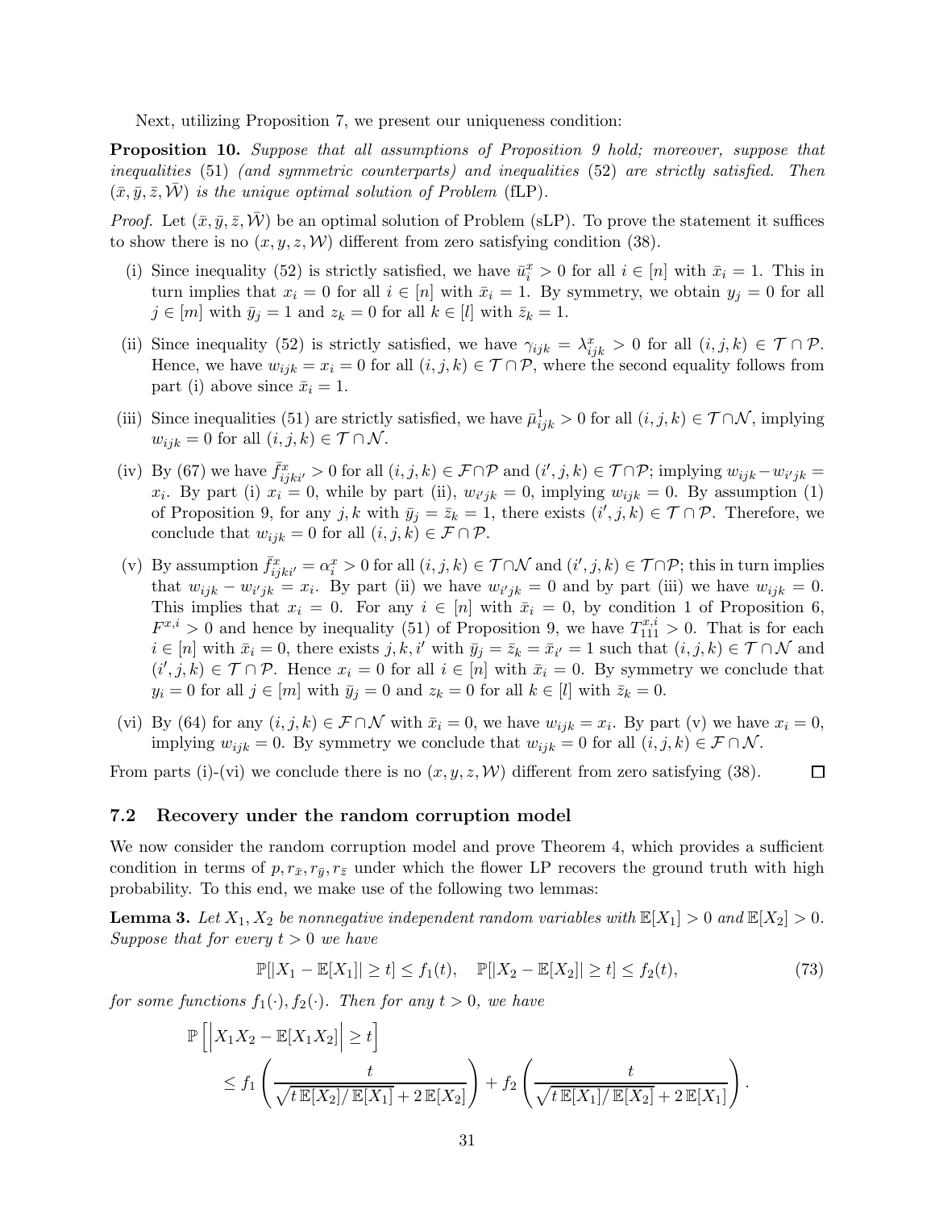Next, utilizing Proposition 7, we present our uniqueness condition:

**Proposition 10.** *Suppose that all assumptions of Proposition 9 hold; moreover, suppose that inequalities* (51) *(and symmetric counterparts) and inequalities* (52) *are strictly satisfied. Then* $(\bar{x}, \bar{y}, \bar{z}, \bar{\mathcal{W}})$ *is the unique optimal solution of Problem* (fLP).

*Proof.* Let $(\bar{x}, \bar{y}, \bar{z}, \bar{\mathcal{W}})$ be an optimal solution of Problem (sLP). To prove the statement it suffices to show there is no $(x, y, z, \mathcal{W})$ different from zero satisfying condition (38).

(i) Since inequality (52) is strictly satisfied, we have $\bar{u}^x_i > 0$ for all $i \in [n]$ with $\bar{x}_i = 1$. This in turn implies that $x_i = 0$ for all $i \in [n]$ with $\bar{x}_i = 1$. By symmetry, we obtain $y_j = 0$ for all $j \in [m]$ with $\bar{y}_j = 1$ and $z_k = 0$ for all $k \in [l]$ with $\bar{z}_k = 1$.

(ii) Since inequality (52) is strictly satisfied, we have $\gamma_{ijk} = \lambda^x_{ijk} > 0$ for all $(i, j, k) \in \mathcal{T} \cap \mathcal{P}$. Hence, we have $w_{ijk} = x_i = 0$ for all $(i, j, k) \in \mathcal{T} \cap \mathcal{P}$, where the second equality follows from part (i) above since $\bar{x}_i = 1$.

(iii) Since inequalities (51) are strictly satisfied, we have $\bar{\mu}^1_{ijk} > 0$ for all $(i, j, k) \in \mathcal{T} \cap \mathcal{N}$, implying $w_{ijk} = 0$ for all $(i, j, k) \in \mathcal{T} \cap \mathcal{N}$.

(iv) By (67) we have $\bar{f}^x_{ijki'} > 0$ for all $(i, j, k) \in \mathcal{F} \cap \mathcal{P}$ and $(i', j, k) \in \mathcal{T} \cap \mathcal{P}$; implying $w_{ijk} - w_{i'jk} = x_i$. By part (i) $x_i = 0$, while by part (ii), $w_{i'jk} = 0$, implying $w_{ijk} = 0$. By assumption (1) of Proposition 9, for any $j, k$ with $\bar{y}_j = \bar{z}_k = 1$, there exists $(i', j, k) \in \mathcal{T} \cap \mathcal{P}$. Therefore, we conclude that $w_{ijk} = 0$ for all $(i, j, k) \in \mathcal{F} \cap \mathcal{P}$.

(v) By assumption $\bar{f}^x_{ijki'} = \alpha^x_i > 0$ for all $(i, j, k) \in \mathcal{T} \cap \mathcal{N}$ and $(i', j, k) \in \mathcal{T} \cap \mathcal{P}$; this in turn implies that $w_{ijk} - w_{i'jk} = x_i$. By part (ii) we have $w_{i'jk} = 0$ and by part (iii) we have $w_{ijk} = 0$. This implies that $x_i = 0$. For any $i \in [n]$ with $\bar{x}_i = 0$, by condition 1 of Proposition 6, $F^{x,i} > 0$ and hence by inequality (51) of Proposition 9, we have $T^{x,i}_{111} > 0$. That is for each $i \in [n]$ with $\bar{x}_i = 0$, there exists $j, k, i'$ with $\bar{y}_j = \bar{z}_k = \bar{x}_{i'} = 1$ such that $(i, j, k) \in \mathcal{T} \cap \mathcal{N}$ and $(i', j, k) \in \mathcal{T} \cap \mathcal{P}$. Hence $x_i = 0$ for all $i \in [n]$ with $\bar{x}_i = 0$. By symmetry we conclude that $y_i = 0$ for all $j \in [m]$ with $\bar{y}_j = 0$ and $z_k = 0$ for all $k \in [l]$ with $\bar{z}_k = 0$.

(vi) By (64) for any $(i, j, k) \in \mathcal{F} \cap \mathcal{N}$ with $\bar{x}_i = 0$, we have $w_{ijk} = x_i$. By part (v) we have $x_i = 0$, implying $w_{ijk} = 0$. By symmetry we conclude that $w_{ijk} = 0$ for all $(i, j, k) \in \mathcal{F} \cap \mathcal{N}$.

From parts (i)-(vi) we conclude there is no $(x, y, z, \mathcal{W})$ different from zero satisfying (38). $\square$

### 7.2 Recovery under the random corruption model

We now consider the random corruption model and prove Theorem 4, which provides a sufficient condition in terms of $p, r_{\bar{x}}, r_{\bar{y}}, r_{\bar{z}}$ under which the flower LP recovers the ground truth with high probability. To this end, we make use of the following two lemmas:

**Lemma 3.** *Let $X_1, X_2$ be nonnegative independent random variables with $\mathbb{E}[X_1] > 0$ and $\mathbb{E}[X_2] > 0$. Suppose that for every $t > 0$ we have*

$$\mathbb{P}[|X_1 - \mathbb{E}[X_1]| \geq t] \leq f_1(t), \quad \mathbb{P}[|X_2 - \mathbb{E}[X_2]| \geq t] \leq f_2(t), \tag{73}$$

*for some functions $f_1(\cdot), f_2(\cdot)$. Then for any $t > 0$, we have*

$$\mathbb{P}\left[\left|X_1 X_2 - \mathbb{E}[X_1 X_2]\right| \geq t\right] \leq f_1\left(\frac{t}{\sqrt{t\,\mathbb{E}[X_2]/\mathbb{E}[X_1]} + 2\,\mathbb{E}[X_2]}\right) + f_2\left(\frac{t}{\sqrt{t\,\mathbb{E}[X_1]/\mathbb{E}[X_2]} + 2\,\mathbb{E}[X_1]}\right).$$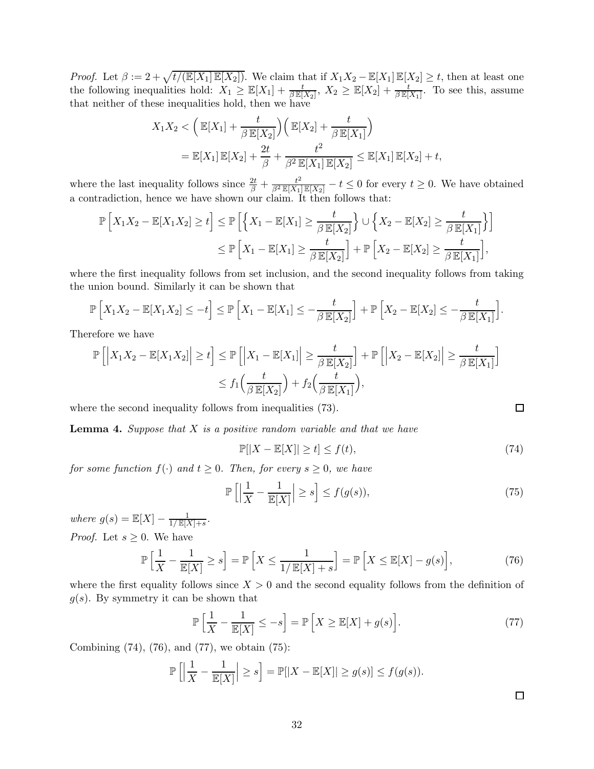*Proof.* Let $\beta := 2 + \sqrt{t/(\mathbb{E}[X_1]\,\mathbb{E}[X_2])}$. We claim that if $X_1 X_2 - \mathbb{E}[X_1]\,\mathbb{E}[X_2] \geq t$, then at least one the following inequalities hold: $X_1 \geq \mathbb{E}[X_1] + \frac{t}{\beta\,\mathbb{E}[X_2]}$, $X_2 \geq \mathbb{E}[X_2] + \frac{t}{\beta\,\mathbb{E}[X_1]}$. To see this, assume that neither of these inequalities hold, then we have

$$
\begin{aligned}
X_1 X_2 &< \Big(\,\mathbb{E}[X_1] + \frac{t}{\beta\,\mathbb{E}[X_2]}\Big)\Big(\,\mathbb{E}[X_2] + \frac{t}{\beta\,\mathbb{E}[X_1]}\Big) \\
&= \mathbb{E}[X_1]\,\mathbb{E}[X_2] + \frac{2t}{\beta} + \frac{t^2}{\beta^2\,\mathbb{E}[X_1]\,\mathbb{E}[X_2]} \leq \mathbb{E}[X_1]\,\mathbb{E}[X_2] + t,
\end{aligned}
$$

where the last inequality follows since $\frac{2t}{\beta} + \frac{t^2}{\beta^2\,\mathbb{E}[X_1]\,\mathbb{E}[X_2]} - t \leq 0$ for every $t \geq 0$. We have obtained a contradiction, hence we have shown our claim. It then follows that:

$$
\begin{aligned}
\mathbb{P}\Big[X_1 X_2 - \mathbb{E}[X_1 X_2] \geq t\Big] &\leq \mathbb{P}\Big[\Big\{X_1 - \mathbb{E}[X_1] \geq \frac{t}{\beta\,\mathbb{E}[X_2]}\Big\} \cup \Big\{X_2 - \mathbb{E}[X_2] \geq \frac{t}{\beta\,\mathbb{E}[X_1]}\Big\}\Big] \\
&\leq \mathbb{P}\Big[X_1 - \mathbb{E}[X_1] \geq \frac{t}{\beta\,\mathbb{E}[X_2]}\Big] + \mathbb{P}\Big[X_2 - \mathbb{E}[X_2] \geq \frac{t}{\beta\,\mathbb{E}[X_1]}\Big],
\end{aligned}
$$

where the first inequality follows from set inclusion, and the second inequality follows from taking the union bound. Similarly it can be shown that

$$
\mathbb{P}\Big[X_1 X_2 - \mathbb{E}[X_1 X_2] \leq -t\Big] \leq \mathbb{P}\Big[X_1 - \mathbb{E}[X_1] \leq -\frac{t}{\beta\,\mathbb{E}[X_2]}\Big] + \mathbb{P}\Big[X_2 - \mathbb{E}[X_2] \leq -\frac{t}{\beta\,\mathbb{E}[X_1]}\Big].
$$

Therefore we have

$$
\begin{aligned}
\mathbb{P}\Big[\Big|X_1 X_2 - \mathbb{E}[X_1 X_2]\Big| \geq t\Big] &\leq \mathbb{P}\Big[\Big|X_1 - \mathbb{E}[X_1]\Big| \geq \frac{t}{\beta\,\mathbb{E}[X_2]}\Big] + \mathbb{P}\Big[\Big|X_2 - \mathbb{E}[X_2]\Big| \geq \frac{t}{\beta\,\mathbb{E}[X_1]}\Big] \\
&\leq f_1\Big(\frac{t}{\beta\,\mathbb{E}[X_2]}\Big) + f_2\Big(\frac{t}{\beta\,\mathbb{E}[X_1]}\Big),
\end{aligned}
$$

where the second inequality follows from inequalities (73). ∎

**Lemma 4.** *Suppose that $X$ is a positive random variable and that we have*

$$
\mathbb{P}[|X - \mathbb{E}[X]| \geq t] \leq f(t), \tag{74}
$$

*for some function $f(\cdot)$ and $t \geq 0$. Then, for every $s \geq 0$, we have*

$$
\mathbb{P}\Big[\Big|\frac{1}{X} - \frac{1}{\mathbb{E}[X]}\Big| \geq s\Big] \leq f(g(s)), \tag{75}
$$

*where $g(s) = \mathbb{E}[X] - \frac{1}{1/\mathbb{E}[X] + s}$.*

*Proof.* Let $s \geq 0$. We have

$$
\mathbb{P}\Big[\frac{1}{X} - \frac{1}{\mathbb{E}[X]} \geq s\Big] = \mathbb{P}\Big[X \leq \frac{1}{1/\mathbb{E}[X] + s}\Big] = \mathbb{P}\Big[X \leq \mathbb{E}[X] - g(s)\Big], \tag{76}
$$

where the first equality follows since $X > 0$ and the second equality follows from the definition of $g(s)$. By symmetry it can be shown that

$$
\mathbb{P}\Big[\frac{1}{X} - \frac{1}{\mathbb{E}[X]} \leq -s\Big] = \mathbb{P}\Big[X \geq \mathbb{E}[X] + g(s)\Big]. \tag{77}
$$

Combining (74), (76), and (77), we obtain (75):

$$
\mathbb{P}\Big[\Big|\frac{1}{X} - \frac{1}{\mathbb{E}[X]}\Big| \geq s\Big] = \mathbb{P}[|X - \mathbb{E}[X]| \geq g(s)] \leq f(g(s)).
$$

∎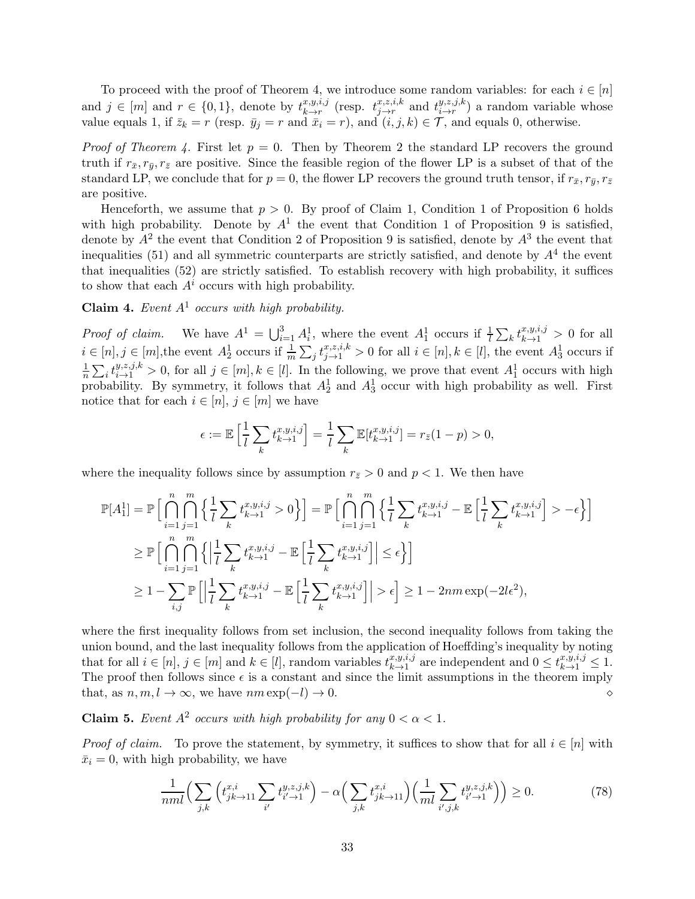To proceed with the proof of Theorem 4, we introduce some random variables: for each $i \in [n]$ and $j \in [m]$ and $r \in \{0,1\}$, denote by $t^{x,y,i,j}_{k\to r}$ (resp. $t^{x,z,i,k}_{j\to r}$ and $t^{y,z,j,k}_{i\to r}$) a random variable whose value equals 1, if $\bar{z}_k = r$ (resp. $\bar{y}_j = r$ and $\bar{x}_i = r$), and $(i,j,k) \in \mathcal{T}$, and equals 0, otherwise.

*Proof of Theorem 4.* First let $p = 0$. Then by Theorem 2 the standard LP recovers the ground truth if $r_{\bar{x}}, r_{\bar{y}}, r_{\bar{z}}$ are positive. Since the feasible region of the flower LP is a subset of that of the standard LP, we conclude that for $p = 0$, the flower LP recovers the ground truth tensor, if $r_{\bar{x}}, r_{\bar{y}}, r_{\bar{z}}$ are positive.

Henceforth, we assume that $p > 0$. By proof of Claim 1, Condition 1 of Proposition 6 holds with high probability. Denote by $A^1$ the event that Condition 1 of Proposition 9 is satisfied, denote by $A^2$ the event that Condition 2 of Proposition 9 is satisfied, denote by $A^3$ the event that inequalities (51) and all symmetric counterparts are strictly satisfied, and denote by $A^4$ the event that inequalities (52) are strictly satisfied. To establish recovery with high probability, it suffices to show that each $A^i$ occurs with high probability.

**Claim 4.** *Event $A^1$ occurs with high probability.*

*Proof of claim.* We have $A^1 = \bigcup_{i=1}^{3} A^1_i$, where the event $A^1_1$ occurs if $\frac{1}{l}\sum_k t^{x,y,i,j}_{k\to 1} > 0$ for all $i \in [n], j \in [m]$,the event $A^1_2$ occurs if $\frac{1}{m}\sum_j t^{x,z,i,k}_{j\to 1} > 0$ for all $i \in [n], k \in [l]$, the event $A^1_3$ occurs if $\frac{1}{n}\sum_i t^{y,z,j,k}_{i\to 1} > 0$, for all $j \in [m], k \in [l]$. In the following, we prove that event $A^1_1$ occurs with high probability. By symmetry, it follows that $A^1_2$ and $A^1_3$ occur with high probability as well. First notice that for each $i \in [n]$, $j \in [m]$ we have

$$\epsilon := \mathbb{E}\Big[\frac{1}{l}\sum_k t^{x,y,i,j}_{k\to 1}\Big] = \frac{1}{l}\sum_k \mathbb{E}[t^{x,y,i,j}_{k\to 1}] = r_{\bar{z}}(1-p) > 0,$$

where the inequality follows since by assumption $r_{\bar{z}} > 0$ and $p < 1$. We then have

$$\begin{aligned}
\mathbb{P}[A^1_1] &= \mathbb{P}\Big[\bigcap_{i=1}^{n}\bigcap_{j=1}^{m}\Big\{\frac{1}{l}\sum_k t^{x,y,i,j}_{k\to 1} > 0\Big\}\Big] = \mathbb{P}\Big[\bigcap_{i=1}^{n}\bigcap_{j=1}^{m}\Big\{\frac{1}{l}\sum_k t^{x,y,i,j}_{k\to 1} - \mathbb{E}\Big[\frac{1}{l}\sum_k t^{x,y,i,j}_{k\to 1}\Big] > -\epsilon\Big\}\Big] \\
&\geq \mathbb{P}\Big[\bigcap_{i=1}^{n}\bigcap_{j=1}^{m}\Big\{\Big|\frac{1}{l}\sum_k t^{x,y,i,j}_{k\to 1} - \mathbb{E}\Big[\frac{1}{l}\sum_k t^{x,y,i,j}_{k\to 1}\Big]\Big| \leq \epsilon\Big\}\Big] \\
&\geq 1 - \sum_{i,j}\mathbb{P}\Big[\Big|\frac{1}{l}\sum_k t^{x,y,i,j}_{k\to 1} - \mathbb{E}\Big[\frac{1}{l}\sum_k t^{x,y,i,j}_{k\to 1}\Big]\Big| > \epsilon\Big] \geq 1 - 2nm\exp(-2l\epsilon^2),
\end{aligned}$$

where the first inequality follows from set inclusion, the second inequality follows from taking the union bound, and the last inequality follows from the application of Hoeffding's inequality by noting that for all $i \in [n]$, $j \in [m]$ and $k \in [l]$, random variables $t^{x,y,i,j}_{k\to 1}$ are independent and $0 \leq t^{x,y,i,j}_{k\to 1} \leq 1$. The proof then follows since $\epsilon$ is a constant and since the limit assumptions in the theorem imply that, as $n, m, l \to \infty$, we have $nm\exp(-l) \to 0$. ⋄

**Claim 5.** *Event $A^2$ occurs with high probability for any $0 < \alpha < 1$.*

*Proof of claim.* To prove the statement, by symmetry, it suffices to show that for all $i \in [n]$ with $\bar{x}_i = 0$, with high probability, we have

$$\frac{1}{nml}\Big(\sum_{j,k}\Big(t^{x,i}_{jk\to 11}\sum_{i'} t^{y,z,j,k}_{i'\to 1}\Big) - \alpha\Big(\sum_{j,k} t^{x,i}_{jk\to 11}\Big)\Big(\frac{1}{ml}\sum_{i',j,k} t^{y,z,j,k}_{i'\to 1}\Big)\Big) \geq 0. \tag{78}$$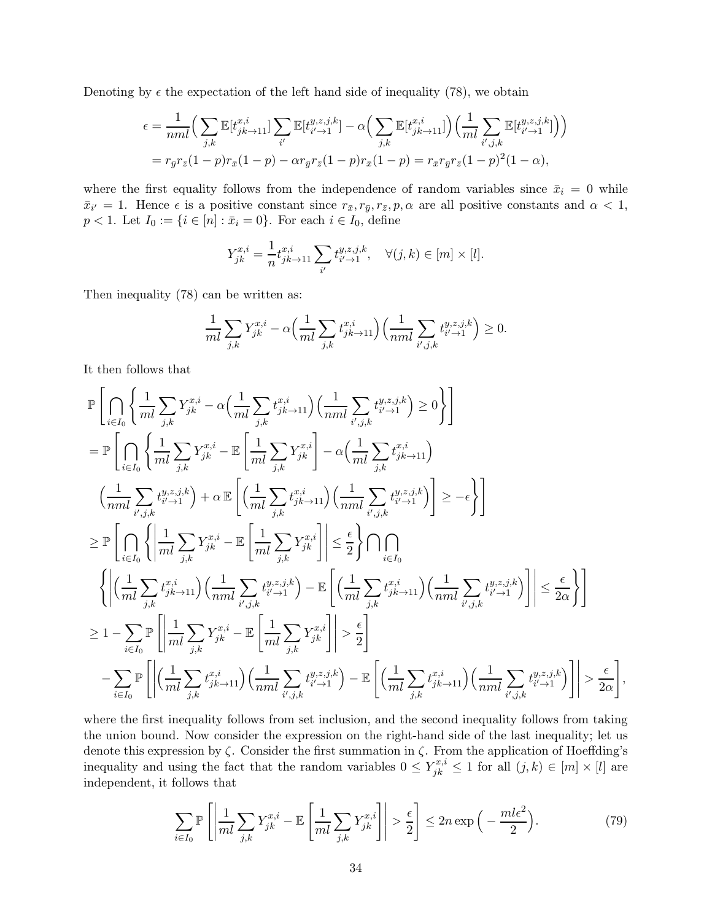Denoting by $\epsilon$ the expectation of the left hand side of inequality (78), we obtain

$$\begin{aligned}
\epsilon &= \frac{1}{nml}\Big( \sum_{j,k} \mathbb{E}[t^{x,i}_{jk\to 11}] \sum_{i'} \mathbb{E}[t^{y,z,j,k}_{i'\to 1}] - \alpha \Big( \sum_{j,k} \mathbb{E}[t^{x,i}_{jk\to 11}] \Big) \Big( \frac{1}{ml} \sum_{i',j,k} \mathbb{E}[t^{y,z,j,k}_{i'\to 1}] \Big) \Big) \\
&= r_{\bar{y}} r_{\bar{z}} (1-p) r_{\bar{x}} (1-p) - \alpha r_{\bar{y}} r_{\bar{z}} (1-p) r_{\bar{x}} (1-p) = r_{\bar{x}} r_{\bar{y}} r_{\bar{z}} (1-p)^2 (1-\alpha),
\end{aligned}$$

where the first equality follows from the independence of random variables since $\bar{x}_i = 0$ while $\bar{x}_{i'} = 1$. Hence $\epsilon$ is a positive constant since $r_{\bar{x}}, r_{\bar{y}}, r_{\bar{z}}, p, \alpha$ are all positive constants and $\alpha < 1$, $p < 1$. Let $I_0 := \{i \in [n] : \bar{x}_i = 0\}$. For each $i \in I_0$, define

$$Y^{x,i}_{jk} = \frac{1}{n} t^{x,i}_{jk\to 11} \sum_{i'} t^{y,z,j,k}_{i'\to 1}, \quad \forall (j,k) \in [m] \times [l].$$

Then inequality (78) can be written as:

$$\frac{1}{ml} \sum_{j,k} Y^{x,i}_{jk} - \alpha \Big( \frac{1}{ml} \sum_{j,k} t^{x,i}_{jk\to 11} \Big) \Big( \frac{1}{nml} \sum_{i',j,k} t^{y,z,j,k}_{i'\to 1} \Big) \geq 0.$$

It then follows that

$$\begin{aligned}
&\mathbb{P}\Bigg[ \bigcap_{i\in I_0} \Bigg\{ \frac{1}{ml} \sum_{j,k} Y^{x,i}_{jk} - \alpha \Big( \frac{1}{ml} \sum_{j,k} t^{x,i}_{jk\to 11} \Big) \Big( \frac{1}{nml} \sum_{i',j,k} t^{y,z,j,k}_{i'\to 1} \Big) \geq 0 \Bigg\} \Bigg] \\
&= \mathbb{P}\Bigg[ \bigcap_{i\in I_0} \Bigg\{ \frac{1}{ml} \sum_{j,k} Y^{x,i}_{jk} - \mathbb{E}\Bigg[ \frac{1}{ml} \sum_{j,k} Y^{x,i}_{jk} \Bigg] - \alpha \Big( \frac{1}{ml} \sum_{j,k} t^{x,i}_{jk\to 11} \Big) \\
&\quad \Big( \frac{1}{nml} \sum_{i',j,k} t^{y,z,j,k}_{i'\to 1} \Big) + \alpha\, \mathbb{E}\Bigg[ \Big( \frac{1}{ml} \sum_{j,k} t^{x,i}_{jk\to 11} \Big) \Big( \frac{1}{nml} \sum_{i',j,k} t^{y,z,j,k}_{i'\to 1} \Big) \Bigg] \geq -\epsilon \Bigg\} \Bigg] \\
&\geq \mathbb{P}\Bigg[ \bigcap_{i\in I_0} \Bigg\{ \Bigg| \frac{1}{ml} \sum_{j,k} Y^{x,i}_{jk} - \mathbb{E}\Bigg[ \frac{1}{ml} \sum_{j,k} Y^{x,i}_{jk} \Bigg] \Bigg| \leq \frac{\epsilon}{2} \Bigg\} \bigcap \bigcap_{i\in I_0} \\
&\quad \Bigg\{ \Bigg| \Big( \frac{1}{ml} \sum_{j,k} t^{x,i}_{jk\to 11} \Big) \Big( \frac{1}{nml} \sum_{i',j,k} t^{y,z,j,k}_{i'\to 1} \Big) - \mathbb{E}\Bigg[ \Big( \frac{1}{ml} \sum_{j,k} t^{x,i}_{jk\to 11} \Big) \Big( \frac{1}{nml} \sum_{i',j,k} t^{y,z,j,k}_{i'\to 1} \Big) \Bigg] \Bigg| \leq \frac{\epsilon}{2\alpha} \Bigg\} \Bigg] \\
&\geq 1 - \sum_{i\in I_0} \mathbb{P}\Bigg[ \Bigg| \frac{1}{ml} \sum_{j,k} Y^{x,i}_{jk} - \mathbb{E}\Bigg[ \frac{1}{ml} \sum_{j,k} Y^{x,i}_{jk} \Bigg] \Bigg| > \frac{\epsilon}{2} \Bigg] \\
&\quad - \sum_{i\in I_0} \mathbb{P}\Bigg[ \Bigg| \Big( \frac{1}{ml} \sum_{j,k} t^{x,i}_{jk\to 11} \Big) \Big( \frac{1}{nml} \sum_{i',j,k} t^{y,z,j,k}_{i'\to 1} \Big) - \mathbb{E}\Bigg[ \Big( \frac{1}{ml} \sum_{j,k} t^{x,i}_{jk\to 11} \Big) \Big( \frac{1}{nml} \sum_{i',j,k} t^{y,z,j,k}_{i'\to 1} \Big) \Bigg] \Bigg| > \frac{\epsilon}{2\alpha} \Bigg],
\end{aligned}$$

where the first inequality follows from set inclusion, and the second inequality follows from taking the union bound. Now consider the expression on the right-hand side of the last inequality; let us denote this expression by $\zeta$. Consider the first summation in $\zeta$. From the application of Hoeffding's inequality and using the fact that the random variables $0 \leq Y^{x,i}_{jk} \leq 1$ for all $(j,k) \in [m] \times [l]$ are independent, it follows that

$$\sum_{i\in I_0} \mathbb{P}\Bigg[ \Bigg| \frac{1}{ml} \sum_{j,k} Y^{x,i}_{jk} - \mathbb{E}\Bigg[ \frac{1}{ml} \sum_{j,k} Y^{x,i}_{jk} \Bigg] \Bigg| > \frac{\epsilon}{2} \Bigg] \leq 2n \exp\Big( -\frac{ml\epsilon^2}{2} \Big). \tag{79}$$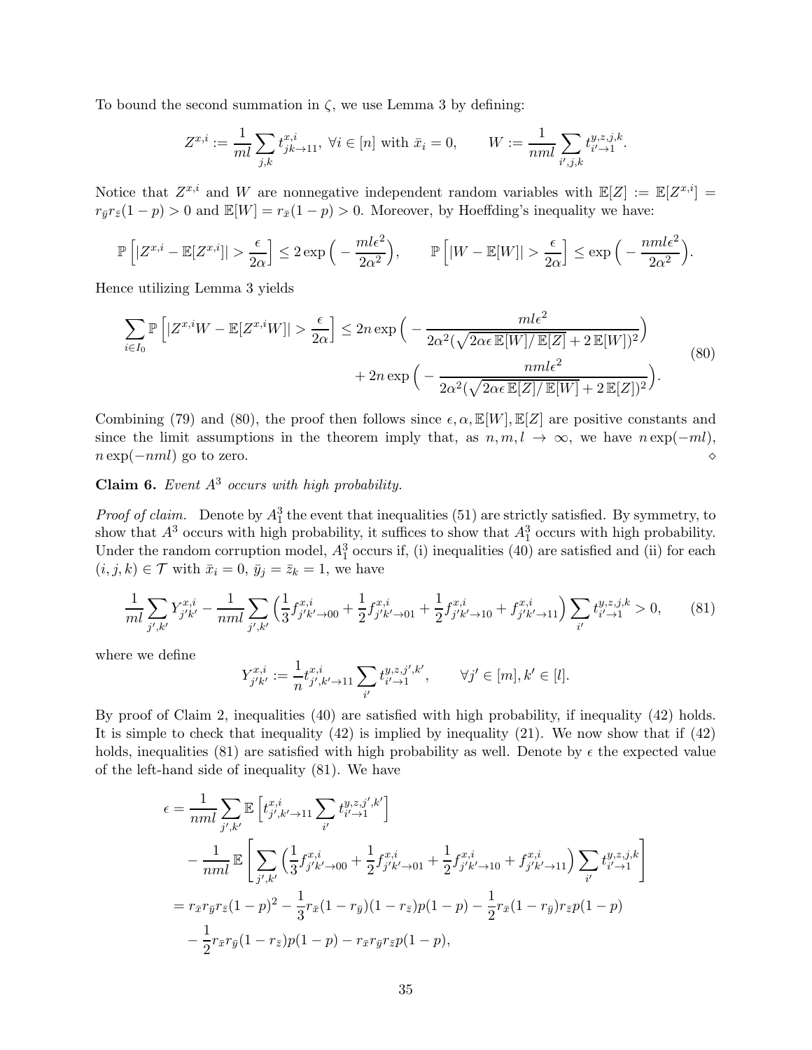To bound the second summation in $\zeta$, we use Lemma 3 by defining:

$$Z^{x,i} := \frac{1}{ml} \sum_{j,k} t^{x,i}_{jk \to 11}, \ \forall i \in [n] \text{ with } \bar{x}_i = 0, \qquad W := \frac{1}{nml} \sum_{i',j,k} t^{y,z,j,k}_{i' \to 1}.$$

Notice that $Z^{x,i}$ and $W$ are nonnegative independent random variables with $\mathbb{E}[Z] := \mathbb{E}[Z^{x,i}] = r_{\bar{y}} r_{\bar{z}}(1-p) > 0$ and $\mathbb{E}[W] = r_{\bar{x}}(1-p) > 0$. Moreover, by Hoeffding's inequality we have:

$$\mathbb{P}\left[|Z^{x,i} - \mathbb{E}[Z^{x,i}]| > \frac{\epsilon}{2\alpha}\right] \leq 2\exp\Big(-\frac{ml\epsilon^2}{2\alpha^2}\Big), \qquad \mathbb{P}\left[|W - \mathbb{E}[W]| > \frac{\epsilon}{2\alpha}\right] \leq \exp\Big(-\frac{nml\epsilon^2}{2\alpha^2}\Big).$$

Hence utilizing Lemma 3 yields

$$\begin{aligned}\sum_{i \in I_0} \mathbb{P}\left[|Z^{x,i}W - \mathbb{E}[Z^{x,i}W]| > \frac{\epsilon}{2\alpha}\right] \leq 2n \exp\Big(-\frac{ml\epsilon^2}{2\alpha^2(\sqrt{2\alpha\epsilon\,\mathbb{E}[W]/\mathbb{E}[Z]} + 2\,\mathbb{E}[W])^2}\Big) \\ + 2n\exp\Big(-\frac{nml\epsilon^2}{2\alpha^2(\sqrt{2\alpha\epsilon\,\mathbb{E}[Z]/\mathbb{E}[W]} + 2\,\mathbb{E}[Z])^2}\Big).\end{aligned} \tag{80}$$

Combining (79) and (80), the proof then follows since $\epsilon, \alpha, \mathbb{E}[W], \mathbb{E}[Z]$ are positive constants and since the limit assumptions in the theorem imply that, as $n, m, l \to \infty$, we have $n\exp(-ml)$, $n\exp(-nml)$ go to zero. $\diamond$

**Claim 6.** *Event $A^3$ occurs with high probability.*

*Proof of claim.* Denote by $A^3_1$ the event that inequalities (51) are strictly satisfied. By symmetry, to show that $A^3$ occurs with high probability, it suffices to show that $A^3_1$ occurs with high probability. Under the random corruption model, $A^3_1$ occurs if, (i) inequalities (40) are satisfied and (ii) for each $(i,j,k) \in \mathcal{T}$ with $\bar{x}_i = 0$, $\bar{y}_j = \bar{z}_k = 1$, we have

$$\frac{1}{ml}\sum_{j',k'} Y^{x,i}_{j'k'} - \frac{1}{nml}\sum_{j',k'}\Big(\frac{1}{3}f^{x,i}_{j'k'\to 00} + \frac{1}{2}f^{x,i}_{j'k'\to 01} + \frac{1}{2}f^{x,i}_{j'k'\to 10} + f^{x,i}_{j'k'\to 11}\Big)\sum_{i'} t^{y,z,j,k}_{i'\to 1} > 0, \tag{81}$$

where we define

$$Y^{x,i}_{j'k'} := \frac{1}{n} t^{x,i}_{j',k'\to 11} \sum_{i'} t^{y,z,j',k'}_{i'\to 1}, \qquad \forall j' \in [m], k' \in [l].$$

By proof of Claim 2, inequalities (40) are satisfied with high probability, if inequality (42) holds. It is simple to check that inequality (42) is implied by inequality (21). We now show that if (42) holds, inequalities (81) are satisfied with high probability as well. Denote by $\epsilon$ the expected value of the left-hand side of inequality (81). We have

$$\begin{aligned}\epsilon &= \frac{1}{nml}\sum_{j',k'}\mathbb{E}\left[t^{x,i}_{j',k'\to 11}\sum_{i'} t^{y,z,j',k'}_{i'\to 1}\right] \\ &\quad - \frac{1}{nml}\mathbb{E}\left[\sum_{j',k'}\Big(\frac{1}{3}f^{x,i}_{j'k'\to 00} + \frac{1}{2}f^{x,i}_{j'k'\to 01} + \frac{1}{2}f^{x,i}_{j'k'\to 10} + f^{x,i}_{j'k'\to 11}\Big)\sum_{i'} t^{y,z,j,k}_{i'\to 1}\right] \\ &= r_{\bar{x}} r_{\bar{y}} r_{\bar{z}}(1-p)^2 - \frac{1}{3}r_{\bar{x}}(1-r_{\bar{y}})(1-r_{\bar{z}})p(1-p) - \frac{1}{2}r_{\bar{x}}(1-r_{\bar{y}})r_{\bar{z}}p(1-p) \\ &\quad - \frac{1}{2}r_{\bar{x}}r_{\bar{y}}(1-r_{\bar{z}})p(1-p) - r_{\bar{x}}r_{\bar{y}}r_{\bar{z}}p(1-p),\end{aligned}$$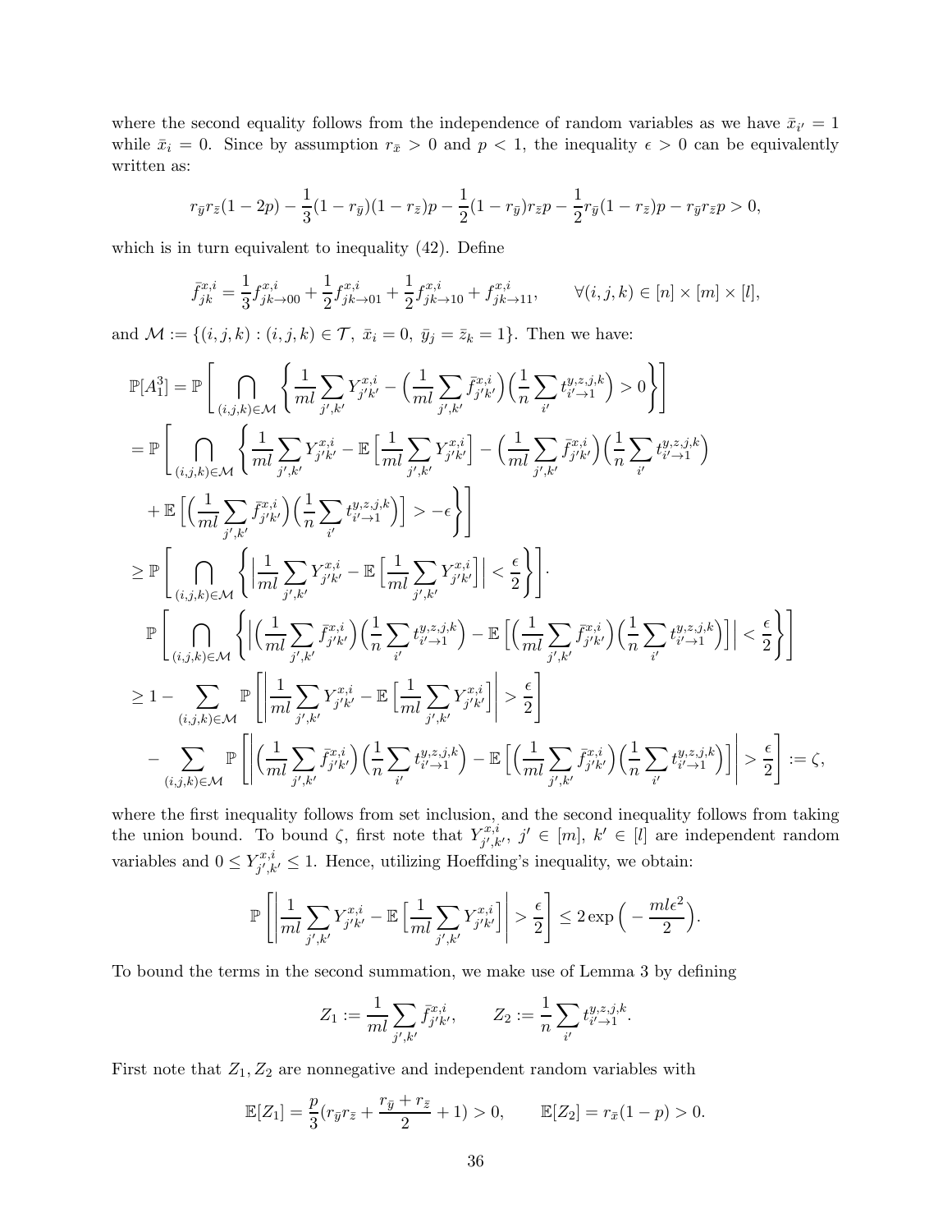where the second equality follows from the independence of random variables as we have $\bar{x}_{i'} = 1$ while $\bar{x}_i = 0$. Since by assumption $r_{\bar{x}} > 0$ and $p < 1$, the inequality $\epsilon > 0$ can be equivalently written as:

$$r_{\bar{y}} r_{\bar{z}}(1-2p) - \frac{1}{3}(1-r_{\bar{y}})(1-r_{\bar{z}})p - \frac{1}{2}(1-r_{\bar{y}})r_{\bar{z}}p - \frac{1}{2}r_{\bar{y}}(1-r_{\bar{z}})p - r_{\bar{y}}r_{\bar{z}}p > 0,$$

which is in turn equivalent to inequality (42). Define

$$\bar{f}^{x,i}_{jk} = \frac{1}{3}f^{x,i}_{jk\to 00} + \frac{1}{2}f^{x,i}_{jk\to 01} + \frac{1}{2}f^{x,i}_{jk\to 10} + f^{x,i}_{jk\to 11}, \qquad \forall (i,j,k) \in [n]\times[m]\times[l],$$

and $\mathcal{M} := \{(i,j,k) : (i,j,k) \in \mathcal{T},\ \bar{x}_i = 0,\ \bar{y}_j = \bar{z}_k = 1\}$. Then we have:

$$\begin{aligned}
\mathbb{P}[A_1^3] &= \mathbb{P}\Bigg[\bigcap_{(i,j,k)\in\mathcal{M}} \bigg\{ \frac{1}{ml}\sum_{j',k'} Y^{x,i}_{j'k'} - \Big(\frac{1}{ml}\sum_{j',k'} \bar{f}^{x,i}_{j'k'}\Big)\Big(\frac{1}{n}\sum_{i'} t^{y,z,j,k}_{i'\to 1}\Big) > 0 \bigg\}\Bigg] \\
&= \mathbb{P}\Bigg[\bigcap_{(i,j,k)\in\mathcal{M}} \bigg\{ \frac{1}{ml}\sum_{j',k'} Y^{x,i}_{j'k'} - \mathbb{E}\Big[\frac{1}{ml}\sum_{j',k'} Y^{x,i}_{j'k'}\Big] - \Big(\frac{1}{ml}\sum_{j',k'} \bar{f}^{x,i}_{j'k'}\Big)\Big(\frac{1}{n}\sum_{i'} t^{y,z,j,k}_{i'\to 1}\Big) \\
&\qquad + \mathbb{E}\Big[\Big(\frac{1}{ml}\sum_{j',k'} \bar{f}^{x,i}_{j'k'}\Big)\Big(\frac{1}{n}\sum_{i'} t^{y,z,j,k}_{i'\to 1}\Big)\Big] > -\epsilon \bigg\}\Bigg] \\
&\geq \mathbb{P}\Bigg[\bigcap_{(i,j,k)\in\mathcal{M}} \bigg\{ \Big|\frac{1}{ml}\sum_{j',k'} Y^{x,i}_{j'k'} - \mathbb{E}\Big[\frac{1}{ml}\sum_{j',k'} Y^{x,i}_{j'k'}\Big]\Big| < \frac{\epsilon}{2} \bigg\}\Bigg] \cdot \\
&\qquad \mathbb{P}\Bigg[\bigcap_{(i,j,k)\in\mathcal{M}} \bigg\{ \Big|\Big(\frac{1}{ml}\sum_{j',k'} \bar{f}^{x,i}_{j'k'}\Big)\Big(\frac{1}{n}\sum_{i'} t^{y,z,j,k}_{i'\to 1}\Big) - \mathbb{E}\Big[\Big(\frac{1}{ml}\sum_{j',k'} \bar{f}^{x,i}_{j'k'}\Big)\Big(\frac{1}{n}\sum_{i'} t^{y,z,j,k}_{i'\to 1}\Big)\Big]\Big| < \frac{\epsilon}{2} \bigg\}\Bigg] \\
&\geq 1 - \sum_{(i,j,k)\in\mathcal{M}} \mathbb{P}\Bigg[\bigg|\frac{1}{ml}\sum_{j',k'} Y^{x,i}_{j'k'} - \mathbb{E}\Big[\frac{1}{ml}\sum_{j',k'} Y^{x,i}_{j'k'}\Big]\bigg| > \frac{\epsilon}{2}\Bigg] \\
&\qquad - \sum_{(i,j,k)\in\mathcal{M}} \mathbb{P}\Bigg[\bigg|\Big(\frac{1}{ml}\sum_{j',k'} \bar{f}^{x,i}_{j'k'}\Big)\Big(\frac{1}{n}\sum_{i'} t^{y,z,j,k}_{i'\to 1}\Big) - \mathbb{E}\Big[\Big(\frac{1}{ml}\sum_{j',k'} \bar{f}^{x,i}_{j'k'}\Big)\Big(\frac{1}{n}\sum_{i'} t^{y,z,j,k}_{i'\to 1}\Big)\Big]\bigg| > \frac{\epsilon}{2}\Bigg] := \zeta,
\end{aligned}$$

where the first inequality follows from set inclusion, and the second inequality follows from taking the union bound. To bound $\zeta$, first note that $Y^{x,i}_{j',k'}$, $j' \in [m]$, $k' \in [l]$ are independent random variables and $0 \leq Y^{x,i}_{j',k'} \leq 1$. Hence, utilizing Hoeffding's inequality, we obtain:

$$\mathbb{P}\Bigg[\bigg|\frac{1}{ml}\sum_{j',k'} Y^{x,i}_{j'k'} - \mathbb{E}\Big[\frac{1}{ml}\sum_{j',k'} Y^{x,i}_{j'k'}\Big]\bigg| > \frac{\epsilon}{2}\Bigg] \leq 2\exp\Big(-\frac{ml\epsilon^2}{2}\Big).$$

To bound the terms in the second summation, we make use of Lemma 3 by defining

$$Z_1 := \frac{1}{ml}\sum_{j',k'} \bar{f}^{x,i}_{j'k'}, \qquad Z_2 := \frac{1}{n}\sum_{i'} t^{y,z,j,k}_{i'\to 1}.$$

First note that $Z_1, Z_2$ are nonnegative and independent random variables with

$$\mathbb{E}[Z_1] = \frac{p}{3}(r_{\bar{y}}r_{\bar{z}} + \frac{r_{\bar{y}} + r_{\bar{z}}}{2} + 1) > 0, \qquad \mathbb{E}[Z_2] = r_{\bar{x}}(1-p) > 0.$$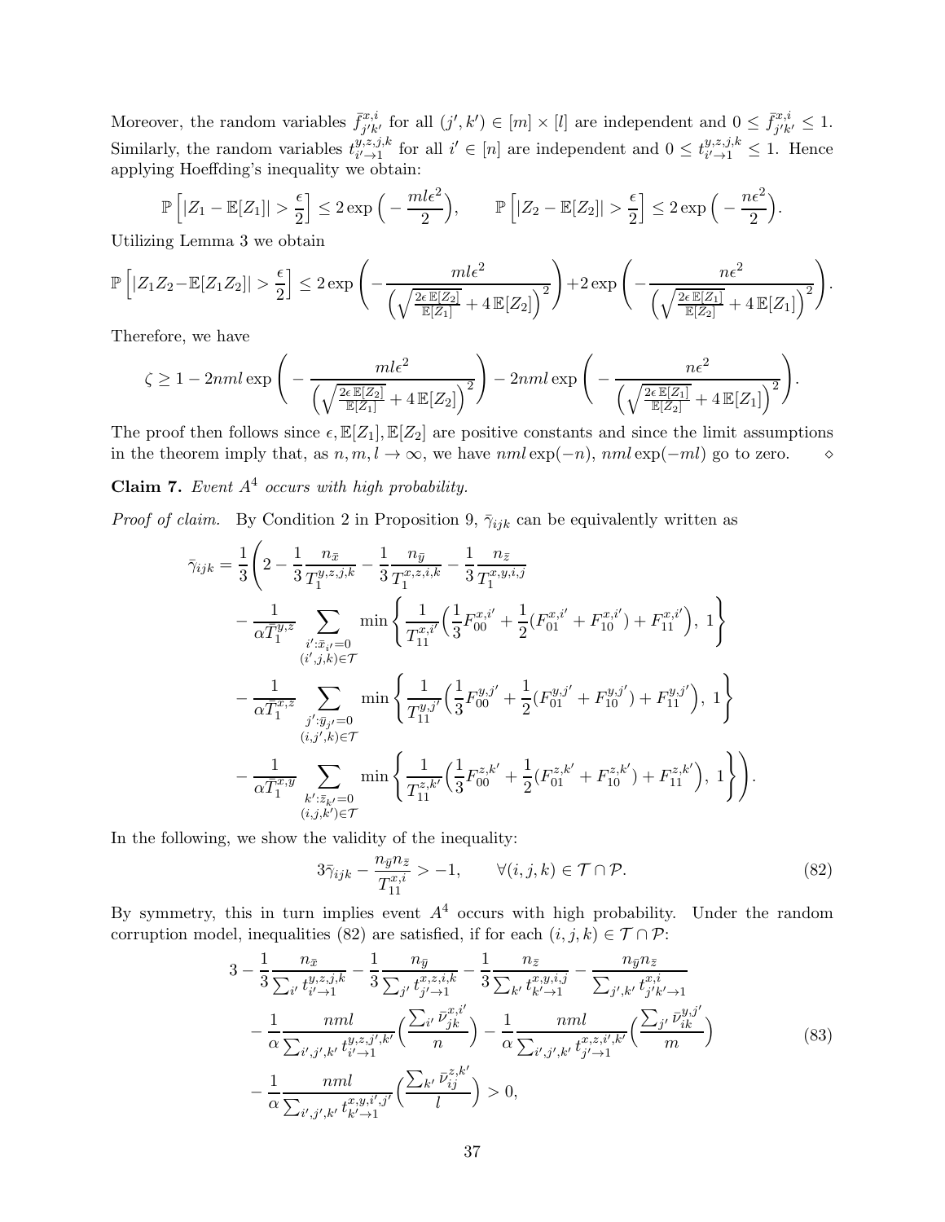Moreover, the random variables $\bar{f}^{x,i}_{j'k'}$ for all $(j',k') \in [m] \times [l]$ are independent and $0 \leq \bar{f}^{x,i}_{j'k'} \leq 1$. Similarly, the random variables $t^{y,z,j,k}_{i' \to 1}$ for all $i' \in [n]$ are independent and $0 \leq t^{y,z,j,k}_{i' \to 1} \leq 1$. Hence applying Hoeffding's inequality we obtain:

$$\mathbb{P}\left[|Z_1 - \mathbb{E}[Z_1]| > \frac{\epsilon}{2}\right] \leq 2\exp\Big(-\frac{ml\epsilon^2}{2}\Big), \qquad \mathbb{P}\left[|Z_2 - \mathbb{E}[Z_2]| > \frac{\epsilon}{2}\right] \leq 2\exp\Big(-\frac{n\epsilon^2}{2}\Big).$$

Utilizing Lemma 3 we obtain

$$\mathbb{P}\left[|Z_1 Z_2 - \mathbb{E}[Z_1 Z_2]| > \frac{\epsilon}{2}\right] \leq 2\exp\left(-\frac{ml\epsilon^2}{\left(\sqrt{\frac{2\epsilon\,\mathbb{E}[Z_2]}{\mathbb{E}[Z_1]}} + 4\,\mathbb{E}[Z_2]\right)^2}\right) + 2\exp\left(-\frac{n\epsilon^2}{\left(\sqrt{\frac{2\epsilon\,\mathbb{E}[Z_1]}{\mathbb{E}[Z_2]}} + 4\,\mathbb{E}[Z_1]\right)^2}\right).$$

Therefore, we have

$$\zeta \geq 1 - 2nml\exp\left(-\frac{ml\epsilon^2}{\left(\sqrt{\frac{2\epsilon\,\mathbb{E}[Z_2]}{\mathbb{E}[Z_1]}} + 4\,\mathbb{E}[Z_2]\right)^2}\right) - 2nml\exp\left(-\frac{n\epsilon^2}{\left(\sqrt{\frac{2\epsilon\,\mathbb{E}[Z_1]}{\mathbb{E}[Z_2]}} + 4\,\mathbb{E}[Z_1]\right)^2}\right).$$

The proof then follows since $\epsilon, \mathbb{E}[Z_1], \mathbb{E}[Z_2]$ are positive constants and since the limit assumptions in the theorem imply that, as $n, m, l \to \infty$, we have $nml\exp(-n)$, $nml\exp(-ml)$ go to zero. $\diamond$

**Claim 7.** *Event $A^4$ occurs with high probability.*

*Proof of claim.* By Condition 2 in Proposition 9, $\bar{\gamma}_{ijk}$ can be equivalently written as

$$\begin{aligned}
\bar{\gamma}_{ijk} = \frac{1}{3}\Bigg(&2 - \frac{1}{3}\frac{n_{\bar{x}}}{T_1^{y,z,j,k}} - \frac{1}{3}\frac{n_{\bar{y}}}{T_1^{x,z,i,k}} - \frac{1}{3}\frac{n_{\bar{z}}}{T_1^{x,y,i,j}} \\
&- \frac{1}{\alpha \bar{T}_1^{y,z}} \sum_{\substack{i':\bar{x}_{i'}=0 \\ (i',j,k)\in\mathcal{T}}} \min\left\{\frac{1}{T_{11}^{x,i'}}\Big(\frac{1}{3}F_{00}^{x,i'} + \frac{1}{2}(F_{01}^{x,i'} + F_{10}^{x,i'}) + F_{11}^{x,i'}\Big),\ 1\right\} \\
&- \frac{1}{\alpha \bar{T}_1^{x,z}} \sum_{\substack{j':\bar{y}_{j'}=0 \\ (i,j',k)\in\mathcal{T}}} \min\left\{\frac{1}{T_{11}^{y,j'}}\Big(\frac{1}{3}F_{00}^{y,j'} + \frac{1}{2}(F_{01}^{y,j'} + F_{10}^{y,j'}) + F_{11}^{y,j'}\Big),\ 1\right\} \\
&- \frac{1}{\alpha \bar{T}_1^{x,y}} \sum_{\substack{k':\bar{z}_{k'}=0 \\ (i,j,k')\in\mathcal{T}}} \min\left\{\frac{1}{T_{11}^{z,k'}}\Big(\frac{1}{3}F_{00}^{z,k'} + \frac{1}{2}(F_{01}^{z,k'} + F_{10}^{z,k'}) + F_{11}^{z,k'}\Big),\ 1\right\}\Bigg).
\end{aligned}$$

In the following, we show the validity of the inequality:

$$3\bar{\gamma}_{ijk} - \frac{n_{\bar{y}} n_{\bar{z}}}{T_{11}^{x,i}} > -1, \qquad \forall (i,j,k) \in \mathcal{T} \cap \mathcal{P}. \tag{82}$$

By symmetry, this in turn implies event $A^4$ occurs with high probability. Under the random corruption model, inequalities (82) are satisfied, if for each $(i,j,k) \in \mathcal{T} \cap \mathcal{P}$:

$$\begin{aligned}
3 &- \frac{1}{3}\frac{n_{\bar{x}}}{\sum_{i'} t^{y,z,j,k}_{i'\to 1}} - \frac{1}{3}\frac{n_{\bar{y}}}{\sum_{j'} t^{x,z,i,k}_{j'\to 1}} - \frac{1}{3}\frac{n_{\bar{z}}}{\sum_{k'} t^{x,y,i,j}_{k'\to 1}} - \frac{n_{\bar{y}} n_{\bar{z}}}{\sum_{j',k'} t^{x,i}_{j'k'\to 1}} \\
&- \frac{1}{\alpha}\frac{nml}{\sum_{i',j',k'} t^{y,z,j',k'}_{i'\to 1}}\Big(\frac{\sum_{i'} \bar{\nu}^{x,i'}_{jk}}{n}\Big) - \frac{1}{\alpha}\frac{nml}{\sum_{i',j',k'} t^{x,z,i',k'}_{j'\to 1}}\Big(\frac{\sum_{j'} \bar{\nu}^{y,j'}_{ik}}{m}\Big) \\
&- \frac{1}{\alpha}\frac{nml}{\sum_{i',j',k'} t^{x,y,i',j'}_{k'\to 1}}\Big(\frac{\sum_{k'} \bar{\nu}^{z,k'}_{ij}}{l}\Big) > 0,
\end{aligned} \tag{83}$$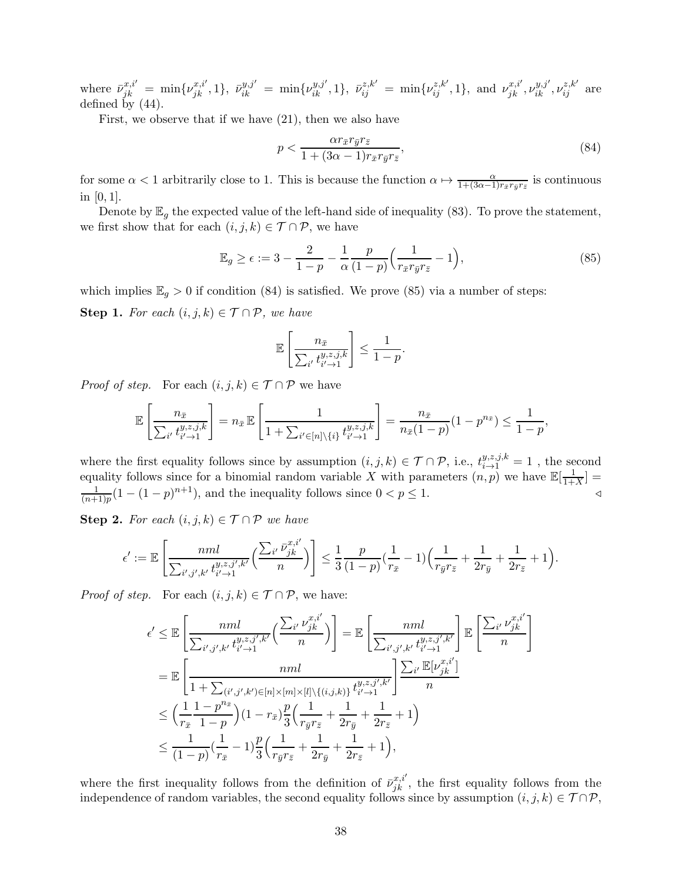where $\bar{\nu}^{x,i'}_{jk} = \min\{\nu^{x,i'}_{jk}, 1\}$, $\bar{\nu}^{y,j'}_{ik} = \min\{\nu^{y,j'}_{ik}, 1\}$, $\bar{\nu}^{z,k'}_{ij} = \min\{\nu^{z,k'}_{ij}, 1\}$, and $\nu^{x,i'}_{jk}, \nu^{y,j'}_{ik}, \nu^{z,k'}_{ij}$ are defined by (44).

First, we observe that if we have (21), then we also have

$$p < \frac{\alpha r_{\bar{x}} r_{\bar{y}} r_{\bar{z}}}{1 + (3\alpha - 1) r_{\bar{x}} r_{\bar{y}} r_{\bar{z}}}, \tag{84}$$

for some $\alpha < 1$ arbitrarily close to 1. This is because the function $\alpha \mapsto \frac{\alpha}{1+(3\alpha-1)r_{\bar{x}} r_{\bar{y}} r_{\bar{z}}}$ is continuous in $[0, 1]$.

Denote by $\mathbb{E}_g$ the expected value of the left-hand side of inequality (83). To prove the statement, we first show that for each $(i, j, k) \in \mathcal{T} \cap \mathcal{P}$, we have

$$\mathbb{E}_g \geq \epsilon := 3 - \frac{2}{1-p} - \frac{1}{\alpha} \frac{p}{(1-p)} \Big( \frac{1}{r_{\bar{x}} r_{\bar{y}} r_{\bar{z}}} - 1 \Big), \tag{85}$$

which implies $\mathbb{E}_g > 0$ if condition (84) is satisfied. We prove (85) via a number of steps:

**Step 1.** *For each $(i, j, k) \in \mathcal{T} \cap \mathcal{P}$, we have*

$$\mathbb{E}\left[ \frac{n_{\bar{x}}}{\sum_{i'} t^{y,z,j,k}_{i' \to 1}} \right] \leq \frac{1}{1-p}.$$

*Proof of step.* For each $(i, j, k) \in \mathcal{T} \cap \mathcal{P}$ we have

$$\mathbb{E}\left[ \frac{n_{\bar{x}}}{\sum_{i'} t^{y,z,j,k}_{i' \to 1}} \right] = n_{\bar{x}} \, \mathbb{E}\left[ \frac{1}{1 + \sum_{i' \in [n] \setminus \{i\}} t^{y,z,j,k}_{i' \to 1}} \right] = \frac{n_{\bar{x}}}{n_{\bar{x}}(1-p)} (1 - p^{n_{\bar{x}}}) \leq \frac{1}{1-p},$$

where the first equality follows since by assumption $(i, j, k) \in \mathcal{T} \cap \mathcal{P}$, i.e., $t^{y,z,j,k}_{i \to 1} = 1$ , the second equality follows since for a binomial random variable $X$ with parameters $(n, p)$ we have $\mathbb{E}[\frac{1}{1+X}] = \frac{1}{(n+1)p}(1 - (1-p)^{n+1})$, and the inequality follows since $0 < p \leq 1$. ◁

**Step 2.** *For each $(i, j, k) \in \mathcal{T} \cap \mathcal{P}$ we have*

$$\epsilon' := \mathbb{E}\left[ \frac{nml}{\sum_{i',j',k'} t^{y,z,j',k'}_{i' \to 1}} \Big( \frac{\sum_{i'} \bar{\nu}^{x,i'}_{jk}}{n} \Big) \right] \leq \frac{1}{3} \frac{p}{(1-p)} (\frac{1}{r_{\bar{x}}} - 1) \Big( \frac{1}{r_{\bar{y}} r_{\bar{z}}} + \frac{1}{2r_{\bar{y}}} + \frac{1}{2r_{\bar{z}}} + 1 \Big).$$

*Proof of step.* For each $(i, j, k) \in \mathcal{T} \cap \mathcal{P}$, we have:

$$\begin{aligned}
\epsilon' &\leq \mathbb{E}\left[ \frac{nml}{\sum_{i',j',k'} t^{y,z,j',k'}_{i' \to 1}} \Big( \frac{\sum_{i'} \nu^{x,i'}_{jk}}{n} \Big) \right] = \mathbb{E}\left[ \frac{nml}{\sum_{i',j',k'} t^{y,z,j',k'}_{i' \to 1}} \right] \mathbb{E}\left[ \frac{\sum_{i'} \nu^{x,i'}_{jk}}{n} \right] \\
&= \mathbb{E}\left[ \frac{nml}{1 + \sum_{(i',j',k') \in [n] \times [m] \times [l] \setminus \{(i,j,k)\}} t^{y,z,j',k'}_{i' \to 1}} \right] \frac{\sum_{i'} \mathbb{E}[\nu^{x,i'}_{jk}]}{n} \\
&\leq \Big( \frac{1}{r_{\bar{x}}} \frac{1 - p^{n_{\bar{x}}}}{1-p} \Big) (1 - r_{\bar{x}}) \frac{p}{3} \Big( \frac{1}{r_{\bar{y}} r_{\bar{z}}} + \frac{1}{2r_{\bar{y}}} + \frac{1}{2r_{\bar{z}}} + 1 \Big) \\
&\leq \frac{1}{(1-p)} (\frac{1}{r_{\bar{x}}} - 1) \frac{p}{3} \Big( \frac{1}{r_{\bar{y}} r_{\bar{z}}} + \frac{1}{2r_{\bar{y}}} + \frac{1}{2r_{\bar{z}}} + 1 \Big),
\end{aligned}$$

where the first inequality follows from the definition of $\bar{\nu}^{x,i'}_{jk}$, the first equality follows from the independence of random variables, the second equality follows since by assumption $(i, j, k) \in \mathcal{T} \cap \mathcal{P}$,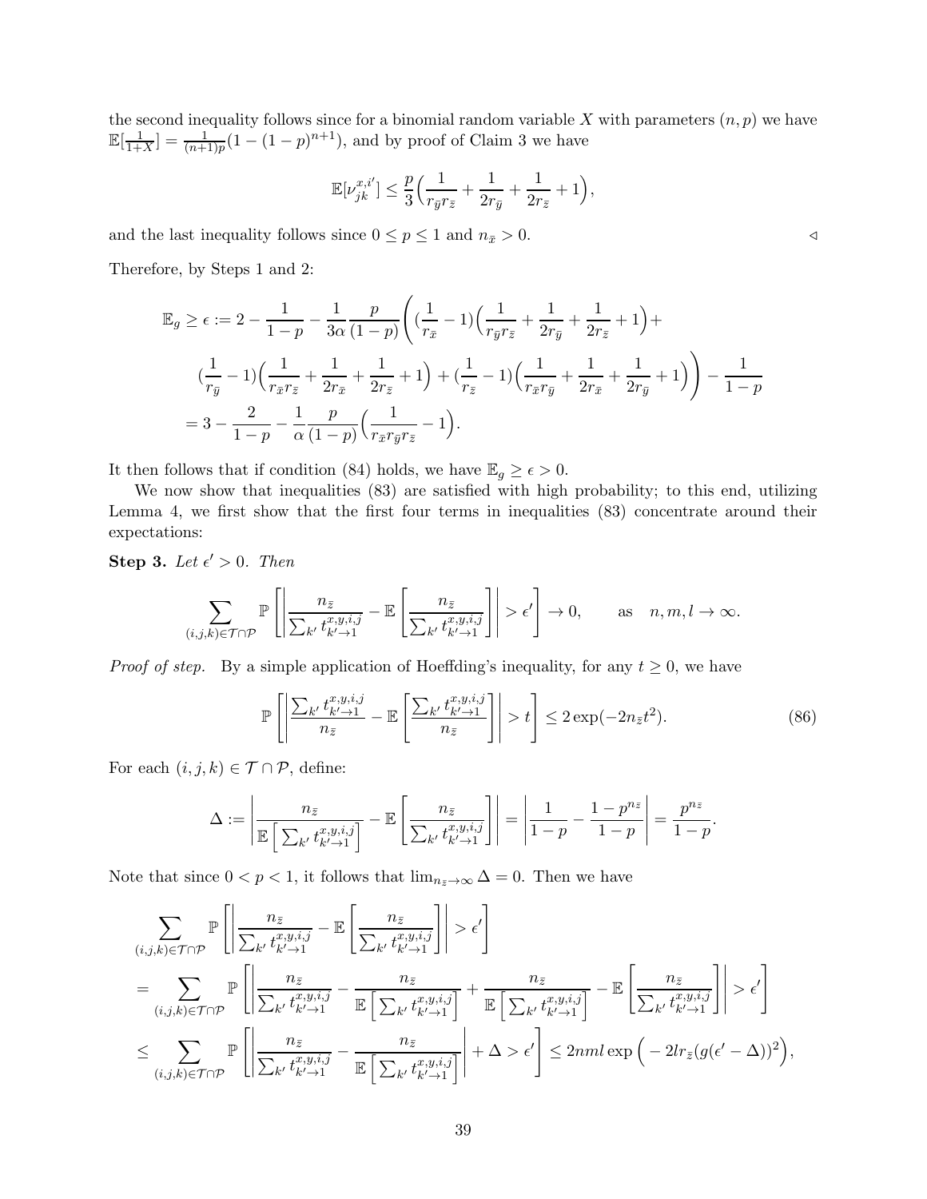the second inequality follows since for a binomial random variable $X$ with parameters $(n, p)$ we have $\mathbb{E}[\frac{1}{1+X}] = \frac{1}{(n+1)p}(1-(1-p)^{n+1})$, and by proof of Claim 3 we have

$$\mathbb{E}[\nu_{jk}^{x,i'}] \leq \frac{p}{3}\Big(\frac{1}{r_{\bar{y}}r_{\bar{z}}} + \frac{1}{2r_{\bar{y}}} + \frac{1}{2r_{\bar{z}}} + 1\Big),$$

and the last inequality follows since $0 \leq p \leq 1$ and $n_{\bar{x}} > 0$. $\triangleleft$

Therefore, by Steps 1 and 2:

$$\begin{aligned}
\mathbb{E}_g \geq \epsilon &:= 2 - \frac{1}{1-p} - \frac{1}{3\alpha}\frac{p}{(1-p)}\Bigg((\frac{1}{r_{\bar{x}}} - 1)\Big(\frac{1}{r_{\bar{y}}r_{\bar{z}}} + \frac{1}{2r_{\bar{y}}} + \frac{1}{2r_{\bar{z}}} + 1\Big) + \\
&(\frac{1}{r_{\bar{y}}} - 1)\Big(\frac{1}{r_{\bar{x}}r_{\bar{z}}} + \frac{1}{2r_{\bar{x}}} + \frac{1}{2r_{\bar{z}}} + 1\Big) + (\frac{1}{r_{\bar{z}}} - 1)\Big(\frac{1}{r_{\bar{x}}r_{\bar{y}}} + \frac{1}{2r_{\bar{x}}} + \frac{1}{2r_{\bar{y}}} + 1\Big)\Bigg) - \frac{1}{1-p} \\
&= 3 - \frac{2}{1-p} - \frac{1}{\alpha}\frac{p}{(1-p)}\Big(\frac{1}{r_{\bar{x}}r_{\bar{y}}r_{\bar{z}}} - 1\Big).
\end{aligned}$$

It then follows that if condition (84) holds, we have $\mathbb{E}_g \geq \epsilon > 0$.

We now show that inequalities (83) are satisfied with high probability; to this end, utilizing Lemma 4, we first show that the first four terms in inequalities (83) concentrate around their expectations:

**Step 3.** *Let $\epsilon' > 0$. Then*

$$\sum_{(i,j,k)\in\mathcal{T}\cap\mathcal{P}} \mathbb{P}\left[\left|\frac{n_{\bar{z}}}{\sum_{k'} t_{k'\to 1}^{x,y,i,j}} - \mathbb{E}\left[\frac{n_{\bar{z}}}{\sum_{k'} t_{k'\to 1}^{x,y,i,j}}\right]\right| > \epsilon'\right] \to 0, \qquad \text{as} \quad n, m, l \to \infty.$$

*Proof of step.* By a simple application of Hoeffding's inequality, for any $t \geq 0$, we have

$$\mathbb{P}\left[\left|\frac{\sum_{k'} t_{k'\to 1}^{x,y,i,j}}{n_{\bar{z}}} - \mathbb{E}\left[\frac{\sum_{k'} t_{k'\to 1}^{x,y,i,j}}{n_{\bar{z}}}\right]\right| > t\right] \leq 2\exp(-2n_{\bar{z}}t^2). \tag{86}$$

For each $(i, j, k) \in \mathcal{T} \cap \mathcal{P}$, define:

$$\Delta := \left|\frac{n_{\bar{z}}}{\mathbb{E}\left[\sum_{k'} t_{k'\to 1}^{x,y,i,j}\right]} - \mathbb{E}\left[\frac{n_{\bar{z}}}{\sum_{k'} t_{k'\to 1}^{x,y,i,j}}\right]\right| = \left|\frac{1}{1-p} - \frac{1-p^{n_{\bar{z}}}}{1-p}\right| = \frac{p^{n_{\bar{z}}}}{1-p}.$$

Note that since $0 < p < 1$, it follows that $\lim_{n_{\bar{z}}\to\infty} \Delta = 0$. Then we have

$$\begin{aligned}
&\sum_{(i,j,k)\in\mathcal{T}\cap\mathcal{P}} \mathbb{P}\left[\left|\frac{n_{\bar{z}}}{\sum_{k'} t_{k'\to 1}^{x,y,i,j}} - \mathbb{E}\left[\frac{n_{\bar{z}}}{\sum_{k'} t_{k'\to 1}^{x,y,i,j}}\right]\right| > \epsilon'\right] \\
&= \sum_{(i,j,k)\in\mathcal{T}\cap\mathcal{P}} \mathbb{P}\left[\left|\frac{n_{\bar{z}}}{\sum_{k'} t_{k'\to 1}^{x,y,i,j}} - \frac{n_{\bar{z}}}{\mathbb{E}\left[\sum_{k'} t_{k'\to 1}^{x,y,i,j}\right]} + \frac{n_{\bar{z}}}{\mathbb{E}\left[\sum_{k'} t_{k'\to 1}^{x,y,i,j}\right]} - \mathbb{E}\left[\frac{n_{\bar{z}}}{\sum_{k'} t_{k'\to 1}^{x,y,i,j}}\right]\right| > \epsilon'\right] \\
&\leq \sum_{(i,j,k)\in\mathcal{T}\cap\mathcal{P}} \mathbb{P}\left[\left|\frac{n_{\bar{z}}}{\sum_{k'} t_{k'\to 1}^{x,y,i,j}} - \frac{n_{\bar{z}}}{\mathbb{E}\left[\sum_{k'} t_{k'\to 1}^{x,y,i,j}\right]}\right| + \Delta > \epsilon'\right] \leq 2nml\exp\Big(-2lr_{\bar{z}}(g(\epsilon' - \Delta))^2\Big),
\end{aligned}$$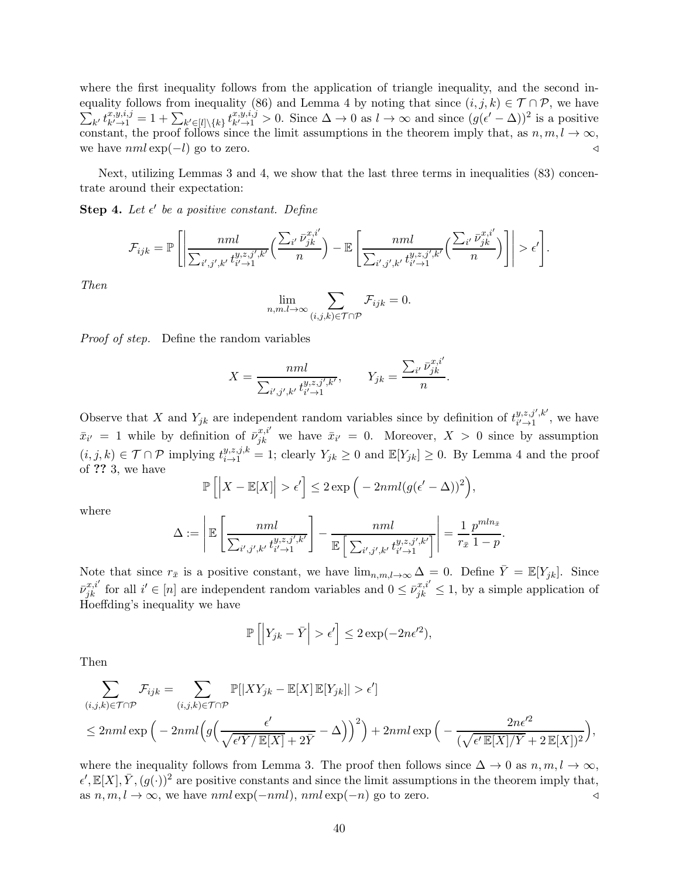where the first inequality follows from the application of triangle inequality, and the second inequality follows from inequality (86) and Lemma 4 by noting that since $(i,j,k) \in \mathcal{T} \cap \mathcal{P}$, we have $\sum_{k'} t^{x,y,i,j}_{k' \to 1} = 1 + \sum_{k' \in [l] \setminus \{k\}} t^{x,y,i,j}_{k' \to 1} > 0$. Since $\Delta \to 0$ as $l \to \infty$ and since $(g(\epsilon' - \Delta))^2$ is a positive constant, the proof follows since the limit assumptions in the theorem imply that, as $n, m, l \to \infty$, we have $nml \exp(-l)$ go to zero. ◁

Next, utilizing Lemmas 3 and 4, we show that the last three terms in inequalities (83) concentrate around their expectation:

**Step 4.** *Let $\epsilon'$ be a positive constant. Define*

$$\mathcal{F}_{ijk} = \mathbb{P}\left[\left|\frac{nml}{\sum_{i',j',k'} t^{y,z,j',k'}_{i' \to 1}}\Big(\frac{\sum_{i'} \bar{\nu}^{x,i'}_{jk}}{n}\Big) - \mathbb{E}\left[\frac{nml}{\sum_{i',j',k'} t^{y,z,j',k'}_{i' \to 1}}\Big(\frac{\sum_{i'} \bar{\nu}^{x,i'}_{jk}}{n}\Big)\right]\right| > \epsilon'\right].$$

*Then*

$$\lim_{n,m.l \to \infty} \sum_{(i,j,k) \in \mathcal{T} \cap \mathcal{P}} \mathcal{F}_{ijk} = 0.$$

*Proof of step.* Define the random variables

$$X = \frac{nml}{\sum_{i',j',k'} t^{y,z,j',k'}_{i' \to 1}}, \qquad Y_{jk} = \frac{\sum_{i'} \bar{\nu}^{x,i'}_{jk}}{n}.$$

Observe that $X$ and $Y_{jk}$ are independent random variables since by definition of $t^{y,z,j',k'}_{i' \to 1}$, we have $\bar{x}_{i'} = 1$ while by definition of $\bar{\nu}^{x,i'}_{jk}$ we have $\bar{x}_{i'} = 0$. Moreover, $X > 0$ since by assumption $(i,j,k) \in \mathcal{T} \cap \mathcal{P}$ implying $t^{y,z,j,k}_{i \to 1} = 1$; clearly $Y_{jk} \geq 0$ and $\mathbb{E}[Y_{jk}] \geq 0$. By Lemma 4 and the proof of **??** 3, we have

$$\mathbb{P}\left[\left|X - \mathbb{E}[X]\right| > \epsilon'\right] \leq 2 \exp\Big(-2nml(g(\epsilon' - \Delta))^2\Big),$$

where

$$\Delta := \left|\mathbb{E}\left[\frac{nml}{\sum_{i',j',k'} t^{y,z,j',k'}_{i' \to 1}}\right] - \frac{nml}{\mathbb{E}\Big[\sum_{i',j',k'} t^{y,z,j',k'}_{i' \to 1}\Big]}\right| = \frac{1}{r_{\bar{x}}} \frac{p^{mln_{\bar{x}}}}{1-p}.$$

Note that since $r_{\bar{x}}$ is a positive constant, we have $\lim_{n,m,l \to \infty} \Delta = 0$. Define $\bar{Y} = \mathbb{E}[Y_{jk}]$. Since $\bar{\nu}^{x,i'}_{jk}$ for all $i' \in [n]$ are independent random variables and $0 \leq \bar{\nu}^{x,i'}_{jk} \leq 1$, by a simple application of Hoeffding's inequality we have

$$\mathbb{P}\left[\left|Y_{jk} - \bar{Y}\right| > \epsilon'\right] \leq 2 \exp(-2n\epsilon'^2),$$

Then

$$\sum_{(i,j,k) \in \mathcal{T} \cap \mathcal{P}} \mathcal{F}_{ijk} = \sum_{(i,j,k) \in \mathcal{T} \cap \mathcal{P}} \mathbb{P}[|XY_{jk} - \mathbb{E}[X]\,\mathbb{E}[Y_{jk}]| > \epsilon']$$
$$\leq 2nml \exp\Big(-2nml\Big(g\Big(\frac{\epsilon'}{\sqrt{\epsilon' \bar{Y}/\mathbb{E}[X]} + 2\bar{Y}} - \Delta\Big)\Big)^2\Big) + 2nml \exp\Big(-\frac{2n\epsilon'^2}{(\sqrt{\epsilon'\,\mathbb{E}[X]/\bar{Y}} + 2\,\mathbb{E}[X])^2}\Big),$$

where the inequality follows from Lemma 3. The proof then follows since $\Delta \to 0$ as $n, m, l \to \infty$, $\epsilon', \mathbb{E}[X], \bar{Y}, (g(\cdot))^2$ are positive constants and since the limit assumptions in the theorem imply that, as $n, m, l \to \infty$, we have $nml \exp(-nml)$, $nml \exp(-n)$ go to zero. ◁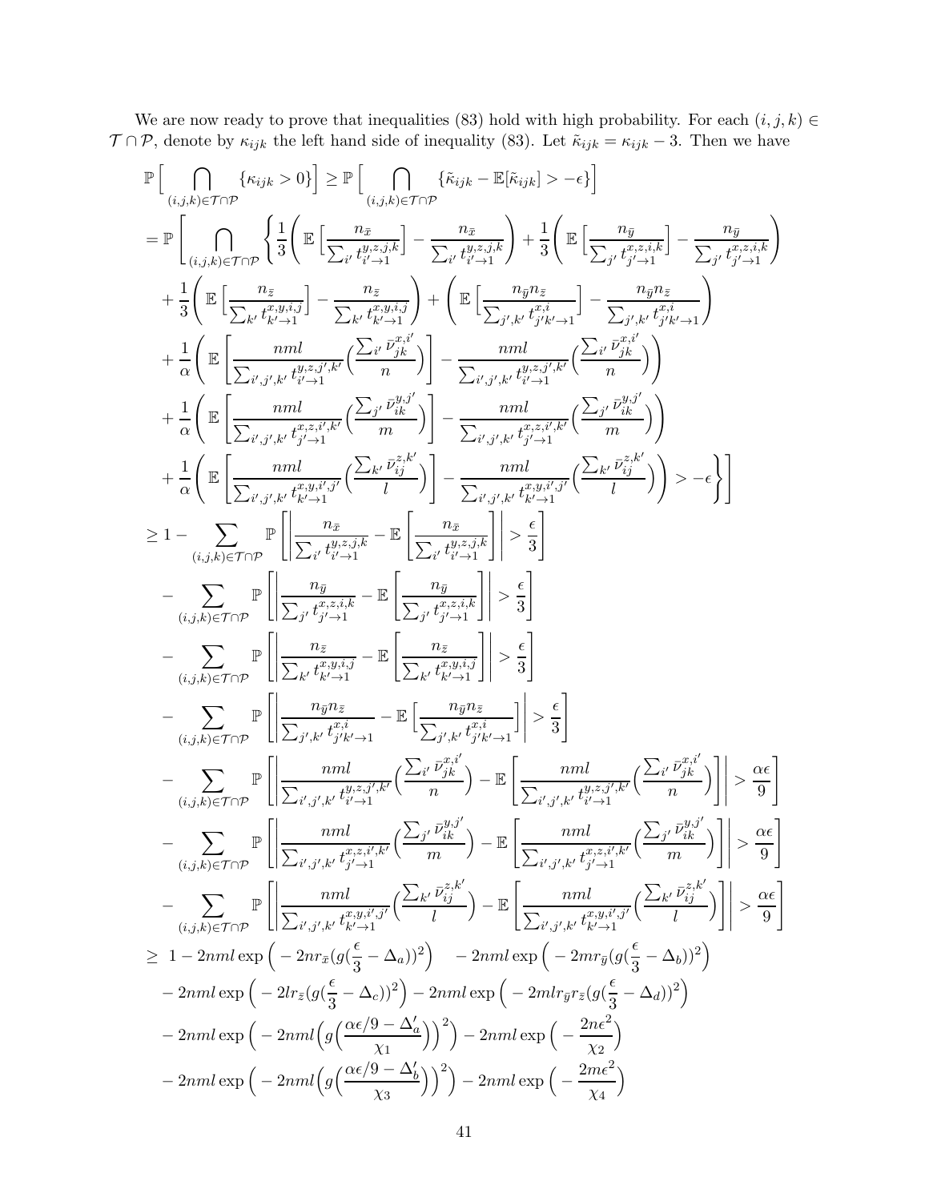We are now ready to prove that inequalities (83) hold with high probability. For each $(i,j,k) \in \mathcal{T} \cap \mathcal{P}$, denote by $\kappa_{ijk}$ the left hand side of inequality (83). Let $\tilde{\kappa}_{ijk} = \kappa_{ijk} - 3$. Then we have

$$
\begin{aligned}
&\mathbb{P}\Big[\bigcap_{(i,j,k)\in\mathcal{T}\cap\mathcal{P}} \{\kappa_{ijk} > 0\}\Big] \geq \mathbb{P}\Big[\bigcap_{(i,j,k)\in\mathcal{T}\cap\mathcal{P}} \{\tilde{\kappa}_{ijk} - \mathbb{E}[\tilde{\kappa}_{ijk}] > -\epsilon\}\Big] \\
&= \mathbb{P}\Bigg[\bigcap_{(i,j,k)\in\mathcal{T}\cap\mathcal{P}} \Bigg\{ \frac{1}{3}\Bigg(\mathbb{E}\Big[\frac{n_{\bar{x}}}{\sum_{i'} t^{y,z,j,k}_{i'\to 1}}\Big] - \frac{n_{\bar{x}}}{\sum_{i'} t^{y,z,j,k}_{i'\to 1}}\Bigg) + \frac{1}{3}\Bigg(\mathbb{E}\Big[\frac{n_{\bar{y}}}{\sum_{j'} t^{x,z,i,k}_{j'\to 1}}\Big] - \frac{n_{\bar{y}}}{\sum_{j'} t^{x,z,i,k}_{j'\to 1}}\Bigg) \\
&\quad + \frac{1}{3}\Bigg(\mathbb{E}\Big[\frac{n_{\bar{z}}}{\sum_{k'} t^{x,y,i,j}_{k'\to 1}}\Big] - \frac{n_{\bar{z}}}{\sum_{k'} t^{x,y,i,j}_{k'\to 1}}\Bigg) + \Bigg(\mathbb{E}\Big[\frac{n_{\bar{y}} n_{\bar{z}}}{\sum_{j',k'} t^{x,i}_{j'k'\to 1}}\Big] - \frac{n_{\bar{y}} n_{\bar{z}}}{\sum_{j',k'} t^{x,i}_{j'k'\to 1}}\Bigg) \\
&\quad + \frac{1}{\alpha}\Bigg(\mathbb{E}\Bigg[\frac{nml}{\sum_{i',j',k'} t^{y,z,j',k'}_{i'\to 1}}\Big(\frac{\sum_{i'} \bar{\nu}^{x,i'}_{jk}}{n}\Big)\Bigg] - \frac{nml}{\sum_{i',j',k'} t^{y,z,j',k'}_{i'\to 1}}\Big(\frac{\sum_{i'} \bar{\nu}^{x,i'}_{jk}}{n}\Big)\Bigg) \\
&\quad + \frac{1}{\alpha}\Bigg(\mathbb{E}\Bigg[\frac{nml}{\sum_{i',j',k'} t^{x,z,i',k'}_{j'\to 1}}\Big(\frac{\sum_{j'} \bar{\nu}^{y,j'}_{ik}}{m}\Big)\Bigg] - \frac{nml}{\sum_{i',j',k'} t^{x,z,i',k'}_{j'\to 1}}\Big(\frac{\sum_{j'} \bar{\nu}^{y,j'}_{ik}}{m}\Big)\Bigg) \\
&\quad + \frac{1}{\alpha}\Bigg(\mathbb{E}\Bigg[\frac{nml}{\sum_{i',j',k'} t^{x,y,i',j'}_{k'\to 1}}\Big(\frac{\sum_{k'} \bar{\nu}^{z,k'}_{ij}}{l}\Big)\Bigg] - \frac{nml}{\sum_{i',j',k'} t^{x,y,i',j'}_{k'\to 1}}\Big(\frac{\sum_{k'} \bar{\nu}^{z,k'}_{ij}}{l}\Big)\Bigg) > -\epsilon \Bigg\}\Bigg] \\
&\geq 1 - \sum_{(i,j,k)\in\mathcal{T}\cap\mathcal{P}} \mathbb{P}\Bigg[\Bigg|\frac{n_{\bar{x}}}{\sum_{i'} t^{y,z,j,k}_{i'\to 1}} - \mathbb{E}\Bigg[\frac{n_{\bar{x}}}{\sum_{i'} t^{y,z,j,k}_{i'\to 1}}\Bigg]\Bigg| > \frac{\epsilon}{3}\Bigg] \\
&\quad - \sum_{(i,j,k)\in\mathcal{T}\cap\mathcal{P}} \mathbb{P}\Bigg[\Bigg|\frac{n_{\bar{y}}}{\sum_{j'} t^{x,z,i,k}_{j'\to 1}} - \mathbb{E}\Bigg[\frac{n_{\bar{y}}}{\sum_{j'} t^{x,z,i,k}_{j'\to 1}}\Bigg]\Bigg| > \frac{\epsilon}{3}\Bigg] \\
&\quad - \sum_{(i,j,k)\in\mathcal{T}\cap\mathcal{P}} \mathbb{P}\Bigg[\Bigg|\frac{n_{\bar{z}}}{\sum_{k'} t^{x,y,i,j}_{k'\to 1}} - \mathbb{E}\Bigg[\frac{n_{\bar{z}}}{\sum_{k'} t^{x,y,i,j}_{k'\to 1}}\Bigg]\Bigg| > \frac{\epsilon}{3}\Bigg] \\
&\quad - \sum_{(i,j,k)\in\mathcal{T}\cap\mathcal{P}} \mathbb{P}\Bigg[\Bigg|\frac{n_{\bar{y}} n_{\bar{z}}}{\sum_{j',k'} t^{x,i}_{j'k'\to 1}} - \mathbb{E}\Big[\frac{n_{\bar{y}} n_{\bar{z}}}{\sum_{j',k'} t^{x,i}_{j'k'\to 1}}\Big]\Bigg| > \frac{\epsilon}{3}\Bigg] \\
&\quad - \sum_{(i,j,k)\in\mathcal{T}\cap\mathcal{P}} \mathbb{P}\Bigg[\Bigg|\frac{nml}{\sum_{i',j',k'} t^{y,z,j',k'}_{i'\to 1}}\Big(\frac{\sum_{i'} \bar{\nu}^{x,i'}_{jk}}{n}\Big) - \mathbb{E}\Bigg[\frac{nml}{\sum_{i',j',k'} t^{y,z,j',k'}_{i'\to 1}}\Big(\frac{\sum_{i'} \bar{\nu}^{x,i'}_{jk}}{n}\Big)\Bigg]\Bigg| > \frac{\alpha\epsilon}{9}\Bigg] \\
&\quad - \sum_{(i,j,k)\in\mathcal{T}\cap\mathcal{P}} \mathbb{P}\Bigg[\Bigg|\frac{nml}{\sum_{i',j',k'} t^{x,z,i',k'}_{j'\to 1}}\Big(\frac{\sum_{j'} \bar{\nu}^{y,j'}_{ik}}{m}\Big) - \mathbb{E}\Bigg[\frac{nml}{\sum_{i',j',k'} t^{x,z,i',k'}_{j'\to 1}}\Big(\frac{\sum_{j'} \bar{\nu}^{y,j'}_{ik}}{m}\Big)\Bigg]\Bigg| > \frac{\alpha\epsilon}{9}\Bigg] \\
&\quad - \sum_{(i,j,k)\in\mathcal{T}\cap\mathcal{P}} \mathbb{P}\Bigg[\Bigg|\frac{nml}{\sum_{i',j',k'} t^{x,y,i',j'}_{k'\to 1}}\Big(\frac{\sum_{k'} \bar{\nu}^{z,k'}_{ij}}{l}\Big) - \mathbb{E}\Bigg[\frac{nml}{\sum_{i',j',k'} t^{x,y,i',j'}_{k'\to 1}}\Big(\frac{\sum_{k'} \bar{\nu}^{z,k'}_{ij}}{l}\Big)\Bigg]\Bigg| > \frac{\alpha\epsilon}{9}\Bigg] \\
&\geq 1 - 2nml\exp\Big(-2nr_{\bar{x}}(g(\frac{\epsilon}{3} - \Delta_a))^2\Big) \quad - 2nml\exp\Big(-2mr_{\bar{y}}(g(\frac{\epsilon}{3} - \Delta_b))^2\Big) \\
&\quad - 2nml\exp\Big(-2lr_{\bar{z}}(g(\frac{\epsilon}{3} - \Delta_c))^2\Big) - 2nml\exp\Big(-2mlr_{\bar{y}}r_{\bar{z}}(g(\frac{\epsilon}{3} - \Delta_d))^2\Big) \\
&\quad - 2nml\exp\Big(-2nml\Big(g\Big(\frac{\alpha\epsilon/9 - \Delta'_a}{\chi_1}\Big)\Big)^2\Big) - 2nml\exp\Big(-\frac{2n\epsilon^2}{\chi_2}\Big) \\
&\quad - 2nml\exp\Big(-2nml\Big(g\Big(\frac{\alpha\epsilon/9 - \Delta'_b}{\chi_3}\Big)\Big)^2\Big) - 2nml\exp\Big(-\frac{2m\epsilon^2}{\chi_4}\Big)
\end{aligned}
$$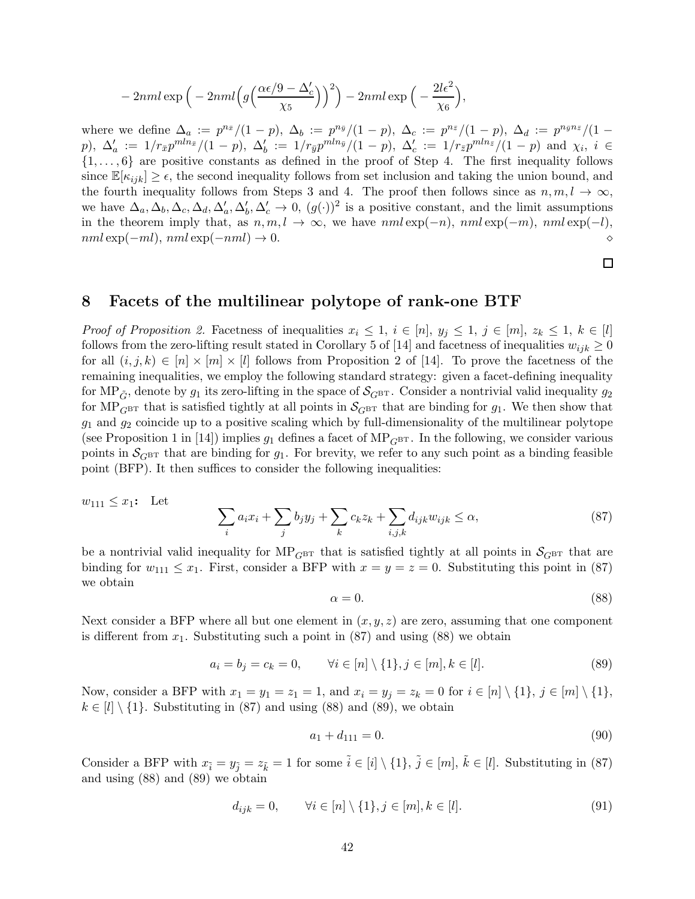$$- 2nml \exp\Big( - 2nml \Big( g\Big(\frac{\alpha\epsilon/9 - \Delta'_c}{\chi_5}\Big)\Big)^2 \Big) - 2nml \exp\Big( - \frac{2l\epsilon^2}{\chi_6}\Big),$$

where we define $\Delta_a := p^{n\bar{x}}/(1-p)$, $\Delta_b := p^{n\bar{y}}/(1-p)$, $\Delta_c := p^{n\bar{z}}/(1-p)$, $\Delta_d := p^{n\bar{y}n\bar{z}}/(1-p)$, $\Delta'_a := 1/r_{\bar{x}} p^{mln_{\bar{x}}}/(1-p)$, $\Delta'_b := 1/r_{\bar{y}} p^{mln_{\bar{y}}}/(1-p)$, $\Delta'_c := 1/r_{\bar{z}} p^{mln_{\bar{z}}}/(1-p)$ and $\chi_i$, $i \in \{1, \ldots, 6\}$ are positive constants as defined in the proof of Step 4. The first inequality follows since $\mathbb{E}[\kappa_{ijk}] \geq \epsilon$, the second inequality follows from set inclusion and taking the union bound, and the fourth inequality follows from Steps 3 and 4. The proof then follows since as $n, m, l \to \infty$, we have $\Delta_a, \Delta_b, \Delta_c, \Delta_d, \Delta'_a, \Delta'_b, \Delta'_c \to 0$, $(g(\cdot))^2$ is a positive constant, and the limit assumptions in the theorem imply that, as $n, m, l \to \infty$, we have $nml\exp(-n)$, $nml\exp(-m)$, $nml\exp(-l)$, $nml\exp(-ml)$, $nml\exp(-nml) \to 0$. ⋄

□

## 8 Facets of the multilinear polytope of rank-one BTF

*Proof of Proposition 2.* Facetness of inequalities $x_i \leq 1$, $i \in [n]$, $y_j \leq 1$, $j \in [m]$, $z_k \leq 1$, $k \in [l]$ follows from the zero-lifting result stated in Corollary 5 of [14] and facetness of inequalities $w_{ijk} \geq 0$ for all $(i,j,k) \in [n] \times [m] \times [l]$ follows from Proposition 2 of [14]. To prove the facetness of the remaining inequalities, we employ the following standard strategy: given a facet-defining inequality for $\text{MP}_{\tilde{G}}$, denote by $g_1$ its zero-lifting in the space of $\mathcal{S}_{G^{\text{BT}}}$. Consider a nontrivial valid inequality $g_2$ for $\text{MP}_{G^{\text{BT}}}$ that is satisfied tightly at all points in $\mathcal{S}_{G^{\text{BT}}}$ that are binding for $g_1$. We then show that $g_1$ and $g_2$ coincide up to a positive scaling which by full-dimensionality of the multilinear polytope (see Proposition 1 in [14]) implies $g_1$ defines a facet of $\text{MP}_{G^{\text{BT}}}$. In the following, we consider various points in $\mathcal{S}_{G^{\text{BT}}}$ that are binding for $g_1$. For brevity, we refer to any such point as a binding feasible point (BFP). It then suffices to consider the following inequalities:

**$w_{111} \leq x_1$:** Let

$$\sum_i a_i x_i + \sum_j b_j y_j + \sum_k c_k z_k + \sum_{i,j,k} d_{ijk} w_{ijk} \leq \alpha, \tag{87}$$

be a nontrivial valid inequality for $\text{MP}_{G^{\text{BT}}}$ that is satisfied tightly at all points in $\mathcal{S}_{G^{\text{BT}}}$ that are binding for $w_{111} \leq x_1$. First, consider a BFP with $x = y = z = 0$. Substituting this point in (87) we obtain

$$\alpha = 0. \tag{88}$$

Next consider a BFP where all but one element in $(x, y, z)$ are zero, assuming that one component is different from $x_1$. Substituting such a point in (87) and using (88) we obtain

$$a_i = b_j = c_k = 0, \qquad \forall i \in [n] \setminus \{1\}, j \in [m], k \in [l]. \tag{89}$$

Now, consider a BFP with $x_1 = y_1 = z_1 = 1$, and $x_i = y_j = z_k = 0$ for $i \in [n] \setminus \{1\}$, $j \in [m] \setminus \{1\}$, $k \in [l] \setminus \{1\}$. Substituting in (87) and using (88) and (89), we obtain

$$a_1 + d_{111} = 0. \tag{90}$$

Consider a BFP with $x_{\tilde{i}} = y_{\tilde{j}} = z_{\tilde{k}} = 1$ for some $\tilde{i} \in [i] \setminus \{1\}$, $\tilde{j} \in [m]$, $\tilde{k} \in [l]$. Substituting in (87) and using (88) and (89) we obtain

$$d_{ijk} = 0, \qquad \forall i \in [n] \setminus \{1\}, j \in [m], k \in [l]. \tag{91}$$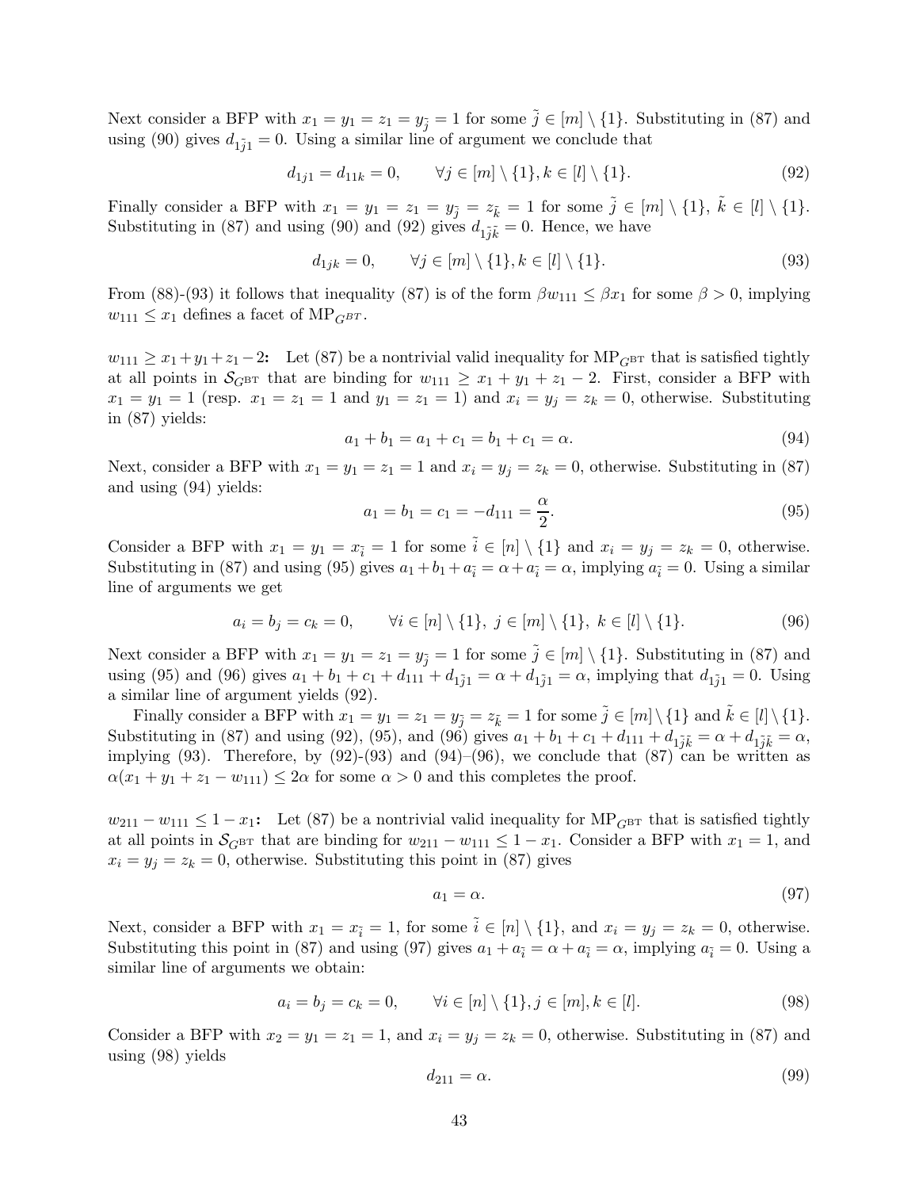Next consider a BFP with $x_1 = y_1 = z_1 = y_{\tilde{j}} = 1$ for some $\tilde{j} \in [m] \setminus \{1\}$. Substituting in (87) and using (90) gives $d_{1\tilde{j}1} = 0$. Using a similar line of argument we conclude that

$$d_{1j1} = d_{11k} = 0, \qquad \forall j \in [m] \setminus \{1\}, k \in [l] \setminus \{1\}. \tag{92}$$

Finally consider a BFP with $x_1 = y_1 = z_1 = y_{\tilde{j}} = z_{\tilde{k}} = 1$ for some $\tilde{j} \in [m] \setminus \{1\}$, $\tilde{k} \in [l] \setminus \{1\}$. Substituting in (87) and using (90) and (92) gives $d_{1\tilde{j}\tilde{k}} = 0$. Hence, we have

$$d_{1jk} = 0, \qquad \forall j \in [m] \setminus \{1\}, k \in [l] \setminus \{1\}. \tag{93}$$

From (88)-(93) it follows that inequality (87) is of the form $\beta w_{111} \leq \beta x_1$ for some $\beta > 0$, implying $w_{111} \leq x_1$ defines a facet of $\text{MP}_{G^{BT}}$.

**$w_{111} \geq x_1 + y_1 + z_1 - 2$:** Let (87) be a nontrivial valid inequality for $\text{MP}_{G^{\text{BT}}}$ that is satisfied tightly at all points in $\mathcal{S}_{G^{\text{BT}}}$ that are binding for $w_{111} \geq x_1 + y_1 + z_1 - 2$. First, consider a BFP with $x_1 = y_1 = 1$ (resp. $x_1 = z_1 = 1$ and $y_1 = z_1 = 1$) and $x_i = y_j = z_k = 0$, otherwise. Substituting in (87) yields:

$$a_1 + b_1 = a_1 + c_1 = b_1 + c_1 = \alpha. \tag{94}$$

Next, consider a BFP with $x_1 = y_1 = z_1 = 1$ and $x_i = y_j = z_k = 0$, otherwise. Substituting in (87) and using (94) yields:

$$a_1 = b_1 = c_1 = -d_{111} = \frac{\alpha}{2}. \tag{95}$$

Consider a BFP with $x_1 = y_1 = x_{\tilde{i}} = 1$ for some $\tilde{i} \in [n] \setminus \{1\}$ and $x_i = y_j = z_k = 0$, otherwise. Substituting in (87) and using (95) gives $a_1 + b_1 + a_{\tilde{i}} = \alpha + a_{\tilde{i}} = \alpha$, implying $a_{\tilde{i}} = 0$. Using a similar line of arguments we get

$$a_i = b_j = c_k = 0, \qquad \forall i \in [n] \setminus \{1\},\ j \in [m] \setminus \{1\},\ k \in [l] \setminus \{1\}. \tag{96}$$

Next consider a BFP with $x_1 = y_1 = z_1 = y_{\tilde{j}} = 1$ for some $\tilde{j} \in [m] \setminus \{1\}$. Substituting in (87) and using (95) and (96) gives $a_1 + b_1 + c_1 + d_{111} + d_{1\tilde{j}1} = \alpha + d_{1\tilde{j}1} = \alpha$, implying that $d_{1\tilde{j}1} = 0$. Using a similar line of argument yields (92).

Finally consider a BFP with $x_1 = y_1 = z_1 = y_{\tilde{j}} = z_{\tilde{k}} = 1$ for some $\tilde{j} \in [m] \setminus \{1\}$ and $\tilde{k} \in [l] \setminus \{1\}$. Substituting in (87) and using (92), (95), and (96) gives $a_1 + b_1 + c_1 + d_{111} + d_{1\tilde{j}\tilde{k}} = \alpha + d_{1\tilde{j}\tilde{k}} = \alpha$, implying (93). Therefore, by (92)-(93) and (94)–(96), we conclude that (87) can be written as $\alpha(x_1 + y_1 + z_1 - w_{111}) \leq 2\alpha$ for some $\alpha > 0$ and this completes the proof.

**$w_{211} - w_{111} \leq 1 - x_1$:** Let (87) be a nontrivial valid inequality for $\text{MP}_{G^{\text{BT}}}$ that is satisfied tightly at all points in $\mathcal{S}_{G^{\text{BT}}}$ that are binding for $w_{211} - w_{111} \leq 1 - x_1$. Consider a BFP with $x_1 = 1$, and $x_i = y_j = z_k = 0$, otherwise. Substituting this point in (87) gives

$$a_1 = \alpha. \tag{97}$$

Next, consider a BFP with $x_1 = x_{\tilde{i}} = 1$, for some $\tilde{i} \in [n] \setminus \{1\}$, and $x_i = y_j = z_k = 0$, otherwise. Substituting this point in (87) and using (97) gives $a_1 + a_{\tilde{i}} = \alpha + a_{\tilde{i}} = \alpha$, implying $a_{\tilde{i}} = 0$. Using a similar line of arguments we obtain:

$$a_i = b_j = c_k = 0, \qquad \forall i \in [n] \setminus \{1\}, j \in [m], k \in [l]. \tag{98}$$

Consider a BFP with $x_2 = y_1 = z_1 = 1$, and $x_i = y_j = z_k = 0$, otherwise. Substituting in (87) and using (98) yields

$$d_{211} = \alpha. \tag{99}$$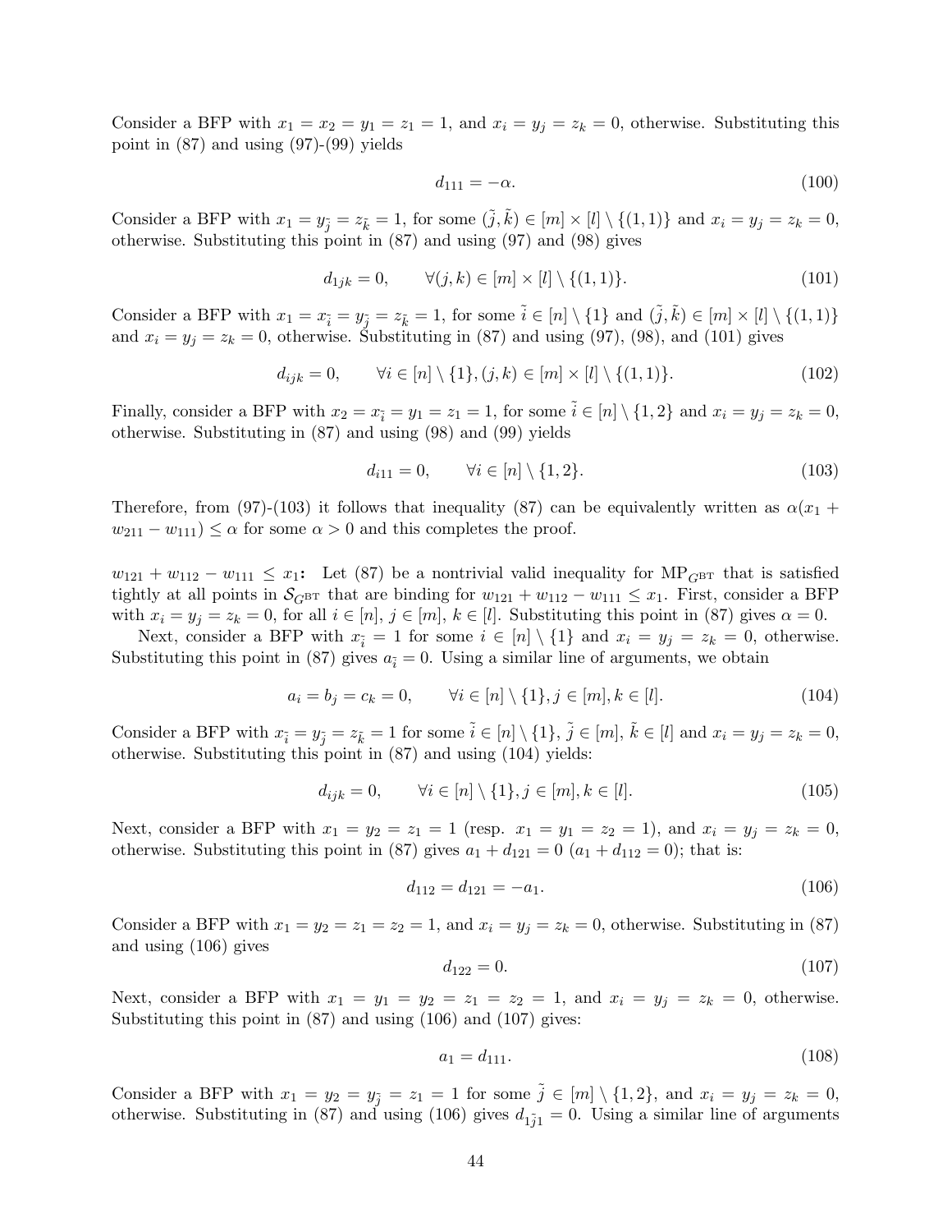Consider a BFP with $x_1 = x_2 = y_1 = z_1 = 1$, and $x_i = y_j = z_k = 0$, otherwise. Substituting this point in (87) and using (97)-(99) yields

$$d_{111} = -\alpha. \tag{100}$$

Consider a BFP with $x_1 = y_{\tilde{j}} = z_{\tilde{k}} = 1$, for some $(\tilde{j}, \tilde{k}) \in [m] \times [l] \setminus \{(1, 1)\}$ and $x_i = y_j = z_k = 0$, otherwise. Substituting this point in (87) and using (97) and (98) gives

$$d_{1jk} = 0, \qquad \forall (j, k) \in [m] \times [l] \setminus \{(1, 1)\}. \tag{101}$$

Consider a BFP with $x_1 = x_{\tilde{i}} = y_{\tilde{j}} = z_{\tilde{k}} = 1$, for some $\tilde{i} \in [n] \setminus \{1\}$ and $(\tilde{j}, \tilde{k}) \in [m] \times [l] \setminus \{(1, 1)\}$ and $x_i = y_j = z_k = 0$, otherwise. Substituting in (87) and using (97), (98), and (101) gives

$$d_{ijk} = 0, \qquad \forall i \in [n] \setminus \{1\}, (j, k) \in [m] \times [l] \setminus \{(1, 1)\}. \tag{102}$$

Finally, consider a BFP with $x_2 = x_{\tilde{i}} = y_1 = z_1 = 1$, for some $\tilde{i} \in [n] \setminus \{1, 2\}$ and $x_i = y_j = z_k = 0$, otherwise. Substituting in (87) and using (98) and (99) yields

$$d_{i11} = 0, \qquad \forall i \in [n] \setminus \{1, 2\}. \tag{103}$$

Therefore, from (97)-(103) it follows that inequality (87) can be equivalently written as $\alpha(x_1 + w_{211} - w_{111}) \leq \alpha$ for some $\alpha > 0$ and this completes the proof.

**$w_{121} + w_{112} - w_{111} \leq x_1$:** Let (87) be a nontrivial valid inequality for $\text{MP}_{G^{\text{BT}}}$ that is satisfied tightly at all points in $\mathcal{S}_{G^{\text{BT}}}$ that are binding for $w_{121} + w_{112} - w_{111} \leq x_1$. First, consider a BFP with $x_i = y_j = z_k = 0$, for all $i \in [n]$, $j \in [m]$, $k \in [l]$. Substituting this point in (87) gives $\alpha = 0$.

Next, consider a BFP with $x_{\tilde{i}} = 1$ for some $i \in [n] \setminus \{1\}$ and $x_i = y_j = z_k = 0$, otherwise. Substituting this point in (87) gives $a_{\tilde{i}} = 0$. Using a similar line of arguments, we obtain

$$a_i = b_j = c_k = 0, \qquad \forall i \in [n] \setminus \{1\}, j \in [m], k \in [l]. \tag{104}$$

Consider a BFP with $x_{\tilde{i}} = y_{\tilde{j}} = z_{\tilde{k}} = 1$ for some $\tilde{i} \in [n] \setminus \{1\}$, $\tilde{j} \in [m]$, $\tilde{k} \in [l]$ and $x_i = y_j = z_k = 0$, otherwise. Substituting this point in (87) and using (104) yields:

$$d_{ijk} = 0, \qquad \forall i \in [n] \setminus \{1\}, j \in [m], k \in [l]. \tag{105}$$

Next, consider a BFP with $x_1 = y_2 = z_1 = 1$ (resp. $x_1 = y_1 = z_2 = 1$), and $x_i = y_j = z_k = 0$, otherwise. Substituting this point in (87) gives $a_1 + d_{121} = 0$ ($a_1 + d_{112} = 0$); that is:

$$d_{112} = d_{121} = -a_1. \tag{106}$$

Consider a BFP with $x_1 = y_2 = z_1 = z_2 = 1$, and $x_i = y_j = z_k = 0$, otherwise. Substituting in (87) and using (106) gives

$$d_{122} = 0. \tag{107}$$

Next, consider a BFP with $x_1 = y_1 = y_2 = z_1 = z_2 = 1$, and $x_i = y_j = z_k = 0$, otherwise. Substituting this point in (87) and using (106) and (107) gives:

$$a_1 = d_{111}. \tag{108}$$

Consider a BFP with $x_1 = y_2 = y_{\tilde{j}} = z_1 = 1$ for some $\tilde{j} \in [m] \setminus \{1, 2\}$, and $x_i = y_j = z_k = 0$, otherwise. Substituting in (87) and using (106) gives $d_{1\tilde{j}1} = 0$. Using a similar line of arguments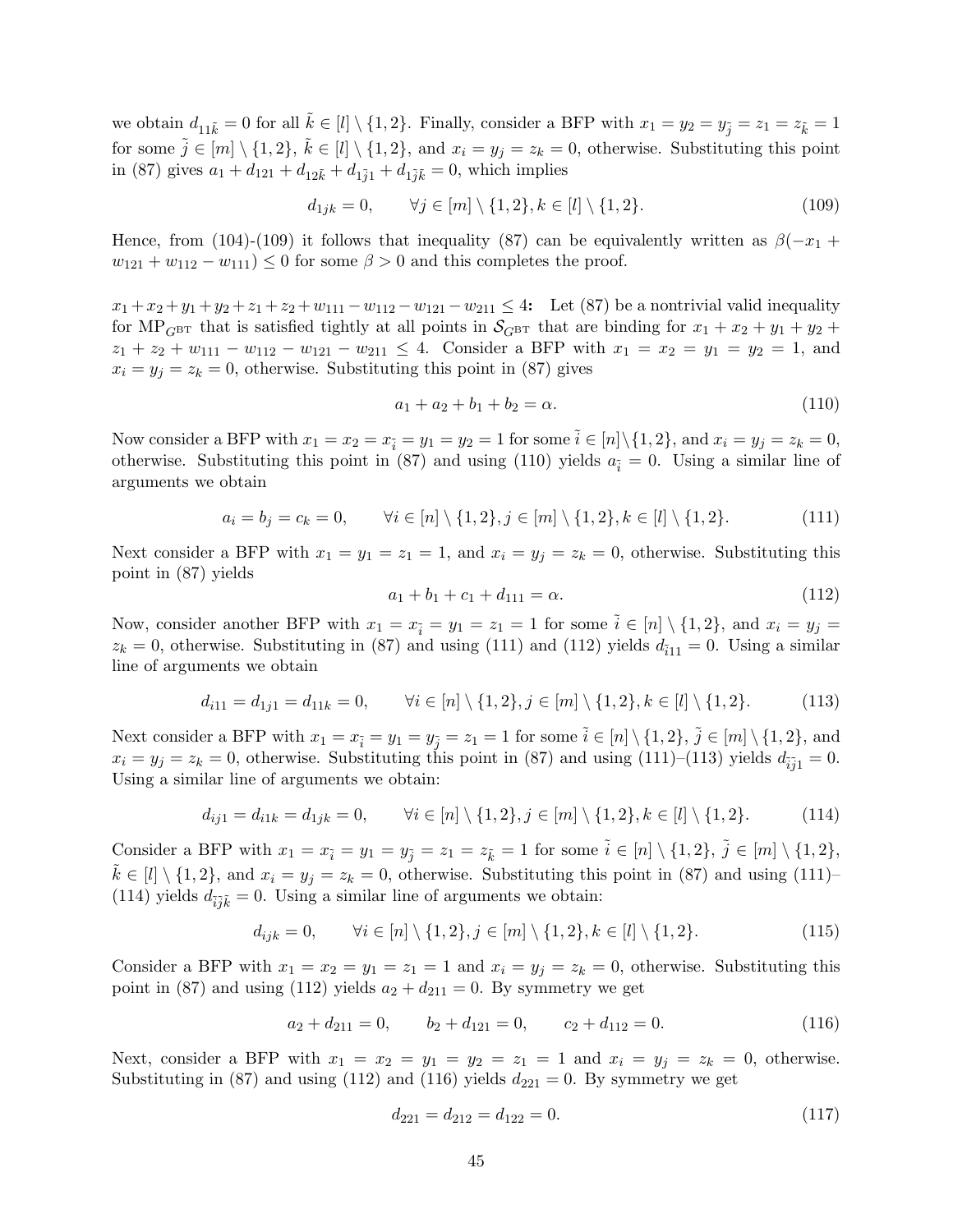we obtain $d_{11\tilde{k}} = 0$ for all $\tilde{k} \in [l] \setminus \{1,2\}$. Finally, consider a BFP with $x_1 = y_2 = y_{\tilde{j}} = z_1 = z_{\tilde{k}} = 1$ for some $\tilde{j} \in [m] \setminus \{1,2\}$, $\tilde{k} \in [l] \setminus \{1,2\}$, and $x_i = y_j = z_k = 0$, otherwise. Substituting this point in (87) gives $a_1 + d_{121} + d_{12\tilde{k}} + d_{1\tilde{j}1} + d_{1\tilde{j}\tilde{k}} = 0$, which implies

$$d_{1jk} = 0, \qquad \forall j \in [m] \setminus \{1,2\}, k \in [l] \setminus \{1,2\}. \tag{109}$$

Hence, from (104)-(109) it follows that inequality (87) can be equivalently written as $\beta(-x_1 + w_{121} + w_{112} - w_{111}) \leq 0$ for some $\beta > 0$ and this completes the proof.

**$x_1 + x_2 + y_1 + y_2 + z_1 + z_2 + w_{111} - w_{112} - w_{121} - w_{211} \leq 4$:** Let (87) be a nontrivial valid inequality for $\text{MP}_{G^{\text{BT}}}$ that is satisfied tightly at all points in $\mathcal{S}_{G^{\text{BT}}}$ that are binding for $x_1 + x_2 + y_1 + y_2 + z_1 + z_2 + w_{111} - w_{112} - w_{121} - w_{211} \leq 4$. Consider a BFP with $x_1 = x_2 = y_1 = y_2 = 1$, and $x_i = y_j = z_k = 0$, otherwise. Substituting this point in (87) gives

$$a_1 + a_2 + b_1 + b_2 = \alpha. \tag{110}$$

Now consider a BFP with $x_1 = x_2 = x_{\tilde{i}} = y_1 = y_2 = 1$ for some $\tilde{i} \in [n] \setminus \{1,2\}$, and $x_i = y_j = z_k = 0$, otherwise. Substituting this point in (87) and using (110) yields $a_{\tilde{i}} = 0$. Using a similar line of arguments we obtain

$$a_i = b_j = c_k = 0, \qquad \forall i \in [n] \setminus \{1,2\}, j \in [m] \setminus \{1,2\}, k \in [l] \setminus \{1,2\}. \tag{111}$$

Next consider a BFP with $x_1 = y_1 = z_1 = 1$, and $x_i = y_j = z_k = 0$, otherwise. Substituting this point in (87) yields

$$a_1 + b_1 + c_1 + d_{111} = \alpha. \tag{112}$$

Now, consider another BFP with $x_1 = x_{\tilde{i}} = y_1 = z_1 = 1$ for some $\tilde{i} \in [n] \setminus \{1,2\}$, and $x_i = y_j = z_k = 0$, otherwise. Substituting in (87) and using (111) and (112) yields $d_{\tilde{i}11} = 0$. Using a similar line of arguments we obtain

$$d_{i11} = d_{1j1} = d_{11k} = 0, \qquad \forall i \in [n] \setminus \{1,2\}, j \in [m] \setminus \{1,2\}, k \in [l] \setminus \{1,2\}. \tag{113}$$

Next consider a BFP with $x_1 = x_{\tilde{i}} = y_1 = y_{\tilde{j}} = z_1 = 1$ for some $\tilde{i} \in [n] \setminus \{1,2\}$, $\tilde{j} \in [m] \setminus \{1,2\}$, and $x_i = y_j = z_k = 0$, otherwise. Substituting this point in (87) and using (111)–(113) yields $d_{\tilde{i}\tilde{j}1} = 0$. Using a similar line of arguments we obtain:

$$d_{ij1} = d_{i1k} = d_{1jk} = 0, \qquad \forall i \in [n] \setminus \{1,2\}, j \in [m] \setminus \{1,2\}, k \in [l] \setminus \{1,2\}. \tag{114}$$

Consider a BFP with $x_1 = x_{\tilde{i}} = y_1 = y_{\tilde{j}} = z_1 = z_{\tilde{k}} = 1$ for some $\tilde{i} \in [n] \setminus \{1,2\}$, $\tilde{j} \in [m] \setminus \{1,2\}$, $\tilde{k} \in [l] \setminus \{1,2\}$, and $x_i = y_j = z_k = 0$, otherwise. Substituting this point in (87) and using (111)–(114) yields $d_{\tilde{i}\tilde{j}\tilde{k}} = 0$. Using a similar line of arguments we obtain:

$$d_{ijk} = 0, \qquad \forall i \in [n] \setminus \{1,2\}, j \in [m] \setminus \{1,2\}, k \in [l] \setminus \{1,2\}. \tag{115}$$

Consider a BFP with $x_1 = x_2 = y_1 = z_1 = 1$ and $x_i = y_j = z_k = 0$, otherwise. Substituting this point in (87) and using (112) yields $a_2 + d_{211} = 0$. By symmetry we get

$$a_2 + d_{211} = 0, \qquad b_2 + d_{121} = 0, \qquad c_2 + d_{112} = 0. \tag{116}$$

Next, consider a BFP with $x_1 = x_2 = y_1 = y_2 = z_1 = 1$ and $x_i = y_j = z_k = 0$, otherwise. Substituting in (87) and using (112) and (116) yields $d_{221} = 0$. By symmetry we get

$$d_{221} = d_{212} = d_{122} = 0. \tag{117}$$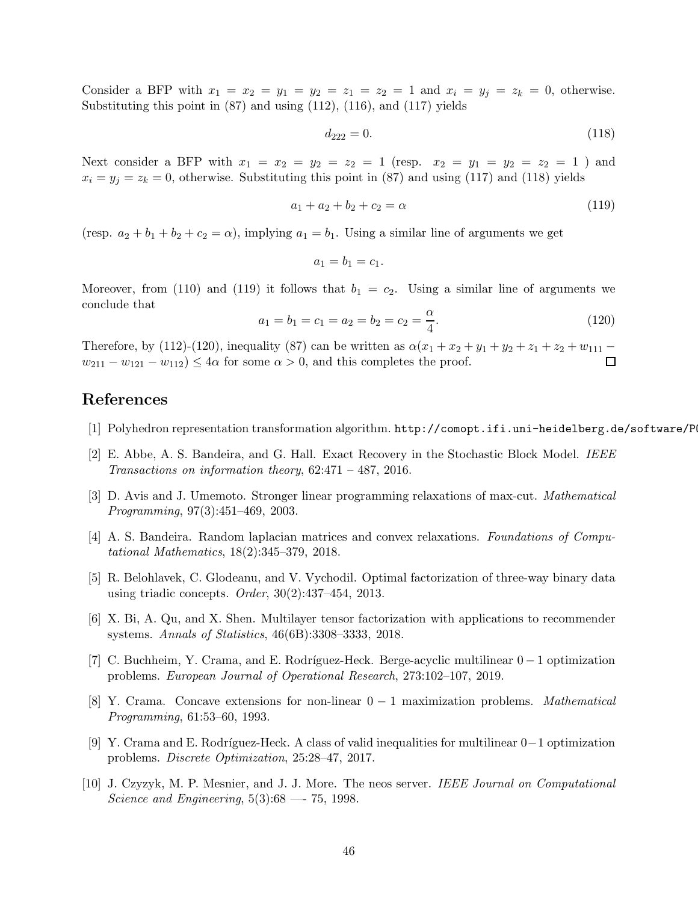Consider a BFP with $x_1 = x_2 = y_1 = y_2 = z_1 = z_2 = 1$ and $x_i = y_j = z_k = 0$, otherwise. Substituting this point in (87) and using (112), (116), and (117) yields

$$d_{222} = 0. \tag{118}$$

Next consider a BFP with $x_1 = x_2 = y_2 = z_2 = 1$ (resp. $x_2 = y_1 = y_2 = z_2 = 1$ ) and $x_i = y_j = z_k = 0$, otherwise. Substituting this point in (87) and using (117) and (118) yields

$$a_1 + a_2 + b_2 + c_2 = \alpha \tag{119}$$

(resp. $a_2 + b_1 + b_2 + c_2 = \alpha$), implying $a_1 = b_1$. Using a similar line of arguments we get

$$a_1 = b_1 = c_1.$$

Moreover, from (110) and (119) it follows that $b_1 = c_2$. Using a similar line of arguments we conclude that

$$a_1 = b_1 = c_1 = a_2 = b_2 = c_2 = \frac{\alpha}{4}. \tag{120}$$

Therefore, by (112)-(120), inequality (87) can be written as $\alpha(x_1 + x_2 + y_1 + y_2 + z_1 + z_2 + w_{111} - w_{211} - w_{121} - w_{112}) \leq 4\alpha$ for some $\alpha > 0$, and this completes the proof. □

## References

[1] Polyhedron representation transformation algorithm. http://comopt.ifi.uni-heidelberg.de/software/P(

[2] E. Abbe, A. S. Bandeira, and G. Hall. Exact Recovery in the Stochastic Block Model. *IEEE Transactions on information theory*, 62:471 – 487, 2016.

[3] D. Avis and J. Umemoto. Stronger linear programming relaxations of max-cut. *Mathematical Programming*, 97(3):451–469, 2003.

[4] A. S. Bandeira. Random laplacian matrices and convex relaxations. *Foundations of Computational Mathematics*, 18(2):345–379, 2018.

[5] R. Belohlavek, C. Glodeanu, and V. Vychodil. Optimal factorization of three-way binary data using triadic concepts. *Order*, 30(2):437–454, 2013.

[6] X. Bi, A. Qu, and X. Shen. Multilayer tensor factorization with applications to recommender systems. *Annals of Statistics*, 46(6B):3308–3333, 2018.

[7] C. Buchheim, Y. Crama, and E. Rodríguez-Heck. Berge-acyclic multilinear $0-1$ optimization problems. *European Journal of Operational Research*, 273:102–107, 2019.

[8] Y. Crama. Concave extensions for non-linear $0-1$ maximization problems. *Mathematical Programming*, 61:53–60, 1993.

[9] Y. Crama and E. Rodríguez-Heck. A class of valid inequalities for multilinear $0-1$ optimization problems. *Discrete Optimization*, 25:28–47, 2017.

[10] J. Czyzyk, M. P. Mesnier, and J. J. More. The neos server. *IEEE Journal on Computational Science and Engineering*, 5(3):68 —- 75, 1998.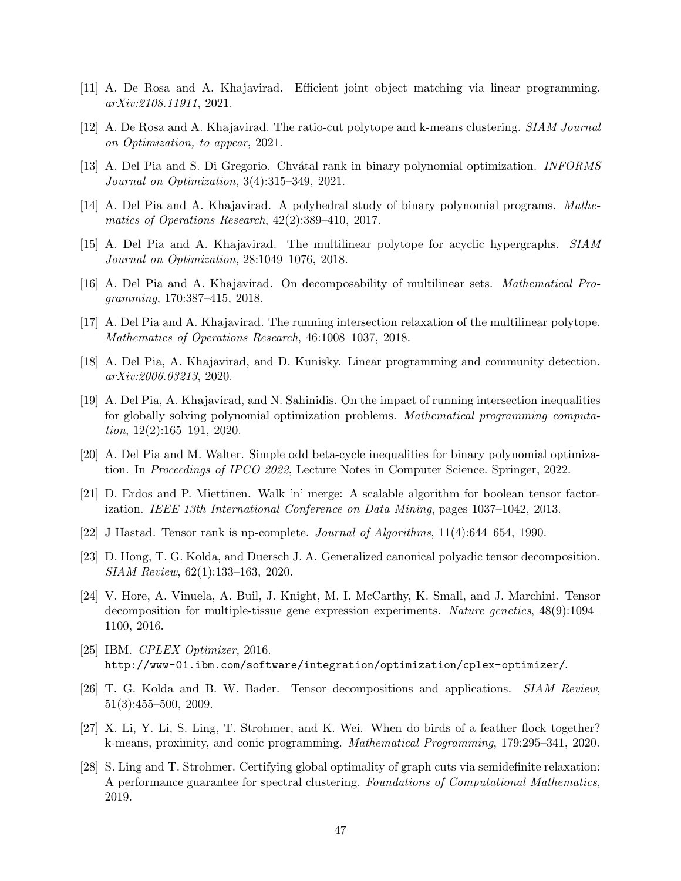[11] A. De Rosa and A. Khajavirad. Efficient joint object matching via linear programming. *arXiv:2108.11911*, 2021.

[12] A. De Rosa and A. Khajavirad. The ratio-cut polytope and k-means clustering. *SIAM Journal on Optimization, to appear*, 2021.

[13] A. Del Pia and S. Di Gregorio. Chvátal rank in binary polynomial optimization. *INFORMS Journal on Optimization*, 3(4):315–349, 2021.

[14] A. Del Pia and A. Khajavirad. A polyhedral study of binary polynomial programs. *Mathematics of Operations Research*, 42(2):389–410, 2017.

[15] A. Del Pia and A. Khajavirad. The multilinear polytope for acyclic hypergraphs. *SIAM Journal on Optimization*, 28:1049–1076, 2018.

[16] A. Del Pia and A. Khajavirad. On decomposability of multilinear sets. *Mathematical Programming*, 170:387–415, 2018.

[17] A. Del Pia and A. Khajavirad. The running intersection relaxation of the multilinear polytope. *Mathematics of Operations Research*, 46:1008–1037, 2018.

[18] A. Del Pia, A. Khajavirad, and D. Kunisky. Linear programming and community detection. *arXiv:2006.03213*, 2020.

[19] A. Del Pia, A. Khajavirad, and N. Sahinidis. On the impact of running intersection inequalities for globally solving polynomial optimization problems. *Mathematical programming computation*, 12(2):165–191, 2020.

[20] A. Del Pia and M. Walter. Simple odd beta-cycle inequalities for binary polynomial optimization. In *Proceedings of IPCO 2022*, Lecture Notes in Computer Science. Springer, 2022.

[21] D. Erdos and P. Miettinen. Walk 'n' merge: A scalable algorithm for boolean tensor factorization. *IEEE 13th International Conference on Data Mining*, pages 1037–1042, 2013.

[22] J Hastad. Tensor rank is np-complete. *Journal of Algorithms*, 11(4):644–654, 1990.

[23] D. Hong, T. G. Kolda, and Duersch J. A. Generalized canonical polyadic tensor decomposition. *SIAM Review*, 62(1):133–163, 2020.

[24] V. Hore, A. Vinuela, A. Buil, J. Knight, M. I. McCarthy, K. Small, and J. Marchini. Tensor decomposition for multiple-tissue gene expression experiments. *Nature genetics*, 48(9):1094–1100, 2016.

[25] IBM. *CPLEX Optimizer*, 2016. `http://www-01.ibm.com/software/integration/optimization/cplex-optimizer/`.

[26] T. G. Kolda and B. W. Bader. Tensor decompositions and applications. *SIAM Review*, 51(3):455–500, 2009.

[27] X. Li, Y. Li, S. Ling, T. Strohmer, and K. Wei. When do birds of a feather flock together? k-means, proximity, and conic programming. *Mathematical Programming*, 179:295–341, 2020.

[28] S. Ling and T. Strohmer. Certifying global optimality of graph cuts via semidefinite relaxation: A performance guarantee for spectral clustering. *Foundations of Computational Mathematics*, 2019.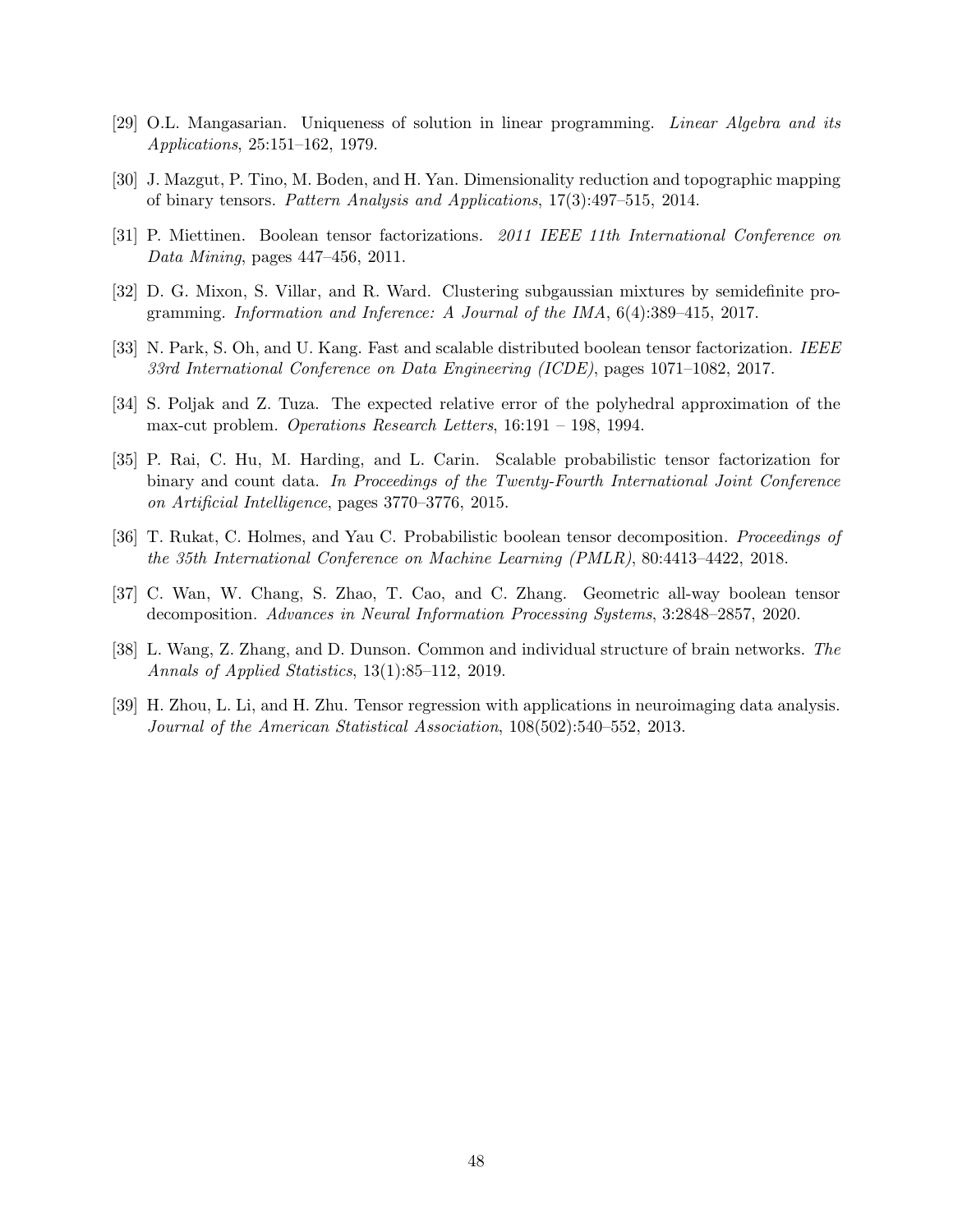[29] O.L. Mangasarian. Uniqueness of solution in linear programming. *Linear Algebra and its Applications*, 25:151–162, 1979.

[30] J. Mazgut, P. Tino, M. Boden, and H. Yan. Dimensionality reduction and topographic mapping of binary tensors. *Pattern Analysis and Applications*, 17(3):497–515, 2014.

[31] P. Miettinen. Boolean tensor factorizations. *2011 IEEE 11th International Conference on Data Mining*, pages 447–456, 2011.

[32] D. G. Mixon, S. Villar, and R. Ward. Clustering subgaussian mixtures by semidefinite programming. *Information and Inference: A Journal of the IMA*, 6(4):389–415, 2017.

[33] N. Park, S. Oh, and U. Kang. Fast and scalable distributed boolean tensor factorization. *IEEE 33rd International Conference on Data Engineering (ICDE)*, pages 1071–1082, 2017.

[34] S. Poljak and Z. Tuza. The expected relative error of the polyhedral approximation of the max-cut problem. *Operations Research Letters*, 16:191 – 198, 1994.

[35] P. Rai, C. Hu, M. Harding, and L. Carin. Scalable probabilistic tensor factorization for binary and count data. *In Proceedings of the Twenty-Fourth International Joint Conference on Artificial Intelligence*, pages 3770–3776, 2015.

[36] T. Rukat, C. Holmes, and Yau C. Probabilistic boolean tensor decomposition. *Proceedings of the 35th International Conference on Machine Learning (PMLR)*, 80:4413–4422, 2018.

[37] C. Wan, W. Chang, S. Zhao, T. Cao, and C. Zhang. Geometric all-way boolean tensor decomposition. *Advances in Neural Information Processing Systems*, 3:2848–2857, 2020.

[38] L. Wang, Z. Zhang, and D. Dunson. Common and individual structure of brain networks. *The Annals of Applied Statistics*, 13(1):85–112, 2019.

[39] H. Zhou, L. Li, and H. Zhu. Tensor regression with applications in neuroimaging data analysis. *Journal of the American Statistical Association*, 108(502):540–552, 2013.